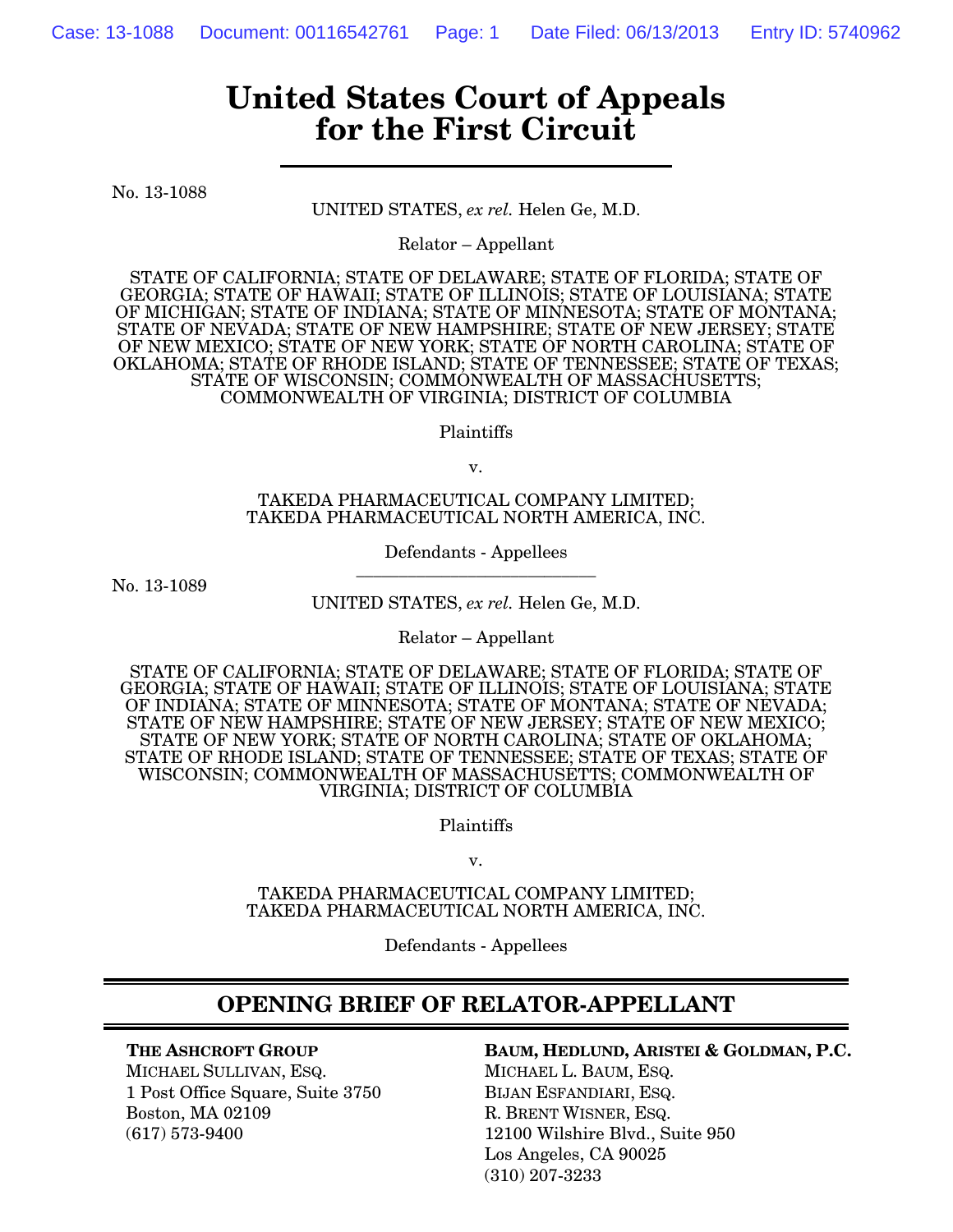# United States Court of Appeals for the First Circuit

No. 13-1088

UNITED STATES, *ex rel.* Helen Ge, M.D.

Relator – Appellant

STATE OF CALIFORNIA; STATE OF DELAWARE; STATE OF FLORIDA; STATE OF GEORGIA; STATE OF HAWAII; STATE OF ILLINOIS; STATE OF LOUISIANA; STATE OF MICHIGAN; STATE OF INDIANA; STATE OF MINNESOTA; STATE OF MONTANA; STATE OF NEVADA; STATE OF NEW HAMPSHIRE; STATE OF NEW JERSEY; STATE OF NEW MEXICO; STATE OF NEW YORK; STATE OF NORTH CAROLINA; STATE OF OKLAHOMA; STATE OF RHODE ISLAND; STATE OF TENNESSEE; STATE OF TEXAS; STATE OF WISCONSIN; COMMONWEALTH OF MASSACHUSETTS; COMMONWEALTH OF VIRGINIA; DISTRICT OF COLUMBIA

Plaintiffs

v.

TAKEDA PHARMACEUTICAL COMPANY LIMITED; TAKEDA PHARMACEUTICAL NORTH AMERICA, INC.

Defendants - Appellees

---

No. 13-1089

UNITED STATES, *ex rel.* Helen Ge, M.D.

Relator – Appellant

STATE OF CALIFORNIA; STATE OF DELAWARE; STATE OF FLORIDA; STATE OF GEORGIA; STATE OF HAWAII; STATE OF ILLINOIS; STATE OF LOUISIANA; STATE OF INDIANA; STATE OF MINNESOTA; STATE OF MONTANA; STATE OF NEVADA; STATE OF NEW HAMPSHIRE; STATE OF NEW JERSEY; STATE OF NEW MEXICO; STATE OF NEW YORK; STATE OF NORTH CAROLINA; STATE OF OKLAHOMA; STATE OF RHODE ISLAND; STATE OF TENNESSEE; STATE OF TEXAS; STATE OF WISCONSIN; COMMONWEALTH OF MASSACHUSETTS; COMMONWEALTH OF VIRGINIA; DISTRICT OF COLUMBIA

Plaintiffs

v.

TAKEDA PHARMACEUTICAL COMPANY LIMITED; TAKEDA PHARMACEUTICAL NORTH AMERICA, INC.

Defendants - Appellees

## OPENING BRIEF OF RELATOR-APPELLANT

**THE ASHCROFT GROUP**
MICHAEL SULLIVAN, ESQ.
1 Post Office Square, Suite 3750
Boston, MA 02109
(617) 573-9400

**BAUM, HEDLUND, ARISTEI & GOLDMAN, P.C.**
MICHAEL L. BAUM, ESQ.
BIJAN ESFANDIARI, ESQ.
R. BRENT WISNER, ESQ.
12100 Wilshire Blvd., Suite 950
Los Angeles, CA 90025
(310) 207-3233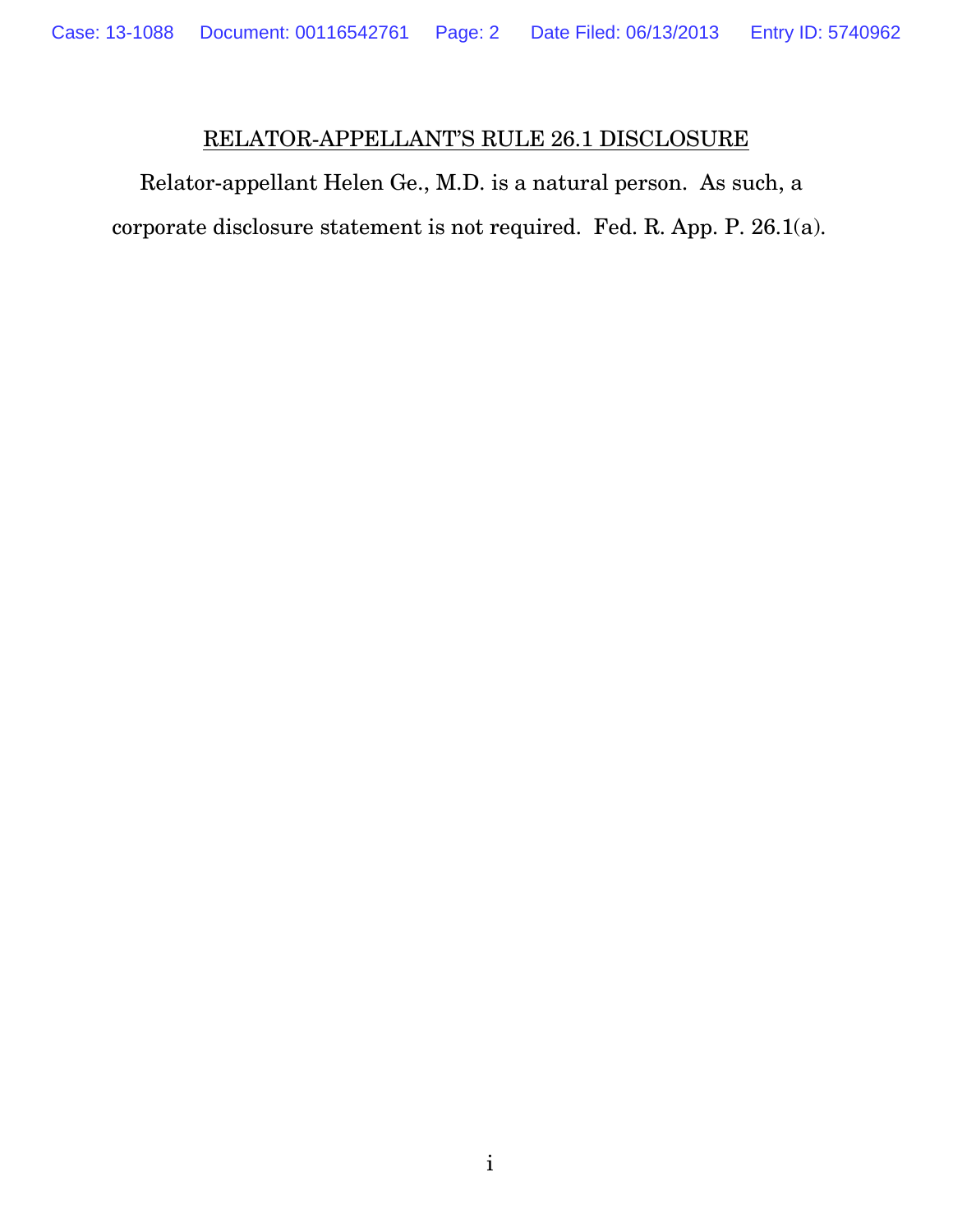## RELATOR-APPELLANT'S RULE 26.1 DISCLOSURE

Relator-appellant Helen Ge., M.D. is a natural person. As such, a corporate disclosure statement is not required. Fed. R. App. P. 26.1(a).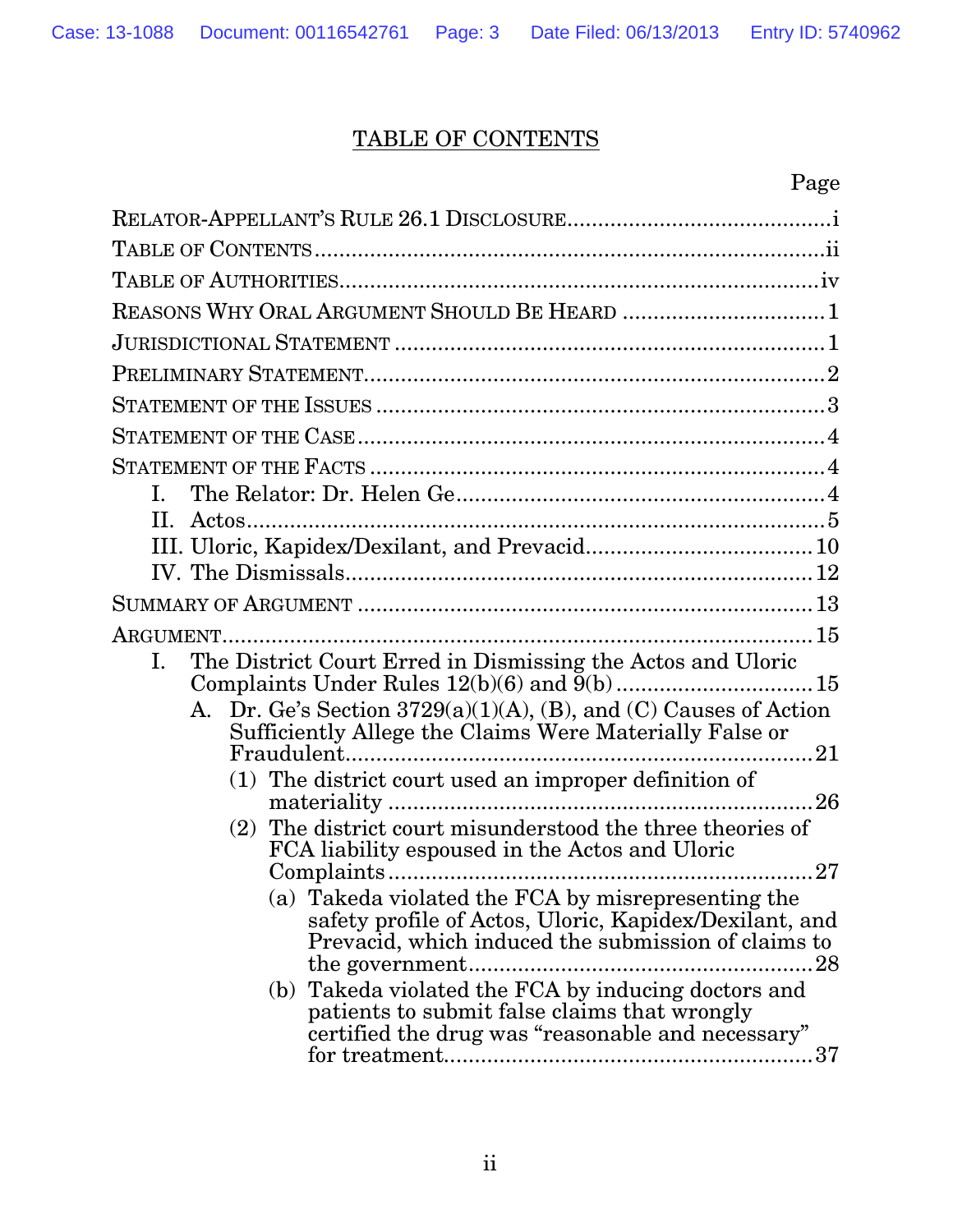# TABLE OF CONTENTS

Page

RELATOR-APPELLANT'S RULE 26.1 DISCLOSURE .......................................... i

TABLE OF CONTENTS .................................................................................. ii

TABLE OF AUTHORITIES ............................................................................ iv

REASONS WHY ORAL ARGUMENT SHOULD BE HEARD ............................... 1

JURISDICTIONAL STATEMENT ..................................................................... 1

PRELIMINARY STATEMENT .......................................................................... 2

STATEMENT OF THE ISSUES ........................................................................ 3

STATEMENT OF THE CASE ........................................................................... 4

STATEMENT OF THE FACTS ......................................................................... 4

- I. The Relator: Dr. Helen Ge .......................................................... 4
- II. Actos .......................................................................................... 5
- III. Uloric, Kapidex/Dexilant, and Prevacid .................................... 10
- IV. The Dismissals ......................................................................... 12

SUMMARY OF ARGUMENT .......................................................................... 13

ARGUMENT .................................................................................................. 15

- I. The District Court Erred in Dismissing the Actos and Uloric Complaints Under Rules 12(b)(6) and 9(b) ............................... 15
  - A. Dr. Ge's Section 3729(a)(1)(A), (B), and (C) Causes of Action Sufficiently Allege the Claims Were Materially False or Fraudulent ........................................................................... 21
    - (1) The district court used an improper definition of materiality ................................................................... 26
    - (2) The district court misunderstood the three theories of FCA liability espoused in the Actos and Uloric Complaints ................................................................... 27
      - (a) Takeda violated the FCA by misrepresenting the safety profile of Actos, Uloric, Kapidex/Dexilant, and Prevacid, which induced the submission of claims to the government ..................................................... 28
      - (b) Takeda violated the FCA by inducing doctors and patients to submit false claims that wrongly certified the drug was "reasonable and necessary" for treatment .......................................................... 37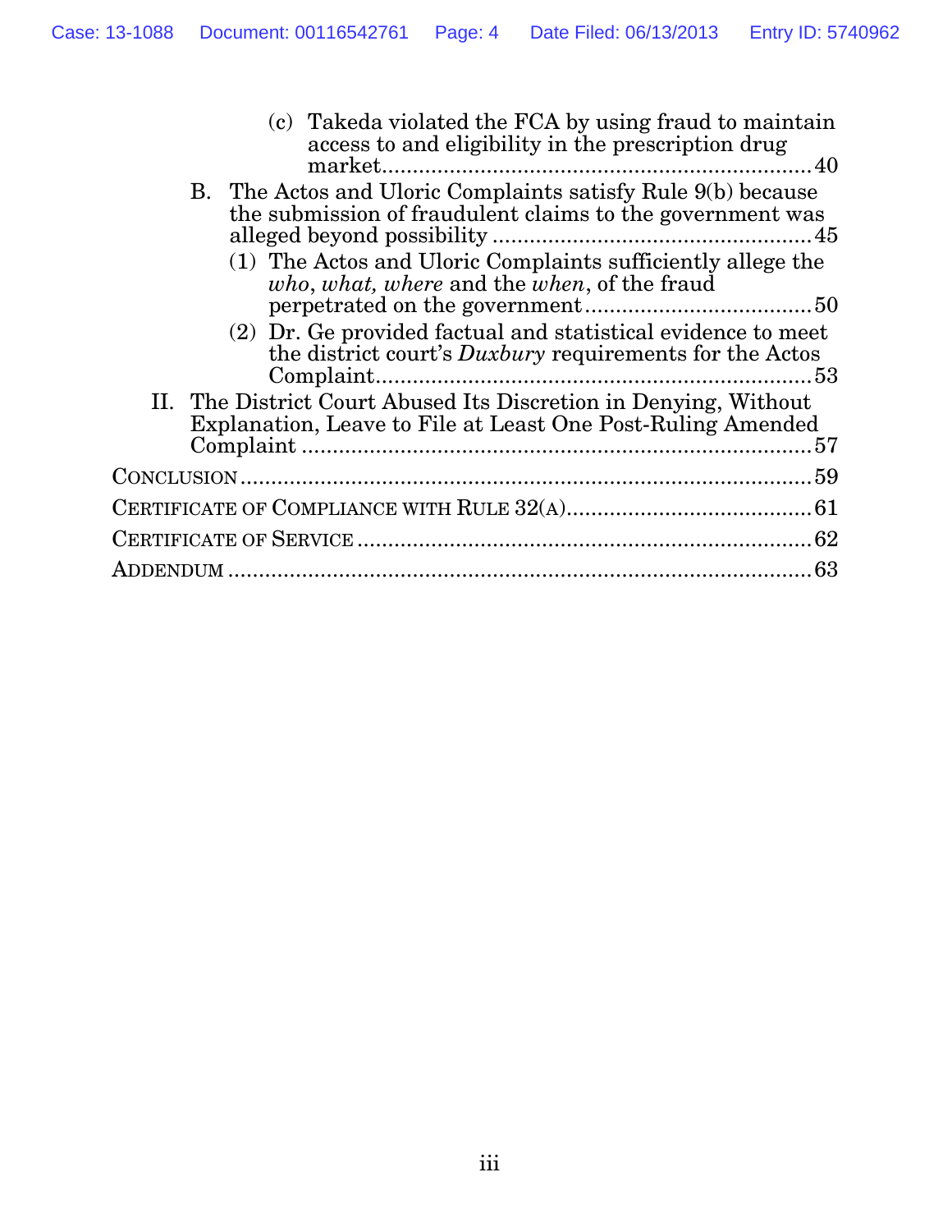(c) Takeda violated the FCA by using fraud to maintain access to and eligibility in the prescription drug market ........ 40

B. The Actos and Uloric Complaints satisfy Rule 9(b) because the submission of fraudulent claims to the government was alleged beyond possibility ........ 45

(1) The Actos and Uloric Complaints sufficiently allege the *who*, *what, where* and the *when*, of the fraud perpetrated on the government ........ 50

(2) Dr. Ge provided factual and statistical evidence to meet the district court's *Duxbury* requirements for the Actos Complaint ........ 53

II. The District Court Abused Its Discretion in Denying, Without Explanation, Leave to File at Least One Post-Ruling Amended Complaint ........ 57

CONCLUSION ........ 59

CERTIFICATE OF COMPLIANCE WITH RULE 32(A) ........ 61

CERTIFICATE OF SERVICE ........ 62

ADDENDUM ........ 63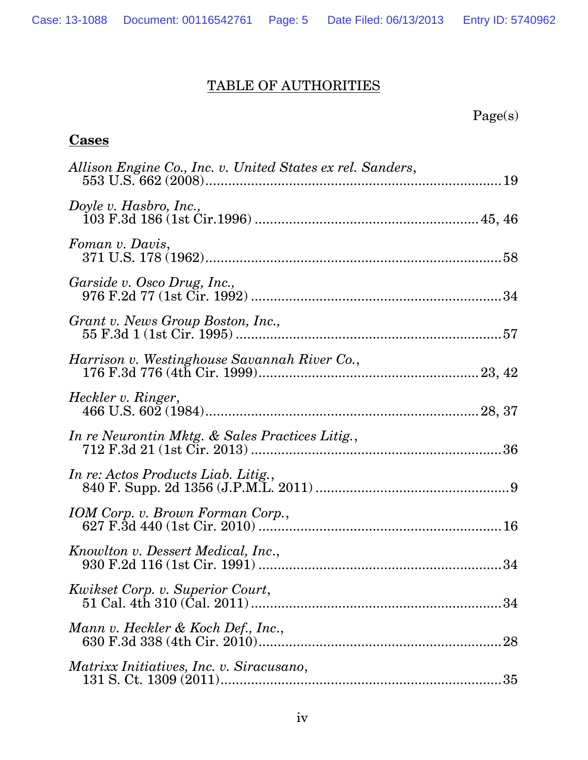# TABLE OF AUTHORITIES

Page(s)

**Cases**

*Allison Engine Co., Inc. v. United States ex rel. Sanders*, 553 U.S. 662 (2008) ............ 19

*Doyle v. Hasbro, Inc.*, 103 F.3d 186 (1st Cir.1996) ............ 45, 46

*Foman v. Davis*, 371 U.S. 178 (1962) ............ 58

*Garside v. Osco Drug, Inc.*, 976 F.2d 77 (1st Cir. 1992) ............ 34

*Grant v. News Group Boston, Inc.*, 55 F.3d 1 (1st Cir. 1995) ............ 57

*Harrison v. Westinghouse Savannah River Co.*, 176 F.3d 776 (4th Cir. 1999) ............ 23, 42

*Heckler v. Ringer*, 466 U.S. 602 (1984) ............ 28, 37

*In re Neurontin Mktg. & Sales Practices Litig.*, 712 F.3d 21 (1st Cir. 2013) ............ 36

*In re: Actos Products Liab. Litig.*, 840 F. Supp. 2d 1356 (J.P.M.L. 2011) ............ 9

*IOM Corp. v. Brown Forman Corp.*, 627 F.3d 440 (1st Cir. 2010) ............ 16

*Knowlton v. Dessert Medical, Inc.*, 930 F.2d 116 (1st Cir. 1991) ............ 34

*Kwikset Corp. v. Superior Court*, 51 Cal. 4th 310 (Cal. 2011) ............ 34

*Mann v. Heckler & Koch Def., Inc.*, 630 F.3d 338 (4th Cir. 2010) ............ 28

*Matrixx Initiatives, Inc. v. Siracusano*, 131 S. Ct. 1309 (2011) ............ 35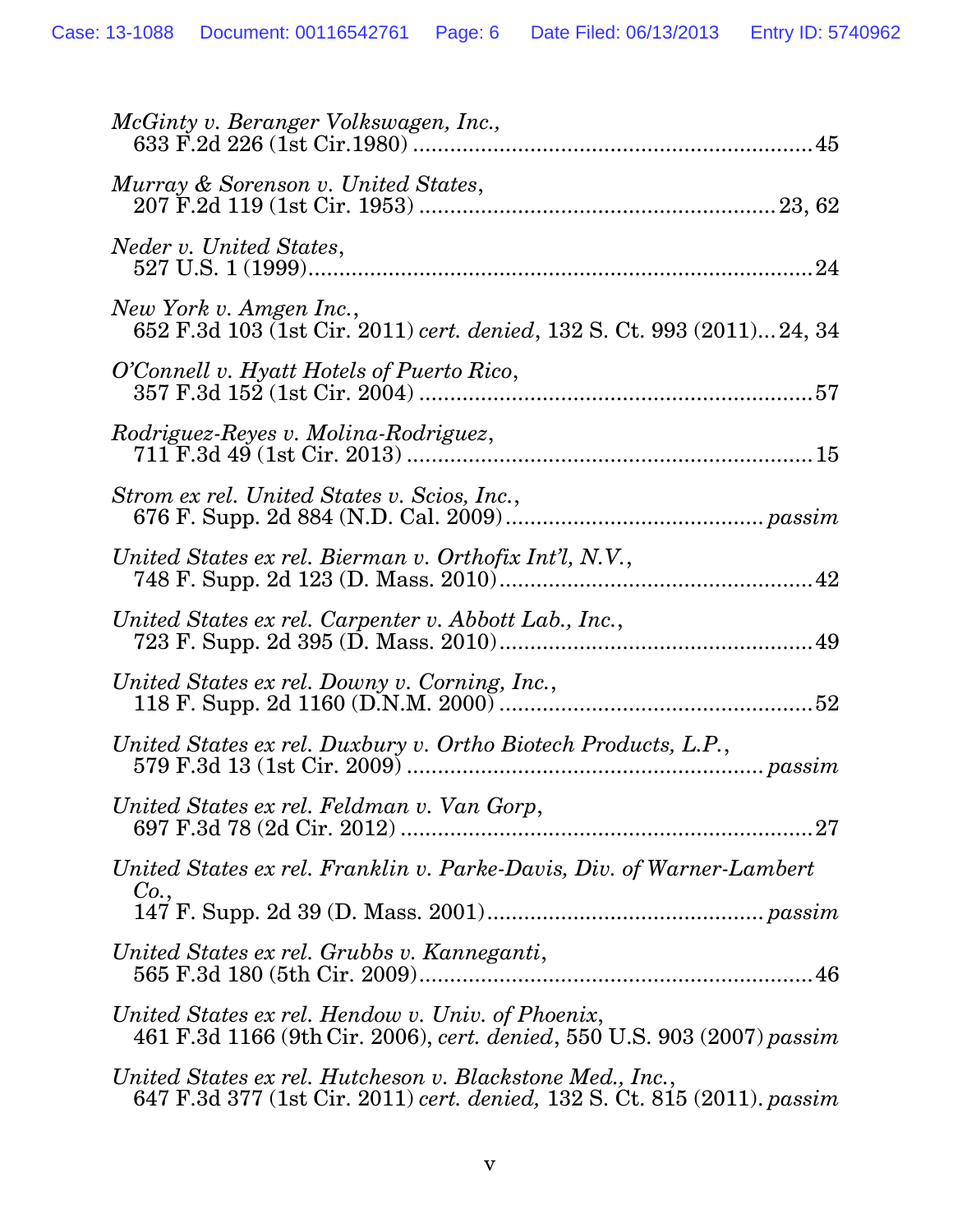*McGinty v. Beranger Volkswagen, Inc.*,
633 F.2d 226 (1st Cir.1980) ................................................................ 45

*Murray & Sorenson v. United States*,
207 F.2d 119 (1st Cir. 1953) ........................................................ 23, 62

*Neder v. United States*,
527 U.S. 1 (1999)................................................................................... 24

*New York v. Amgen Inc.*,
652 F.3d 103 (1st Cir. 2011) *cert. denied*, 132 S. Ct. 993 (2011)... 24, 34

*O'Connell v. Hyatt Hotels of Puerto Rico*,
357 F.3d 152 (1st Cir. 2004) ................................................................ 57

*Rodriguez-Reyes v. Molina-Rodriguez*,
711 F.3d 49 (1st Cir. 2013) .................................................................. 15

*Strom ex rel. United States v. Scios, Inc.*,
676 F. Supp. 2d 884 (N.D. Cal. 2009).......................................... *passim*

*United States ex rel. Bierman v. Orthofix Int'l, N.V.*,
748 F. Supp. 2d 123 (D. Mass. 2010)................................................... 42

*United States ex rel. Carpenter v. Abbott Lab., Inc.*,
723 F. Supp. 2d 395 (D. Mass. 2010)................................................... 49

*United States ex rel. Downy v. Corning, Inc.*,
118 F. Supp. 2d 1160 (D.N.M. 2000) ................................................... 52

*United States ex rel. Duxbury v. Ortho Biotech Products, L.P.*,
579 F.3d 13 (1st Cir. 2009) .......................................................... *passim*

*United States ex rel. Feldman v. Van Gorp*,
697 F.3d 78 (2d Cir. 2012) ................................................................... 27

*United States ex rel. Franklin v. Parke-Davis, Div. of Warner-Lambert Co.*,
147 F. Supp. 2d 39 (D. Mass. 2001)............................................ *passim*

*United States ex rel. Grubbs v. Kanneganti*,
565 F.3d 180 (5th Cir. 2009)................................................................ 46

*United States ex rel. Hendow v. Univ. of Phoenix*,
461 F.3d 1166 (9th Cir. 2006), *cert. denied*, 550 U.S. 903 (2007) *passim*

*United States ex rel. Hutcheson v. Blackstone Med., Inc.*,
647 F.3d 377 (1st Cir. 2011) *cert. denied,* 132 S. Ct. 815 (2011). *passim*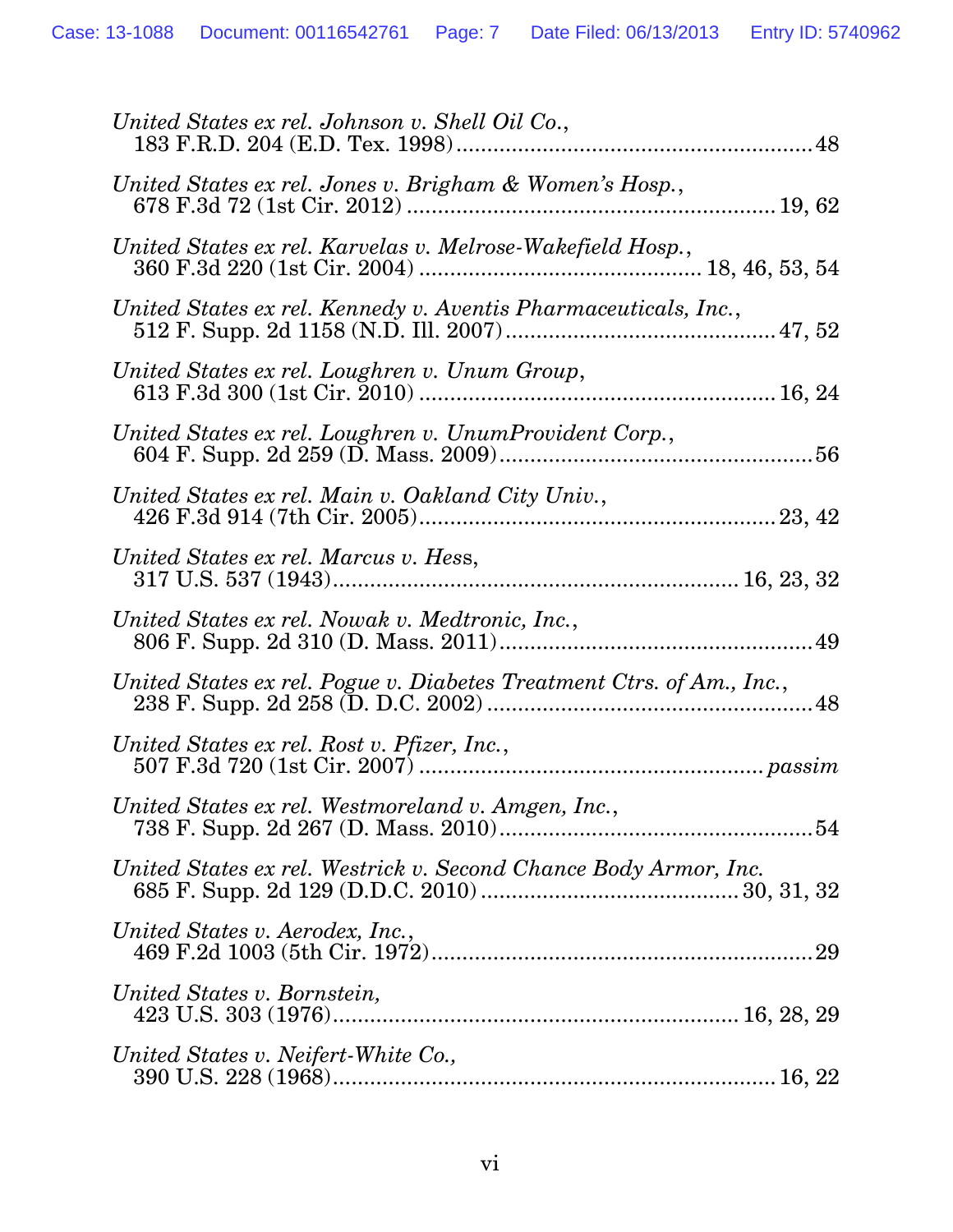*United States ex rel. Johnson v. Shell Oil Co.*,
183 F.R.D. 204 (E.D. Tex. 1998) .......................................................... 48

*United States ex rel. Jones v. Brigham & Women's Hosp.*,
678 F.3d 72 (1st Cir. 2012) .......................................................... 19, 62

*United States ex rel. Karvelas v. Melrose-Wakefield Hosp.*,
360 F.3d 220 (1st Cir. 2004) ............................................ 18, 46, 53, 54

*United States ex rel. Kennedy v. Aventis Pharmaceuticals, Inc.*,
512 F. Supp. 2d 1158 (N.D. Ill. 2007) ........................................... 47, 52

*United States ex rel. Loughren v. Unum Group*,
613 F.3d 300 (1st Cir. 2010) ........................................................ 16, 24

*United States ex rel. Loughren v. UnumProvident Corp.*,
604 F. Supp. 2d 259 (D. Mass. 2009) .................................................... 56

*United States ex rel. Main v. Oakland City Univ.*,
426 F.3d 914 (7th Cir. 2005) ......................................................... 23, 42

*United States ex rel. Marcus v. Hess*,
317 U.S. 537 (1943) ................................................................ 16, 23, 32

*United States ex rel. Nowak v. Medtronic, Inc.*,
806 F. Supp. 2d 310 (D. Mass. 2011) .................................................... 49

*United States ex rel. Pogue v. Diabetes Treatment Ctrs. of Am., Inc.*,
238 F. Supp. 2d 258 (D. D.C. 2002) ...................................................... 48

*United States ex rel. Rost v. Pfizer, Inc.*,
507 F.3d 720 (1st Cir. 2007) ....................................................... *passim*

*United States ex rel. Westmoreland v. Amgen, Inc.*,
738 F. Supp. 2d 267 (D. Mass. 2010) .................................................... 54

*United States ex rel. Westrick v. Second Chance Body Armor, Inc.*
685 F. Supp. 2d 129 (D.D.C. 2010) .......................................... 30, 31, 32

*United States v. Aerodex, Inc.*,
469 F.2d 1003 (5th Cir. 1972) ............................................................... 29

*United States v. Bornstein*,
423 U.S. 303 (1976) ................................................................ 16, 28, 29

*United States v. Neifert-White Co.*,
390 U.S. 228 (1968) ....................................................................... 16, 22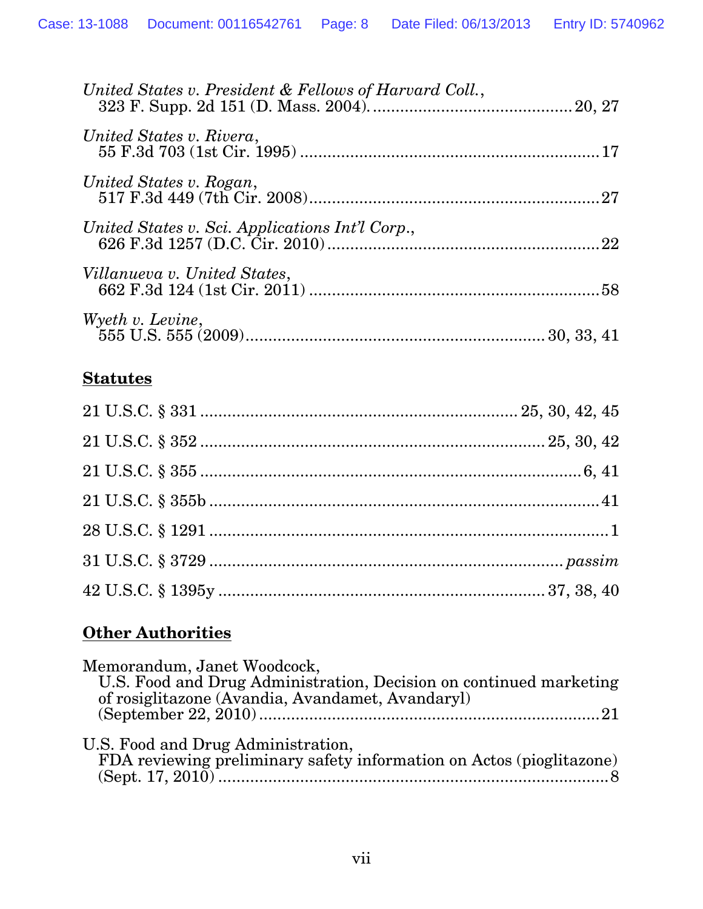*United States v. President & Fellows of Harvard Coll.*,
323 F. Supp. 2d 151 (D. Mass. 2004) ........................................ 20, 27

*United States v. Rivera*,
55 F.3d 703 (1st Cir. 1995) ........................................ 17

*United States v. Rogan*,
517 F.3d 449 (7th Cir. 2008) ........................................ 27

*United States v. Sci. Applications Int'l Corp.*,
626 F.3d 1257 (D.C. Cir. 2010) ........................................ 22

*Villanueva v. United States*,
662 F.3d 124 (1st Cir. 2011) ........................................ 58

*Wyeth v. Levine*,
555 U.S. 555 (2009) ........................................ 30, 33, 41

## Statutes

21 U.S.C. § 331 ........................................ 25, 30, 42, 45

21 U.S.C. § 352 ........................................ 25, 30, 42

21 U.S.C. § 355 ........................................ 6, 41

21 U.S.C. § 355b ........................................ 41

28 U.S.C. § 1291 ........................................ 1

31 U.S.C. § 3729 ........................................ *passim*

42 U.S.C. § 1395y ........................................ 37, 38, 40

## Other Authorities

Memorandum, Janet Woodcock,
U.S. Food and Drug Administration, Decision on continued marketing of rosiglitazone (Avandia, Avandamet, Avandaryl) (September 22, 2010) ........................................ 21

U.S. Food and Drug Administration,
FDA reviewing preliminary safety information on Actos (pioglitazone) (Sept. 17, 2010) ........................................ 8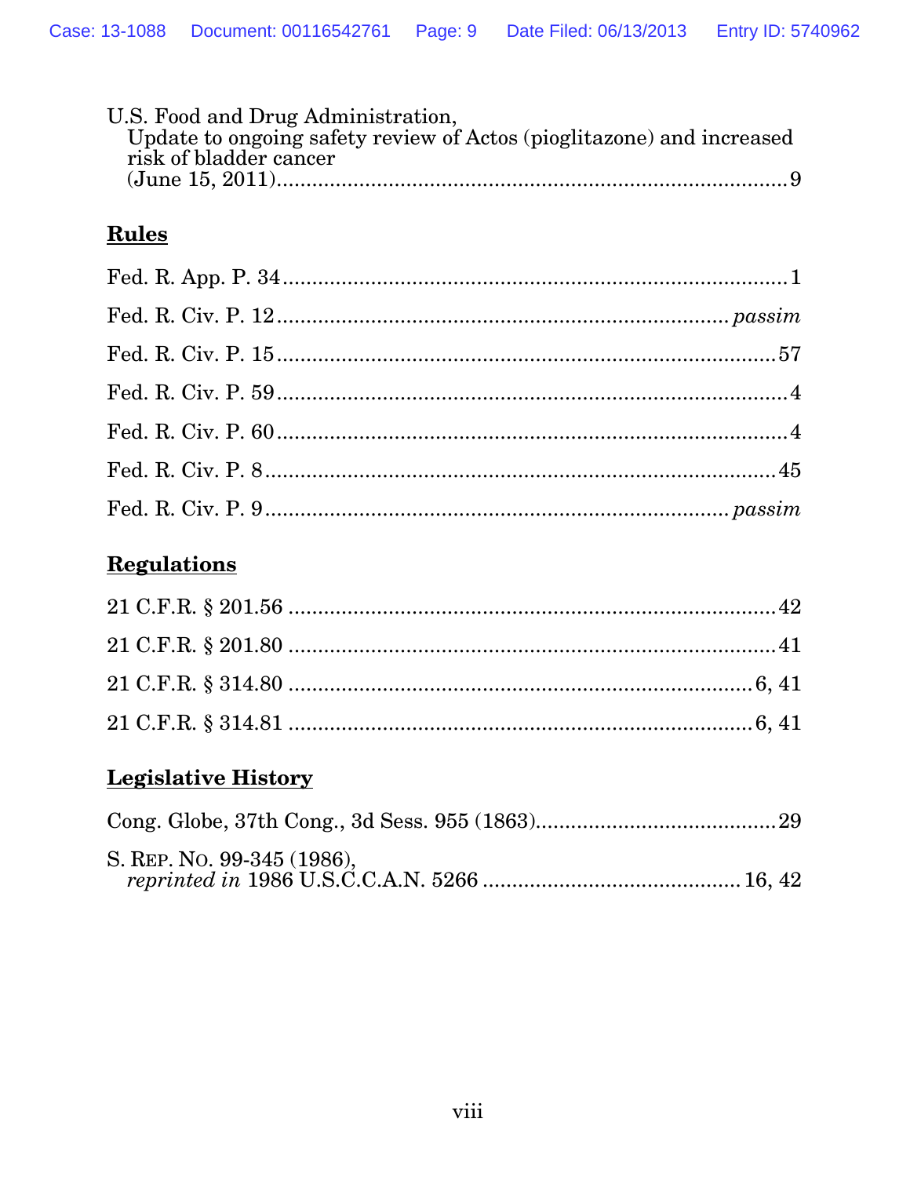U.S. Food and Drug Administration,
Update to ongoing safety review of Actos (pioglitazone) and increased risk of bladder cancer
(June 15, 2011)........................................................................9

## **Rules**

Fed. R. App. P. 34........................................................................1

Fed. R. Civ. P. 12........................................................................*passim*

Fed. R. Civ. P. 15........................................................................57

Fed. R. Civ. P. 59........................................................................4

Fed. R. Civ. P. 60........................................................................4

Fed. R. Civ. P. 8........................................................................45

Fed. R. Civ. P. 9........................................................................*passim*

## **Regulations**

21 C.F.R. § 201.56........................................................................42

21 C.F.R. § 201.80........................................................................41

21 C.F.R. § 314.80........................................................................6, 41

21 C.F.R. § 314.81........................................................................6, 41

## **Legislative History**

Cong. Globe, 37th Cong., 3d Sess. 955 (1863)........................................29

S. REP. NO. 99-345 (1986),
*reprinted in* 1986 U.S.C.C.A.N. 5266........................................16, 42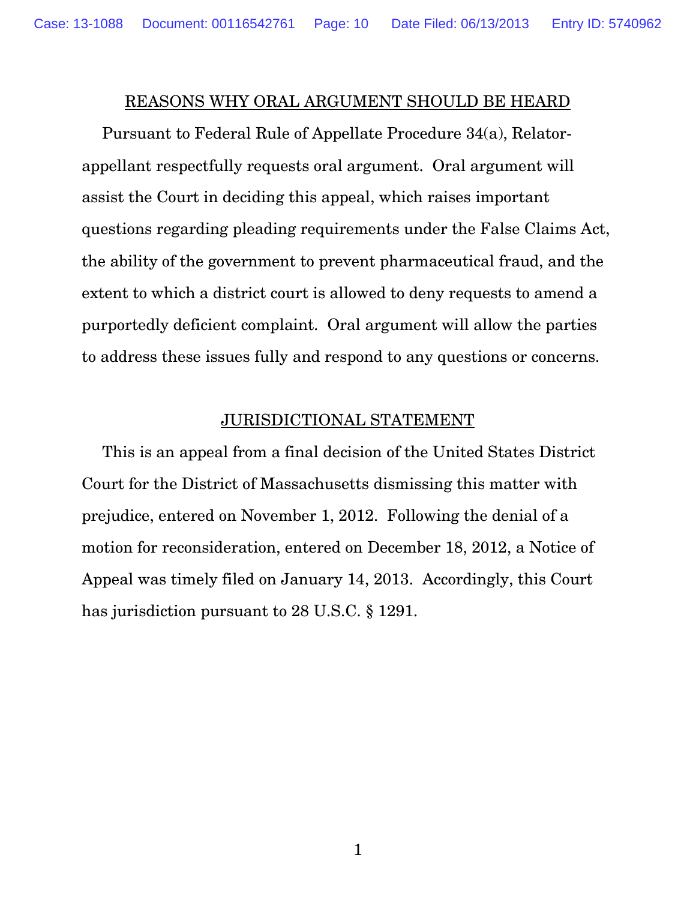## REASONS WHY ORAL ARGUMENT SHOULD BE HEARD

Pursuant to Federal Rule of Appellate Procedure 34(a), Relator-appellant respectfully requests oral argument. Oral argument will assist the Court in deciding this appeal, which raises important questions regarding pleading requirements under the False Claims Act, the ability of the government to prevent pharmaceutical fraud, and the extent to which a district court is allowed to deny requests to amend a purportedly deficient complaint. Oral argument will allow the parties to address these issues fully and respond to any questions or concerns.

## JURISDICTIONAL STATEMENT

This is an appeal from a final decision of the United States District Court for the District of Massachusetts dismissing this matter with prejudice, entered on November 1, 2012. Following the denial of a motion for reconsideration, entered on December 18, 2012, a Notice of Appeal was timely filed on January 14, 2013. Accordingly, this Court has jurisdiction pursuant to 28 U.S.C. § 1291.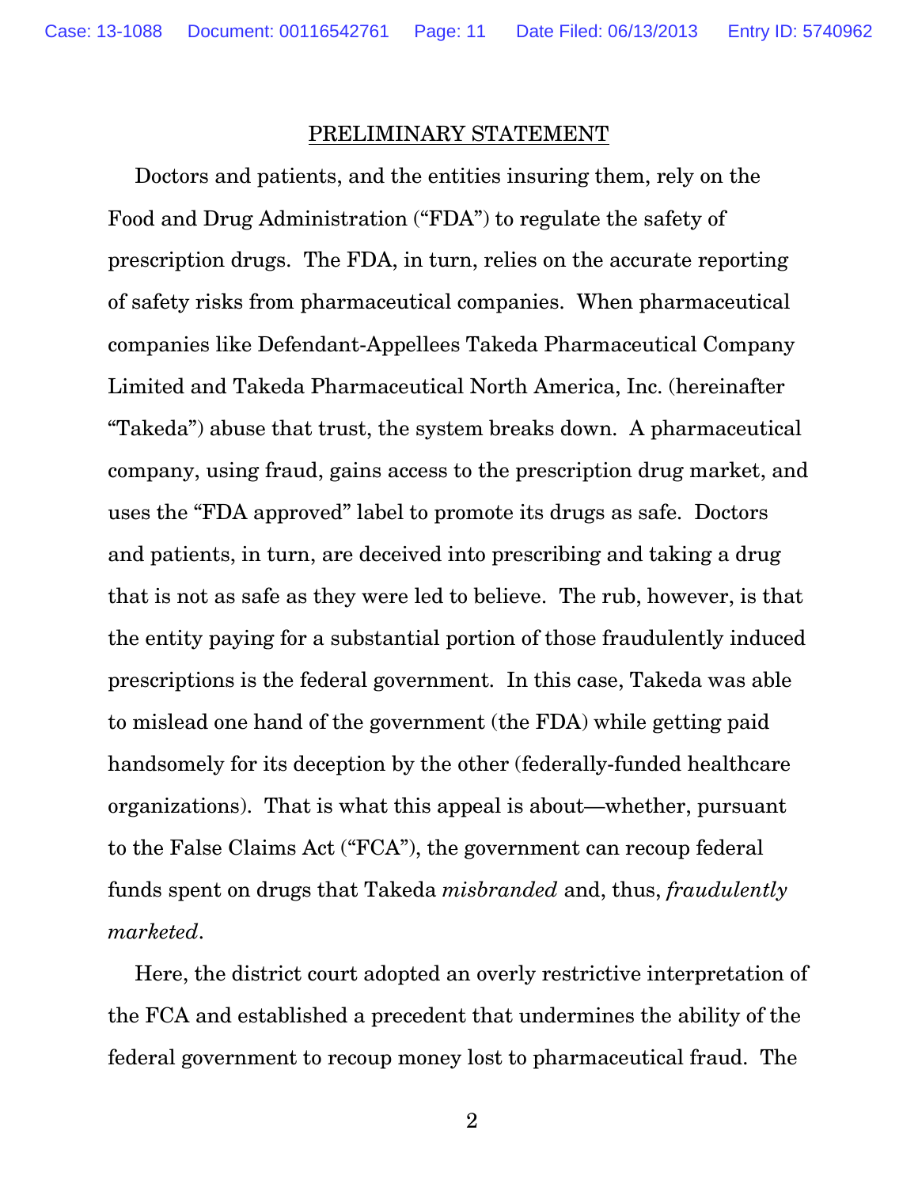## PRELIMINARY STATEMENT

Doctors and patients, and the entities insuring them, rely on the Food and Drug Administration ("FDA") to regulate the safety of prescription drugs. The FDA, in turn, relies on the accurate reporting of safety risks from pharmaceutical companies. When pharmaceutical companies like Defendant-Appellees Takeda Pharmaceutical Company Limited and Takeda Pharmaceutical North America, Inc. (hereinafter "Takeda") abuse that trust, the system breaks down. A pharmaceutical company, using fraud, gains access to the prescription drug market, and uses the "FDA approved" label to promote its drugs as safe. Doctors and patients, in turn, are deceived into prescribing and taking a drug that is not as safe as they were led to believe. The rub, however, is that the entity paying for a substantial portion of those fraudulently induced prescriptions is the federal government. In this case, Takeda was able to mislead one hand of the government (the FDA) while getting paid handsomely for its deception by the other (federally-funded healthcare organizations). That is what this appeal is about—whether, pursuant to the False Claims Act ("FCA"), the government can recoup federal funds spent on drugs that Takeda *misbranded* and, thus, *fraudulently marketed*.

Here, the district court adopted an overly restrictive interpretation of the FCA and established a precedent that undermines the ability of the federal government to recoup money lost to pharmaceutical fraud. The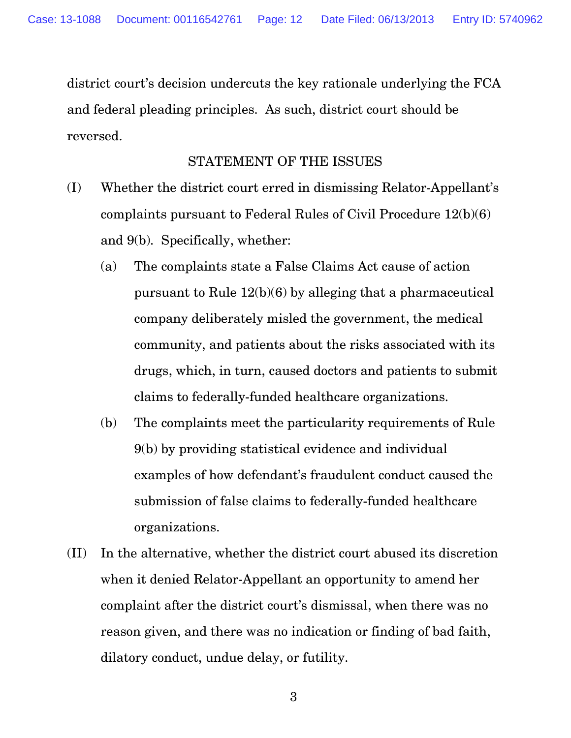district court's decision undercuts the key rationale underlying the FCA and federal pleading principles. As such, district court should be reversed.

## STATEMENT OF THE ISSUES

(I) Whether the district court erred in dismissing Relator-Appellant's complaints pursuant to Federal Rules of Civil Procedure 12(b)(6) and 9(b). Specifically, whether:

  (a) The complaints state a False Claims Act cause of action pursuant to Rule 12(b)(6) by alleging that a pharmaceutical company deliberately misled the government, the medical community, and patients about the risks associated with its drugs, which, in turn, caused doctors and patients to submit claims to federally-funded healthcare organizations.

  (b) The complaints meet the particularity requirements of Rule 9(b) by providing statistical evidence and individual examples of how defendant's fraudulent conduct caused the submission of false claims to federally-funded healthcare organizations.

(II) In the alternative, whether the district court abused its discretion when it denied Relator-Appellant an opportunity to amend her complaint after the district court's dismissal, when there was no reason given, and there was no indication or finding of bad faith, dilatory conduct, undue delay, or futility.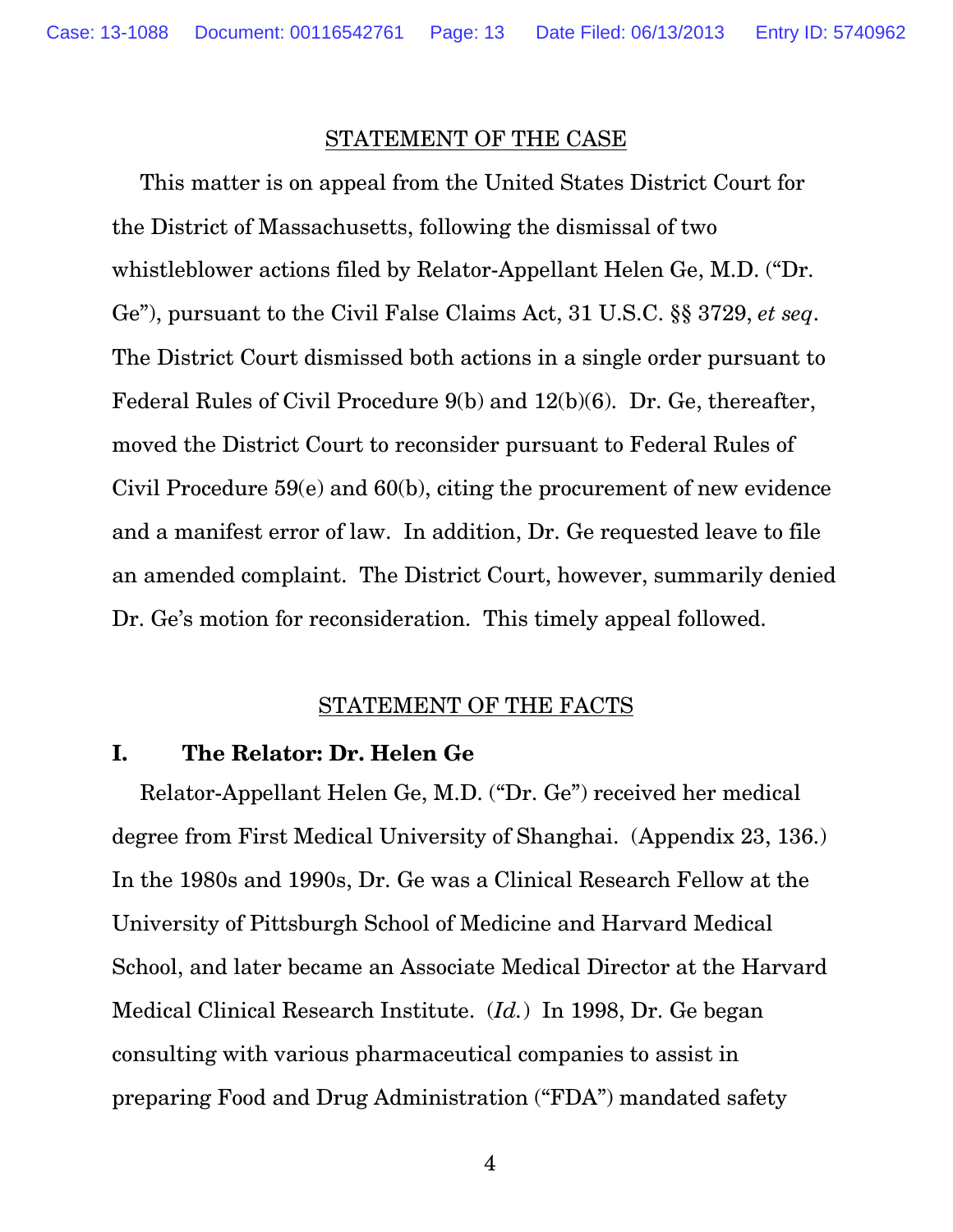## STATEMENT OF THE CASE

This matter is on appeal from the United States District Court for the District of Massachusetts, following the dismissal of two whistleblower actions filed by Relator-Appellant Helen Ge, M.D. ("Dr. Ge"), pursuant to the Civil False Claims Act, 31 U.S.C. §§ 3729, *et seq*. The District Court dismissed both actions in a single order pursuant to Federal Rules of Civil Procedure 9(b) and 12(b)(6). Dr. Ge, thereafter, moved the District Court to reconsider pursuant to Federal Rules of Civil Procedure 59(e) and 60(b), citing the procurement of new evidence and a manifest error of law. In addition, Dr. Ge requested leave to file an amended complaint. The District Court, however, summarily denied Dr. Ge's motion for reconsideration. This timely appeal followed.

## STATEMENT OF THE FACTS

### I. The Relator: Dr. Helen Ge

Relator-Appellant Helen Ge, M.D. ("Dr. Ge") received her medical degree from First Medical University of Shanghai. (Appendix 23, 136.) In the 1980s and 1990s, Dr. Ge was a Clinical Research Fellow at the University of Pittsburgh School of Medicine and Harvard Medical School, and later became an Associate Medical Director at the Harvard Medical Clinical Research Institute. (*Id.*) In 1998, Dr. Ge began consulting with various pharmaceutical companies to assist in preparing Food and Drug Administration ("FDA") mandated safety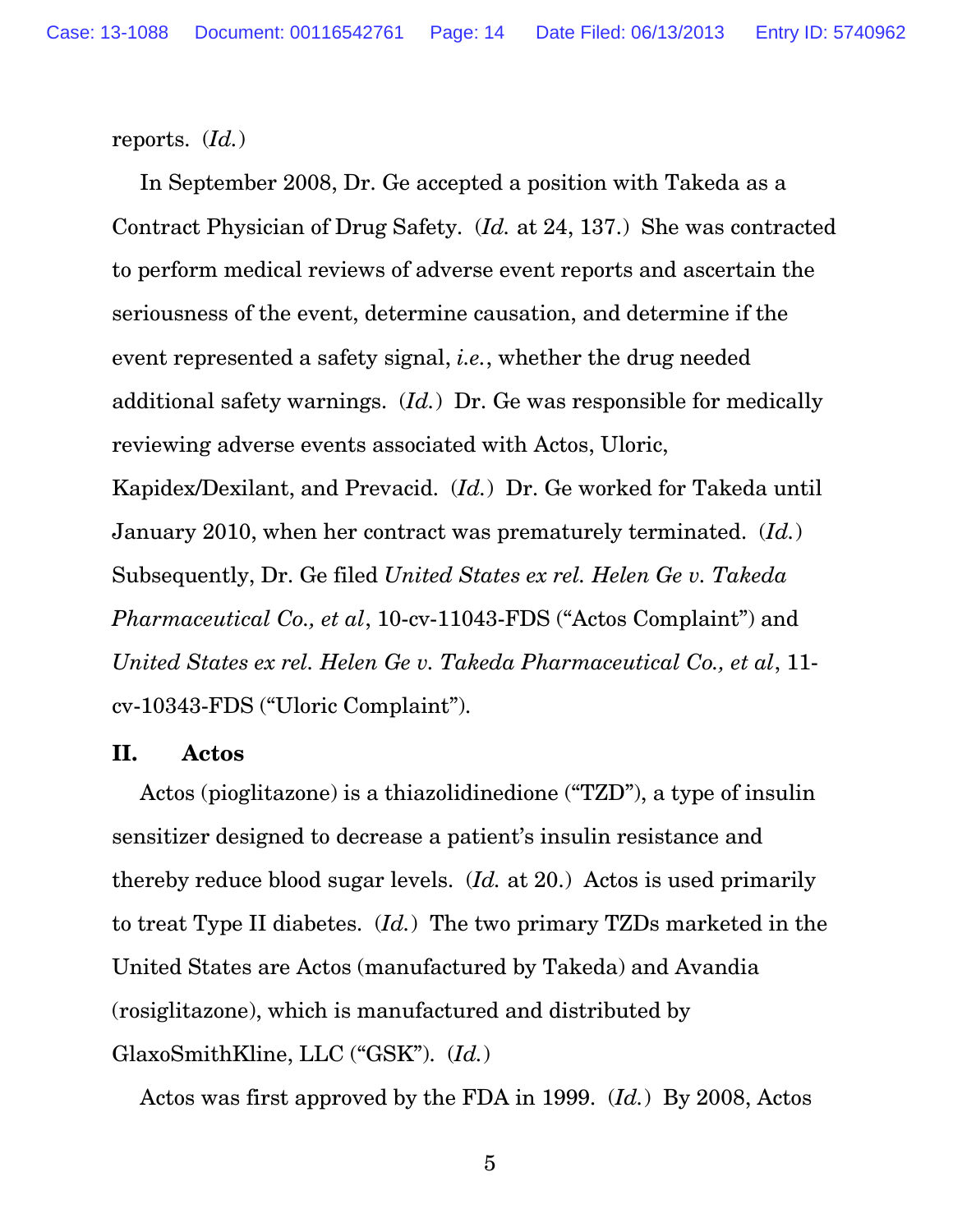reports. (*Id.*)

In September 2008, Dr. Ge accepted a position with Takeda as a Contract Physician of Drug Safety. (*Id.* at 24, 137.) She was contracted to perform medical reviews of adverse event reports and ascertain the seriousness of the event, determine causation, and determine if the event represented a safety signal, *i.e.*, whether the drug needed additional safety warnings. (*Id.*) Dr. Ge was responsible for medically reviewing adverse events associated with Actos, Uloric, Kapidex/Dexilant, and Prevacid. (*Id.*) Dr. Ge worked for Takeda until January 2010, when her contract was prematurely terminated. (*Id.*) Subsequently, Dr. Ge filed *United States ex rel. Helen Ge v. Takeda Pharmaceutical Co., et al*, 10-cv-11043-FDS ("Actos Complaint") and *United States ex rel. Helen Ge v. Takeda Pharmaceutical Co., et al*, 11-cv-10343-FDS ("Uloric Complaint").

## II. Actos

Actos (pioglitazone) is a thiazolidinedione ("TZD"), a type of insulin sensitizer designed to decrease a patient's insulin resistance and thereby reduce blood sugar levels. (*Id.* at 20.) Actos is used primarily to treat Type II diabetes. (*Id.*) The two primary TZDs marketed in the United States are Actos (manufactured by Takeda) and Avandia (rosiglitazone), which is manufactured and distributed by GlaxoSmithKline, LLC ("GSK"). (*Id.*)

Actos was first approved by the FDA in 1999. (*Id.*) By 2008, Actos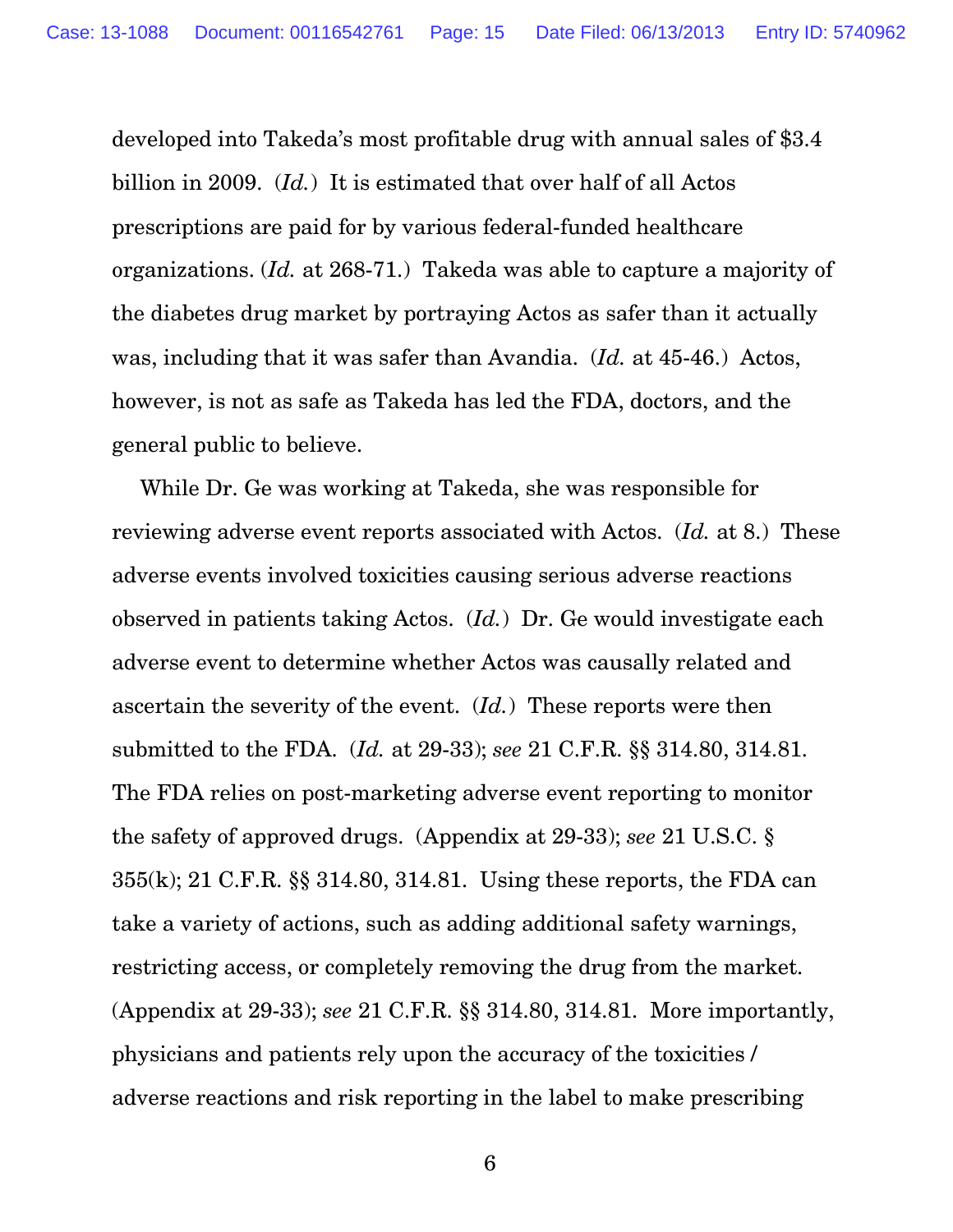developed into Takeda's most profitable drug with annual sales of $3.4 billion in 2009. (*Id.*) It is estimated that over half of all Actos prescriptions are paid for by various federal-funded healthcare organizations. (*Id.* at 268-71.) Takeda was able to capture a majority of the diabetes drug market by portraying Actos as safer than it actually was, including that it was safer than Avandia. (*Id.* at 45-46.) Actos, however, is not as safe as Takeda has led the FDA, doctors, and the general public to believe.

While Dr. Ge was working at Takeda, she was responsible for reviewing adverse event reports associated with Actos. (*Id.* at 8.) These adverse events involved toxicities causing serious adverse reactions observed in patients taking Actos. (*Id.*) Dr. Ge would investigate each adverse event to determine whether Actos was causally related and ascertain the severity of the event. (*Id.*) These reports were then submitted to the FDA. (*Id.* at 29-33); *see* 21 C.F.R. §§ 314.80, 314.81. The FDA relies on post-marketing adverse event reporting to monitor the safety of approved drugs. (Appendix at 29-33); *see* 21 U.S.C. § 355(k); 21 C.F.R. §§ 314.80, 314.81. Using these reports, the FDA can take a variety of actions, such as adding additional safety warnings, restricting access, or completely removing the drug from the market. (Appendix at 29-33); *see* 21 C.F.R. §§ 314.80, 314.81. More importantly, physicians and patients rely upon the accuracy of the toxicities / adverse reactions and risk reporting in the label to make prescribing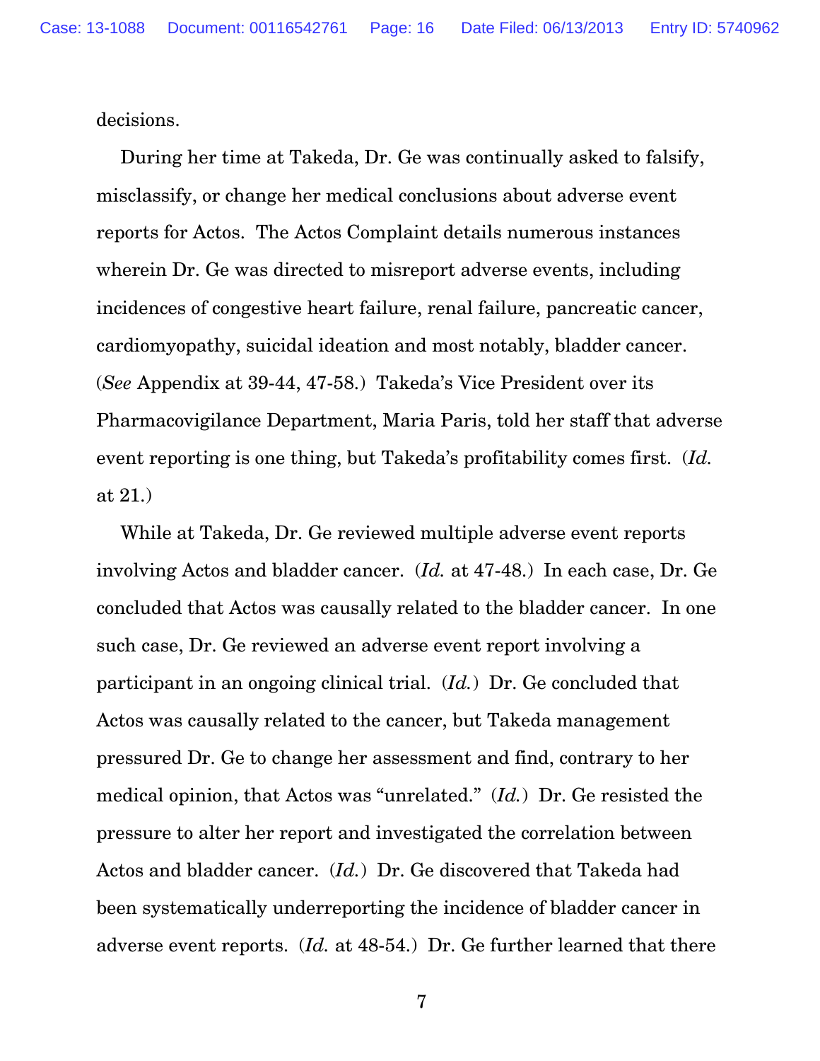decisions.

During her time at Takeda, Dr. Ge was continually asked to falsify, misclassify, or change her medical conclusions about adverse event reports for Actos. The Actos Complaint details numerous instances wherein Dr. Ge was directed to misreport adverse events, including incidences of congestive heart failure, renal failure, pancreatic cancer, cardiomyopathy, suicidal ideation and most notably, bladder cancer. (*See* Appendix at 39-44, 47-58.) Takeda's Vice President over its Pharmacovigilance Department, Maria Paris, told her staff that adverse event reporting is one thing, but Takeda's profitability comes first. (*Id.* at 21.)

While at Takeda, Dr. Ge reviewed multiple adverse event reports involving Actos and bladder cancer. (*Id.* at 47-48.) In each case, Dr. Ge concluded that Actos was causally related to the bladder cancer. In one such case, Dr. Ge reviewed an adverse event report involving a participant in an ongoing clinical trial. (*Id.*) Dr. Ge concluded that Actos was causally related to the cancer, but Takeda management pressured Dr. Ge to change her assessment and find, contrary to her medical opinion, that Actos was "unrelated." (*Id.*) Dr. Ge resisted the pressure to alter her report and investigated the correlation between Actos and bladder cancer. (*Id.*) Dr. Ge discovered that Takeda had been systematically underreporting the incidence of bladder cancer in adverse event reports. (*Id.* at 48-54.) Dr. Ge further learned that there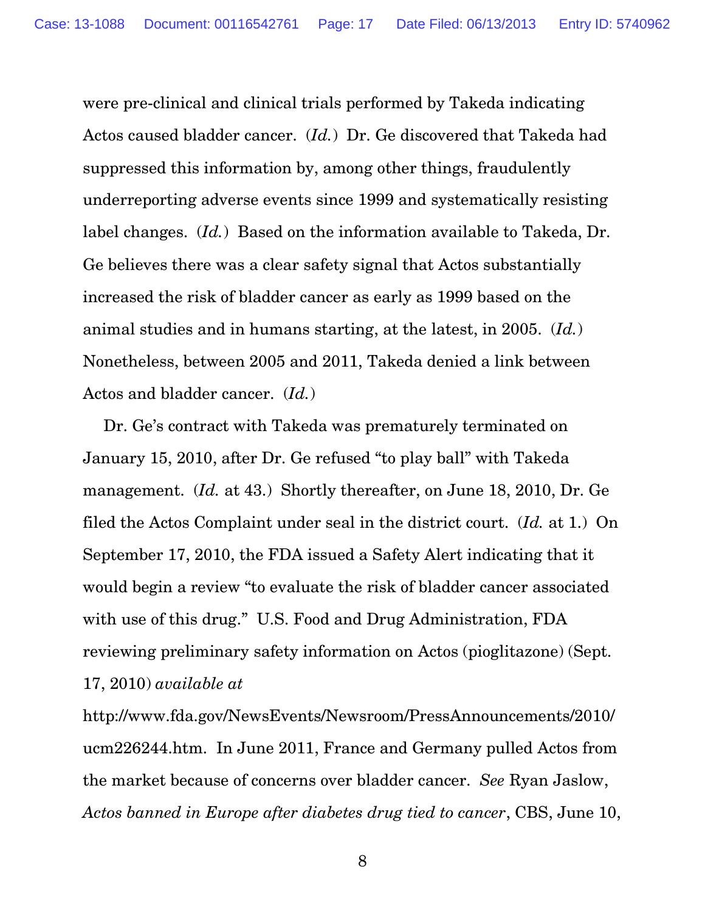were pre-clinical and clinical trials performed by Takeda indicating Actos caused bladder cancer. (*Id.*) Dr. Ge discovered that Takeda had suppressed this information by, among other things, fraudulently underreporting adverse events since 1999 and systematically resisting label changes. (*Id.*) Based on the information available to Takeda, Dr. Ge believes there was a clear safety signal that Actos substantially increased the risk of bladder cancer as early as 1999 based on the animal studies and in humans starting, at the latest, in 2005. (*Id.*) Nonetheless, between 2005 and 2011, Takeda denied a link between Actos and bladder cancer. (*Id.*)

Dr. Ge's contract with Takeda was prematurely terminated on January 15, 2010, after Dr. Ge refused "to play ball" with Takeda management. (*Id.* at 43.) Shortly thereafter, on June 18, 2010, Dr. Ge filed the Actos Complaint under seal in the district court. (*Id.* at 1.) On September 17, 2010, the FDA issued a Safety Alert indicating that it would begin a review "to evaluate the risk of bladder cancer associated with use of this drug." U.S. Food and Drug Administration, FDA reviewing preliminary safety information on Actos (pioglitazone) (Sept. 17, 2010) *available at* http://www.fda.gov/NewsEvents/Newsroom/PressAnnouncements/2010/ucm226244.htm. In June 2011, France and Germany pulled Actos from the market because of concerns over bladder cancer. *See* Ryan Jaslow, *Actos banned in Europe after diabetes drug tied to cancer*, CBS, June 10,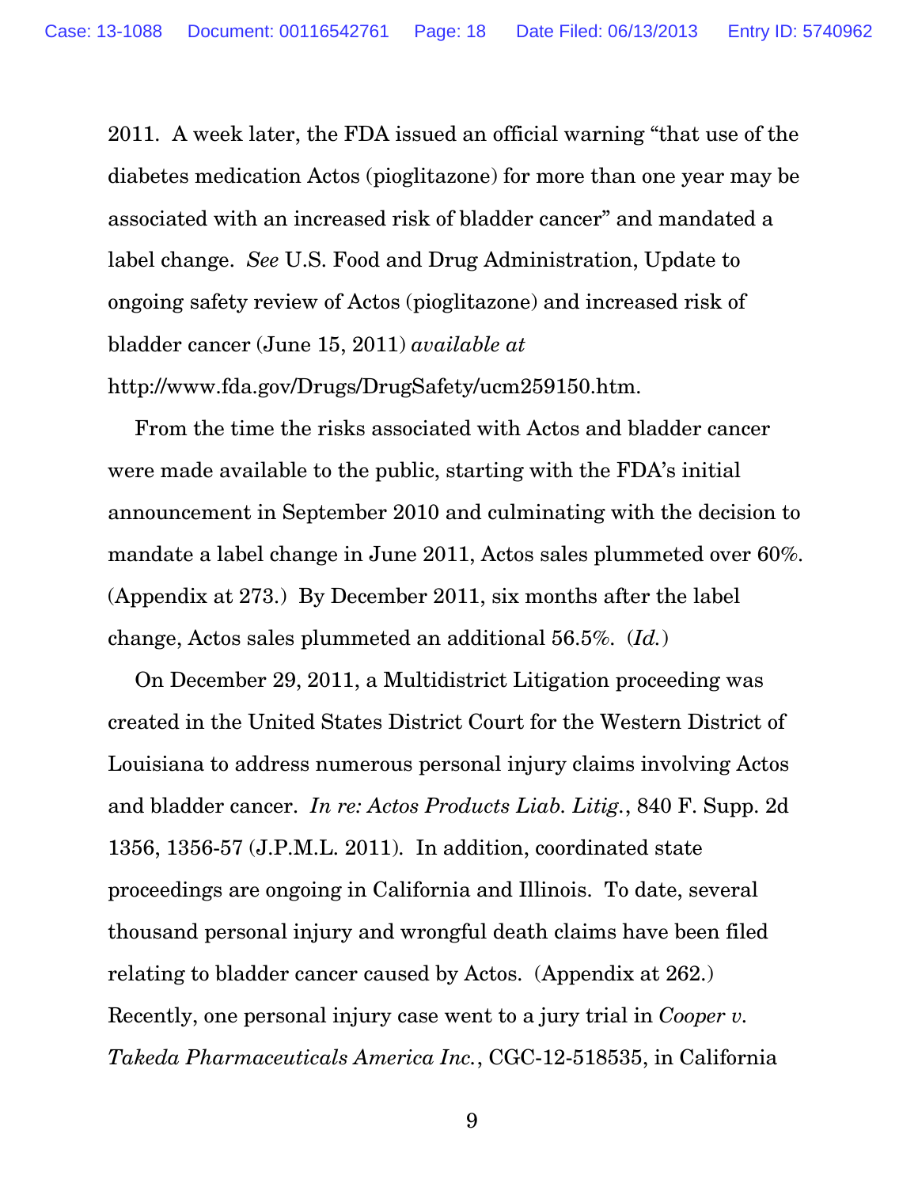2011. A week later, the FDA issued an official warning "that use of the diabetes medication Actos (pioglitazone) for more than one year may be associated with an increased risk of bladder cancer" and mandated a label change. *See* U.S. Food and Drug Administration, Update to ongoing safety review of Actos (pioglitazone) and increased risk of bladder cancer (June 15, 2011) *available at* http://www.fda.gov/Drugs/DrugSafety/ucm259150.htm.

From the time the risks associated with Actos and bladder cancer were made available to the public, starting with the FDA's initial announcement in September 2010 and culminating with the decision to mandate a label change in June 2011, Actos sales plummeted over 60%. (Appendix at 273.) By December 2011, six months after the label change, Actos sales plummeted an additional 56.5%. (*Id.*)

On December 29, 2011, a Multidistrict Litigation proceeding was created in the United States District Court for the Western District of Louisiana to address numerous personal injury claims involving Actos and bladder cancer. *In re: Actos Products Liab. Litig.*, 840 F. Supp. 2d 1356, 1356-57 (J.P.M.L. 2011). In addition, coordinated state proceedings are ongoing in California and Illinois. To date, several thousand personal injury and wrongful death claims have been filed relating to bladder cancer caused by Actos. (Appendix at 262.) Recently, one personal injury case went to a jury trial in *Cooper v. Takeda Pharmaceuticals America Inc.*, CGC-12-518535, in California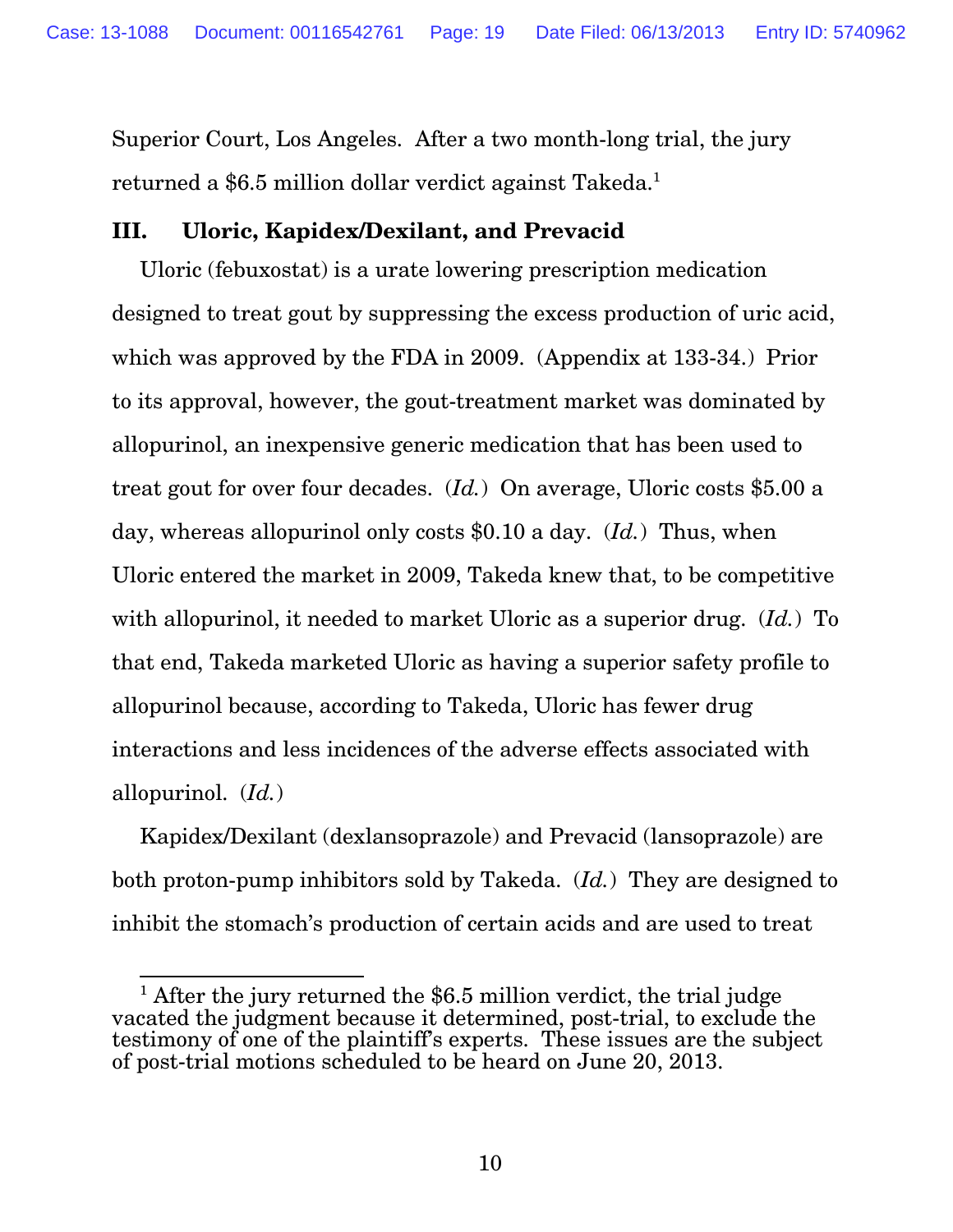Superior Court, Los Angeles. After a two month-long trial, the jury returned a $6.5 million dollar verdict against Takeda.[1]

## III. Uloric, Kapidex/Dexilant, and Prevacid

Uloric (febuxostat) is a urate lowering prescription medication designed to treat gout by suppressing the excess production of uric acid, which was approved by the FDA in 2009. (Appendix at 133-34.) Prior to its approval, however, the gout-treatment market was dominated by allopurinol, an inexpensive generic medication that has been used to treat gout for over four decades. (*Id.*) On average, Uloric costs $5.00 a day, whereas allopurinol only costs $0.10 a day. (*Id.*) Thus, when Uloric entered the market in 2009, Takeda knew that, to be competitive with allopurinol, it needed to market Uloric as a superior drug. (*Id.*) To that end, Takeda marketed Uloric as having a superior safety profile to allopurinol because, according to Takeda, Uloric has fewer drug interactions and less incidences of the adverse effects associated with allopurinol. (*Id.*)

Kapidex/Dexilant (dexlansoprazole) and Prevacid (lansoprazole) are both proton-pump inhibitors sold by Takeda. (*Id.*) They are designed to inhibit the stomach's production of certain acids and are used to treat

---

[1] After the jury returned the $6.5 million verdict, the trial judge vacated the judgment because it determined, post-trial, to exclude the testimony of one of the plaintiff's experts. These issues are the subject of post-trial motions scheduled to be heard on June 20, 2013.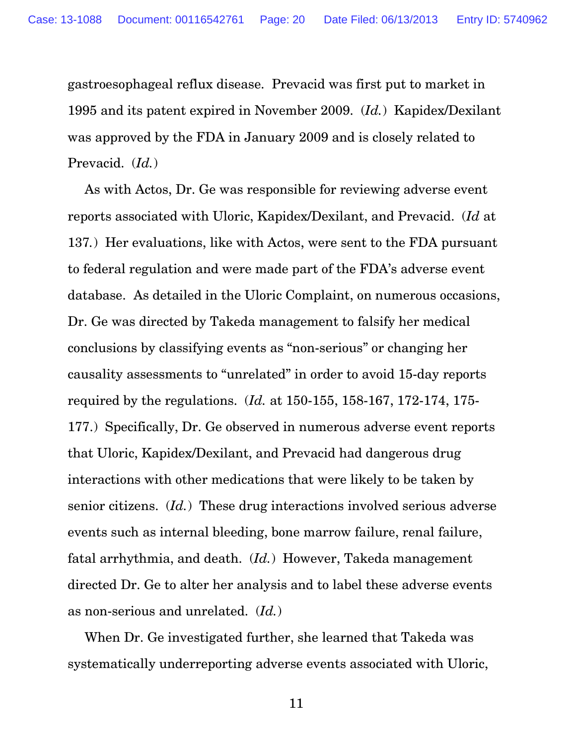gastroesophageal reflux disease. Prevacid was first put to market in 1995 and its patent expired in November 2009. (*Id.*) Kapidex/Dexilant was approved by the FDA in January 2009 and is closely related to Prevacid. (*Id.*)

As with Actos, Dr. Ge was responsible for reviewing adverse event reports associated with Uloric, Kapidex/Dexilant, and Prevacid. (*Id* at 137.) Her evaluations, like with Actos, were sent to the FDA pursuant to federal regulation and were made part of the FDA's adverse event database. As detailed in the Uloric Complaint, on numerous occasions, Dr. Ge was directed by Takeda management to falsify her medical conclusions by classifying events as "non-serious" or changing her causality assessments to "unrelated" in order to avoid 15-day reports required by the regulations. (*Id.* at 150-155, 158-167, 172-174, 175-177.) Specifically, Dr. Ge observed in numerous adverse event reports that Uloric, Kapidex/Dexilant, and Prevacid had dangerous drug interactions with other medications that were likely to be taken by senior citizens. (*Id.*) These drug interactions involved serious adverse events such as internal bleeding, bone marrow failure, renal failure, fatal arrhythmia, and death. (*Id.*) However, Takeda management directed Dr. Ge to alter her analysis and to label these adverse events as non-serious and unrelated. (*Id.*)

When Dr. Ge investigated further, she learned that Takeda was systematically underreporting adverse events associated with Uloric,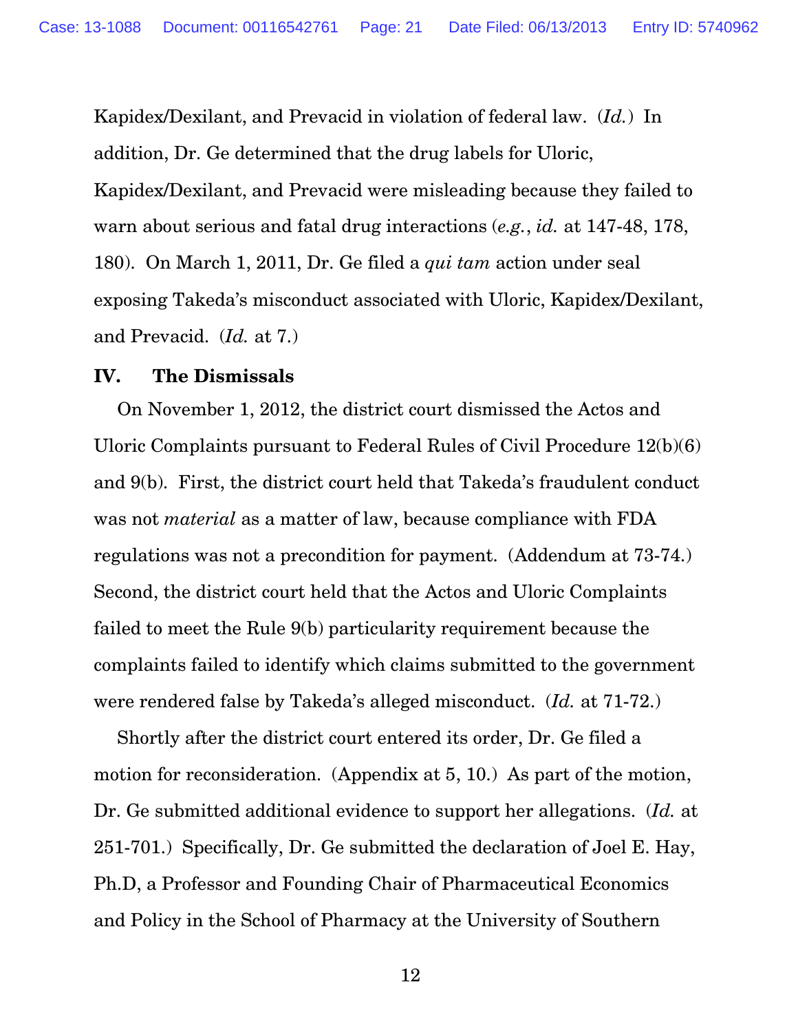Kapidex/Dexilant, and Prevacid in violation of federal law. (*Id.*) In addition, Dr. Ge determined that the drug labels for Uloric, Kapidex/Dexilant, and Prevacid were misleading because they failed to warn about serious and fatal drug interactions (*e.g.*, *id.* at 147-48, 178, 180). On March 1, 2011, Dr. Ge filed a *qui tam* action under seal exposing Takeda's misconduct associated with Uloric, Kapidex/Dexilant, and Prevacid. (*Id.* at 7.)

## IV. The Dismissals

On November 1, 2012, the district court dismissed the Actos and Uloric Complaints pursuant to Federal Rules of Civil Procedure 12(b)(6) and 9(b). First, the district court held that Takeda's fraudulent conduct was not *material* as a matter of law, because compliance with FDA regulations was not a precondition for payment. (Addendum at 73-74.) Second, the district court held that the Actos and Uloric Complaints failed to meet the Rule 9(b) particularity requirement because the complaints failed to identify which claims submitted to the government were rendered false by Takeda's alleged misconduct. (*Id.* at 71-72.)

Shortly after the district court entered its order, Dr. Ge filed a motion for reconsideration. (Appendix at 5, 10.) As part of the motion, Dr. Ge submitted additional evidence to support her allegations. (*Id.* at 251-701.) Specifically, Dr. Ge submitted the declaration of Joel E. Hay, Ph.D, a Professor and Founding Chair of Pharmaceutical Economics and Policy in the School of Pharmacy at the University of Southern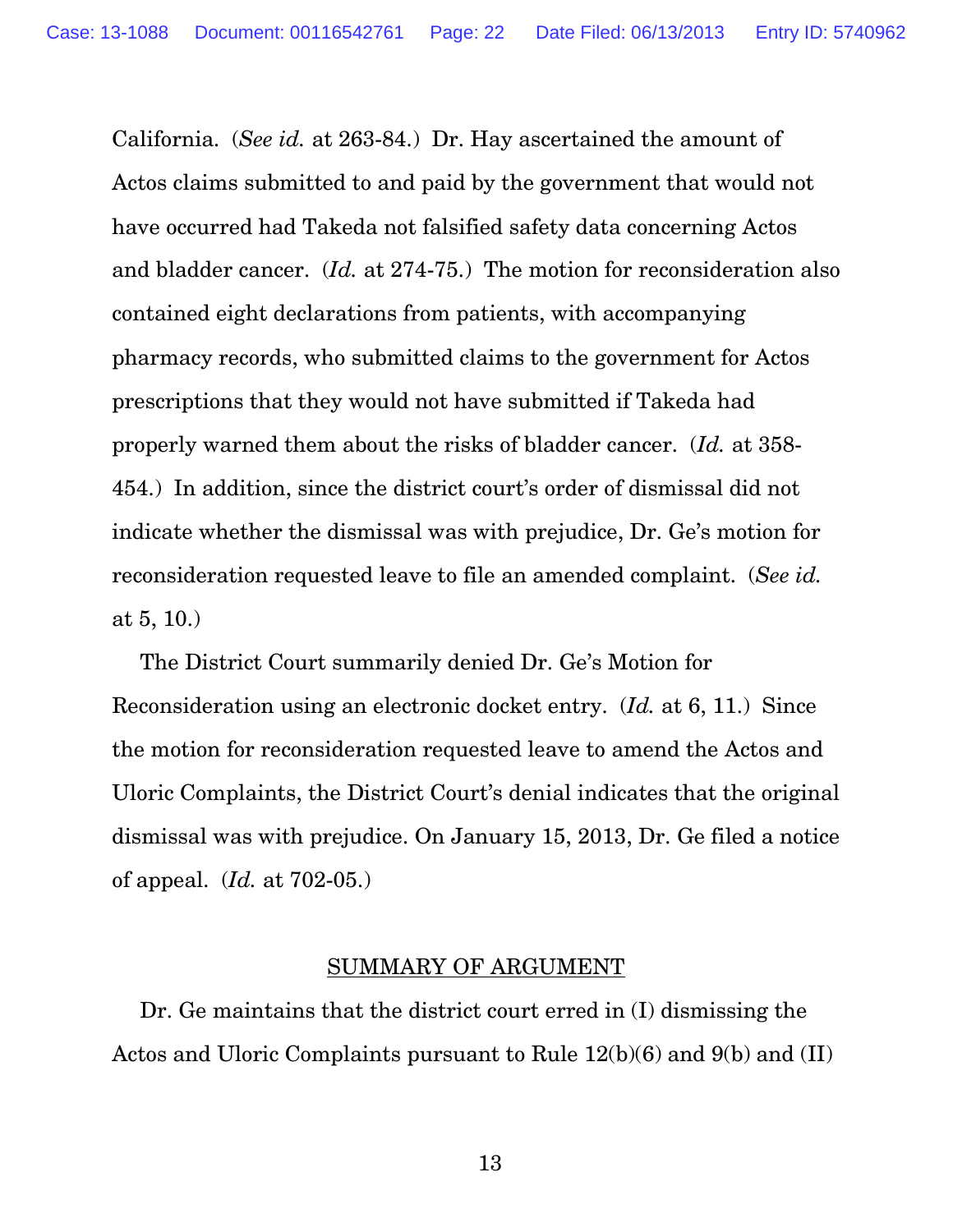California. (*See id.* at 263-84.) Dr. Hay ascertained the amount of Actos claims submitted to and paid by the government that would not have occurred had Takeda not falsified safety data concerning Actos and bladder cancer. (*Id.* at 274-75.) The motion for reconsideration also contained eight declarations from patients, with accompanying pharmacy records, who submitted claims to the government for Actos prescriptions that they would not have submitted if Takeda had properly warned them about the risks of bladder cancer. (*Id.* at 358-454.) In addition, since the district court's order of dismissal did not indicate whether the dismissal was with prejudice, Dr. Ge's motion for reconsideration requested leave to file an amended complaint. (*See id.* at 5, 10.)

The District Court summarily denied Dr. Ge's Motion for Reconsideration using an electronic docket entry. (*Id.* at 6, 11.) Since the motion for reconsideration requested leave to amend the Actos and Uloric Complaints, the District Court's denial indicates that the original dismissal was with prejudice. On January 15, 2013, Dr. Ge filed a notice of appeal. (*Id.* at 702-05.)

## SUMMARY OF ARGUMENT

Dr. Ge maintains that the district court erred in (I) dismissing the Actos and Uloric Complaints pursuant to Rule 12(b)(6) and 9(b) and (II)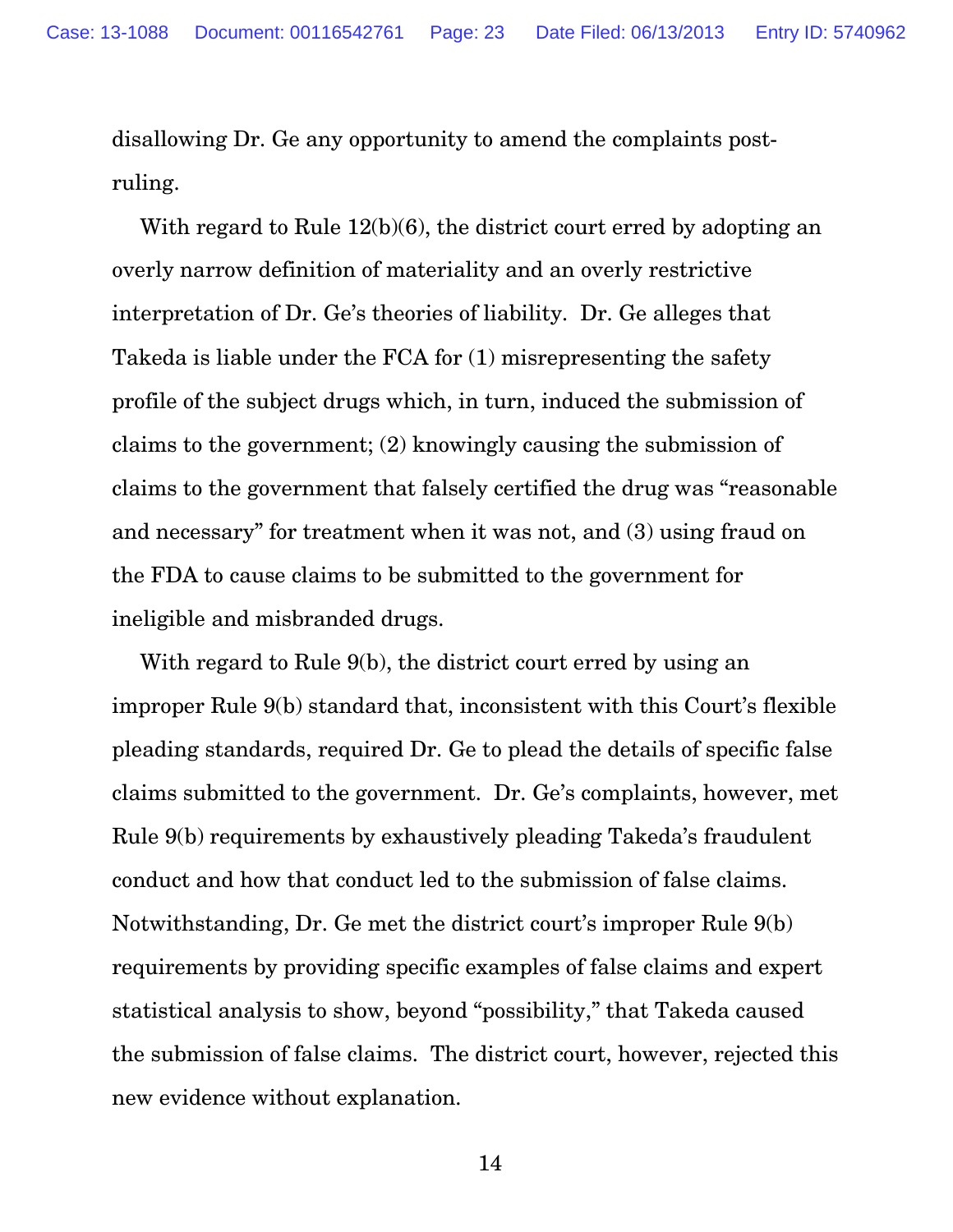disallowing Dr. Ge any opportunity to amend the complaints post-ruling.

With regard to Rule 12(b)(6), the district court erred by adopting an overly narrow definition of materiality and an overly restrictive interpretation of Dr. Ge's theories of liability. Dr. Ge alleges that Takeda is liable under the FCA for (1) misrepresenting the safety profile of the subject drugs which, in turn, induced the submission of claims to the government; (2) knowingly causing the submission of claims to the government that falsely certified the drug was "reasonable and necessary" for treatment when it was not, and (3) using fraud on the FDA to cause claims to be submitted to the government for ineligible and misbranded drugs.

With regard to Rule 9(b), the district court erred by using an improper Rule 9(b) standard that, inconsistent with this Court's flexible pleading standards, required Dr. Ge to plead the details of specific false claims submitted to the government. Dr. Ge's complaints, however, met Rule 9(b) requirements by exhaustively pleading Takeda's fraudulent conduct and how that conduct led to the submission of false claims. Notwithstanding, Dr. Ge met the district court's improper Rule 9(b) requirements by providing specific examples of false claims and expert statistical analysis to show, beyond "possibility," that Takeda caused the submission of false claims. The district court, however, rejected this new evidence without explanation.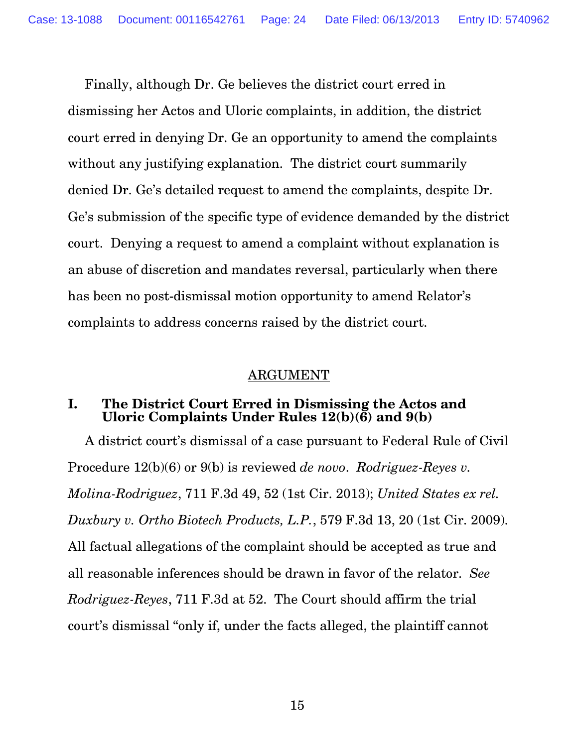Finally, although Dr. Ge believes the district court erred in dismissing her Actos and Uloric complaints, in addition, the district court erred in denying Dr. Ge an opportunity to amend the complaints without any justifying explanation. The district court summarily denied Dr. Ge's detailed request to amend the complaints, despite Dr. Ge's submission of the specific type of evidence demanded by the district court. Denying a request to amend a complaint without explanation is an abuse of discretion and mandates reversal, particularly when there has been no post-dismissal motion opportunity to amend Relator's complaints to address concerns raised by the district court.

## ARGUMENT

### I. The District Court Erred in Dismissing the Actos and Uloric Complaints Under Rules 12(b)(6) and 9(b)

A district court's dismissal of a case pursuant to Federal Rule of Civil Procedure 12(b)(6) or 9(b) is reviewed *de novo*. *Rodriguez-Reyes v. Molina-Rodriguez*, 711 F.3d 49, 52 (1st Cir. 2013); *United States ex rel. Duxbury v. Ortho Biotech Products, L.P.*, 579 F.3d 13, 20 (1st Cir. 2009). All factual allegations of the complaint should be accepted as true and all reasonable inferences should be drawn in favor of the relator. *See Rodriguez-Reyes*, 711 F.3d at 52. The Court should affirm the trial court's dismissal "only if, under the facts alleged, the plaintiff cannot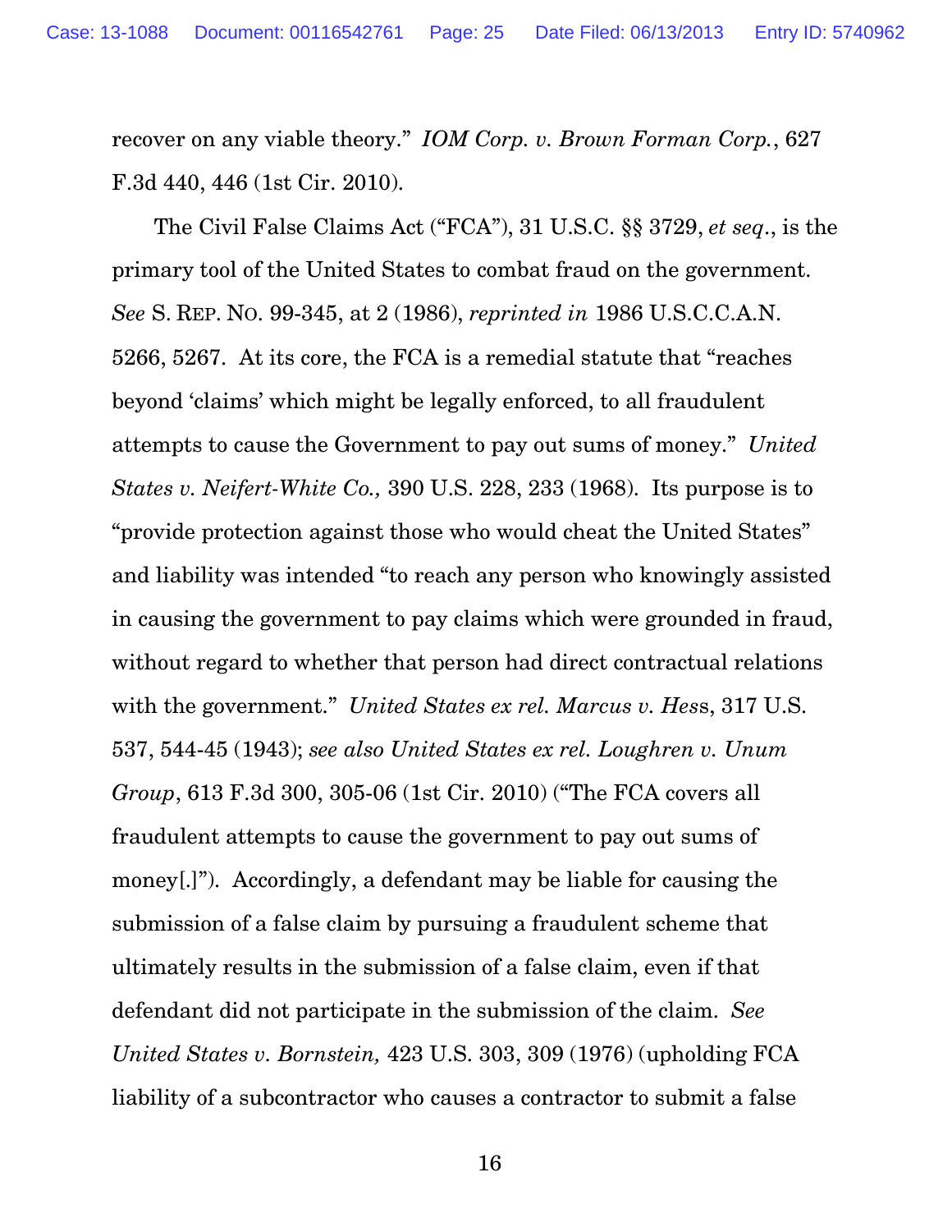recover on any viable theory." *IOM Corp. v. Brown Forman Corp.*, 627 F.3d 440, 446 (1st Cir. 2010).

The Civil False Claims Act ("FCA"), 31 U.S.C. §§ 3729, *et seq*., is the primary tool of the United States to combat fraud on the government. *See* S. REP. NO. 99-345, at 2 (1986), *reprinted in* 1986 U.S.C.C.A.N. 5266, 5267. At its core, the FCA is a remedial statute that "reaches beyond 'claims' which might be legally enforced, to all fraudulent attempts to cause the Government to pay out sums of money." *United States v. Neifert-White Co.,* 390 U.S. 228, 233 (1968). Its purpose is to "provide protection against those who would cheat the United States" and liability was intended "to reach any person who knowingly assisted in causing the government to pay claims which were grounded in fraud, without regard to whether that person had direct contractual relations with the government." *United States ex rel. Marcus v. Hess*, 317 U.S. 537, 544-45 (1943); *see also United States ex rel. Loughren v. Unum Group*, 613 F.3d 300, 305-06 (1st Cir. 2010) ("The FCA covers all fraudulent attempts to cause the government to pay out sums of money[.]"). Accordingly, a defendant may be liable for causing the submission of a false claim by pursuing a fraudulent scheme that ultimately results in the submission of a false claim, even if that defendant did not participate in the submission of the claim. *See United States v. Bornstein,* 423 U.S. 303, 309 (1976) (upholding FCA liability of a subcontractor who causes a contractor to submit a false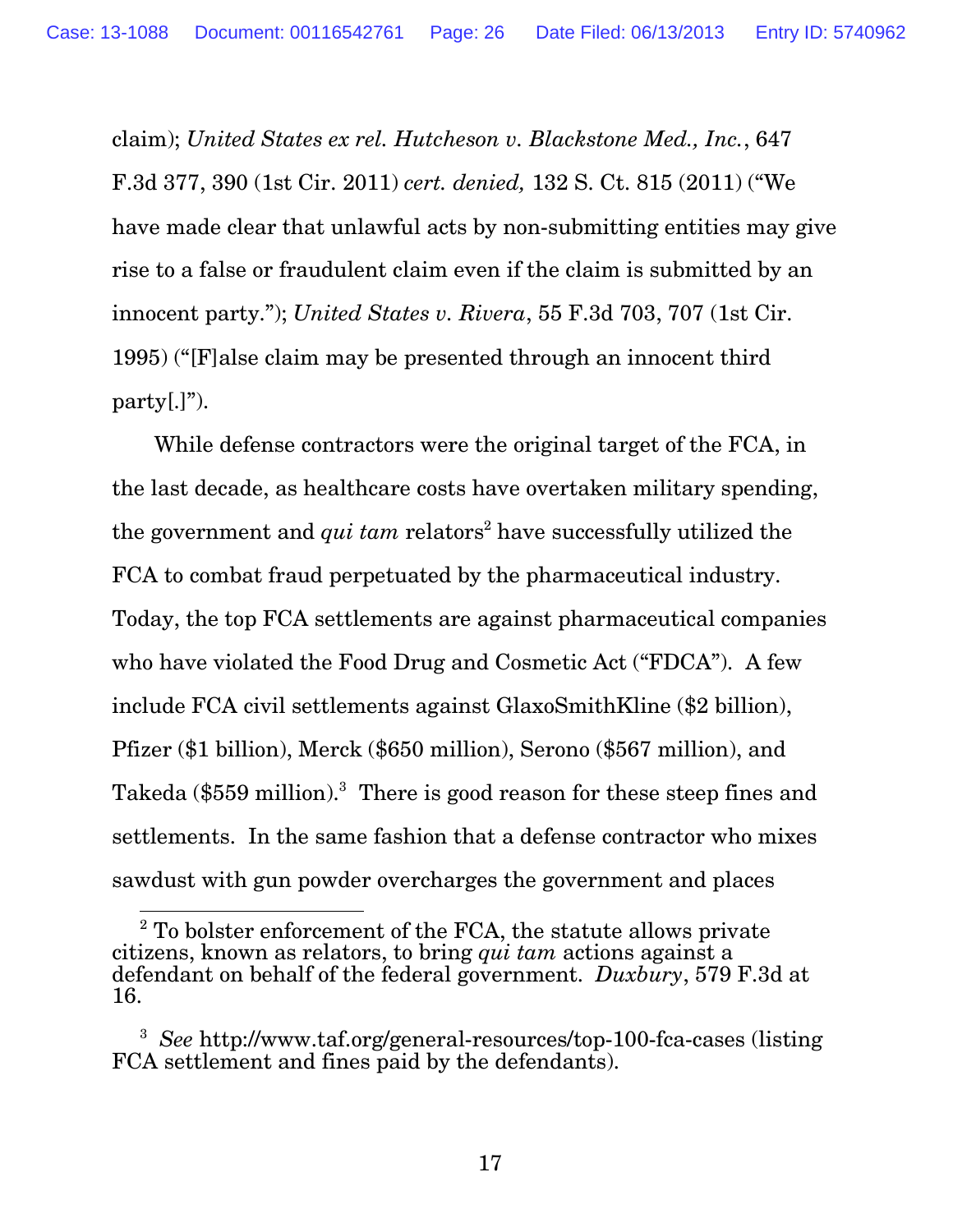claim); *United States ex rel. Hutcheson v. Blackstone Med., Inc.*, 647 F.3d 377, 390 (1st Cir. 2011) *cert. denied,* 132 S. Ct. 815 (2011) ("We have made clear that unlawful acts by non-submitting entities may give rise to a false or fraudulent claim even if the claim is submitted by an innocent party."); *United States v. Rivera*, 55 F.3d 703, 707 (1st Cir. 1995) ("[F]alse claim may be presented through an innocent third party[.]").

While defense contractors were the original target of the FCA, in the last decade, as healthcare costs have overtaken military spending, the government and *qui tam* relators[2] have successfully utilized the FCA to combat fraud perpetuated by the pharmaceutical industry. Today, the top FCA settlements are against pharmaceutical companies who have violated the Food Drug and Cosmetic Act ("FDCA"). A few include FCA civil settlements against GlaxoSmithKline ($2 billion), Pfizer ($1 billion), Merck ($650 million), Serono ($567 million), and Takeda ($559 million).[3] There is good reason for these steep fines and settlements. In the same fashion that a defense contractor who mixes sawdust with gun powder overcharges the government and places

[2] To bolster enforcement of the FCA, the statute allows private citizens, known as relators, to bring *qui tam* actions against a defendant on behalf of the federal government. *Duxbury*, 579 F.3d at 16.

[3] *See* http://www.taf.org/general-resources/top-100-fca-cases (listing FCA settlement and fines paid by the defendants).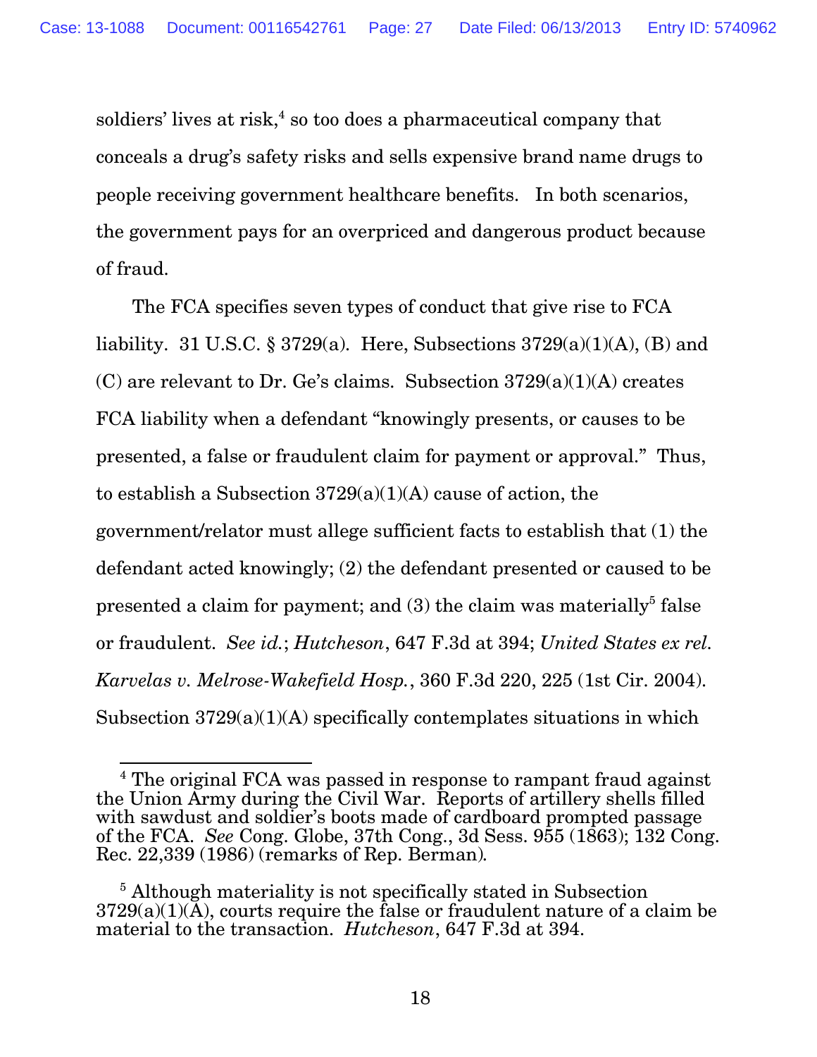soldiers' lives at risk,[4] so too does a pharmaceutical company that conceals a drug's safety risks and sells expensive brand name drugs to people receiving government healthcare benefits. In both scenarios, the government pays for an overpriced and dangerous product because of fraud.

The FCA specifies seven types of conduct that give rise to FCA liability. 31 U.S.C. § 3729(a). Here, Subsections 3729(a)(1)(A), (B) and (C) are relevant to Dr. Ge's claims. Subsection 3729(a)(1)(A) creates FCA liability when a defendant "knowingly presents, or causes to be presented, a false or fraudulent claim for payment or approval." Thus, to establish a Subsection 3729(a)(1)(A) cause of action, the government/relator must allege sufficient facts to establish that (1) the defendant acted knowingly; (2) the defendant presented or caused to be presented a claim for payment; and (3) the claim was materially[5] false or fraudulent. *See id.*; *Hutcheson*, 647 F.3d at 394; *United States ex rel. Karvelas v. Melrose-Wakefield Hosp.*, 360 F.3d 220, 225 (1st Cir. 2004). Subsection 3729(a)(1)(A) specifically contemplates situations in which

---

[4] The original FCA was passed in response to rampant fraud against the Union Army during the Civil War. Reports of artillery shells filled with sawdust and soldier's boots made of cardboard prompted passage of the FCA. *See* Cong. Globe, 37th Cong., 3d Sess. 955 (1863); 132 Cong. Rec. 22,339 (1986) (remarks of Rep. Berman).

[5] Although materiality is not specifically stated in Subsection 3729(a)(1)(A), courts require the false or fraudulent nature of a claim be material to the transaction. *Hutcheson*, 647 F.3d at 394.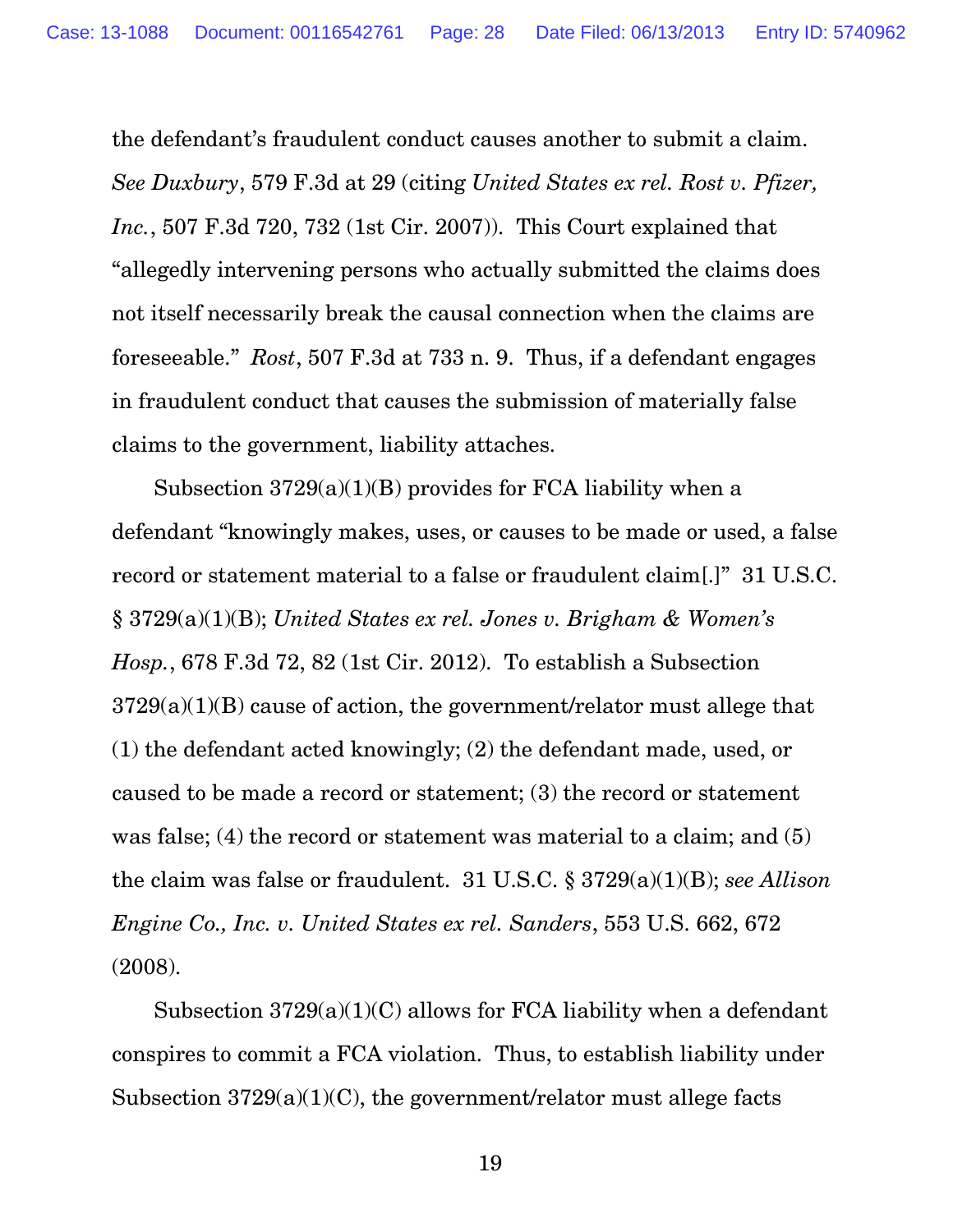the defendant's fraudulent conduct causes another to submit a claim. *See Duxbury*, 579 F.3d at 29 (citing *United States ex rel. Rost v. Pfizer, Inc.*, 507 F.3d 720, 732 (1st Cir. 2007)). This Court explained that "allegedly intervening persons who actually submitted the claims does not itself necessarily break the causal connection when the claims are foreseeable." *Rost*, 507 F.3d at 733 n. 9. Thus, if a defendant engages in fraudulent conduct that causes the submission of materially false claims to the government, liability attaches.

Subsection 3729(a)(1)(B) provides for FCA liability when a defendant "knowingly makes, uses, or causes to be made or used, a false record or statement material to a false or fraudulent claim[.]" 31 U.S.C. § 3729(a)(1)(B); *United States ex rel. Jones v. Brigham & Women's Hosp.*, 678 F.3d 72, 82 (1st Cir. 2012). To establish a Subsection 3729(a)(1)(B) cause of action, the government/relator must allege that (1) the defendant acted knowingly; (2) the defendant made, used, or caused to be made a record or statement; (3) the record or statement was false; (4) the record or statement was material to a claim; and (5) the claim was false or fraudulent. 31 U.S.C. § 3729(a)(1)(B); *see Allison Engine Co., Inc. v. United States ex rel. Sanders*, 553 U.S. 662, 672 (2008).

Subsection 3729(a)(1)(C) allows for FCA liability when a defendant conspires to commit a FCA violation. Thus, to establish liability under Subsection 3729(a)(1)(C), the government/relator must allege facts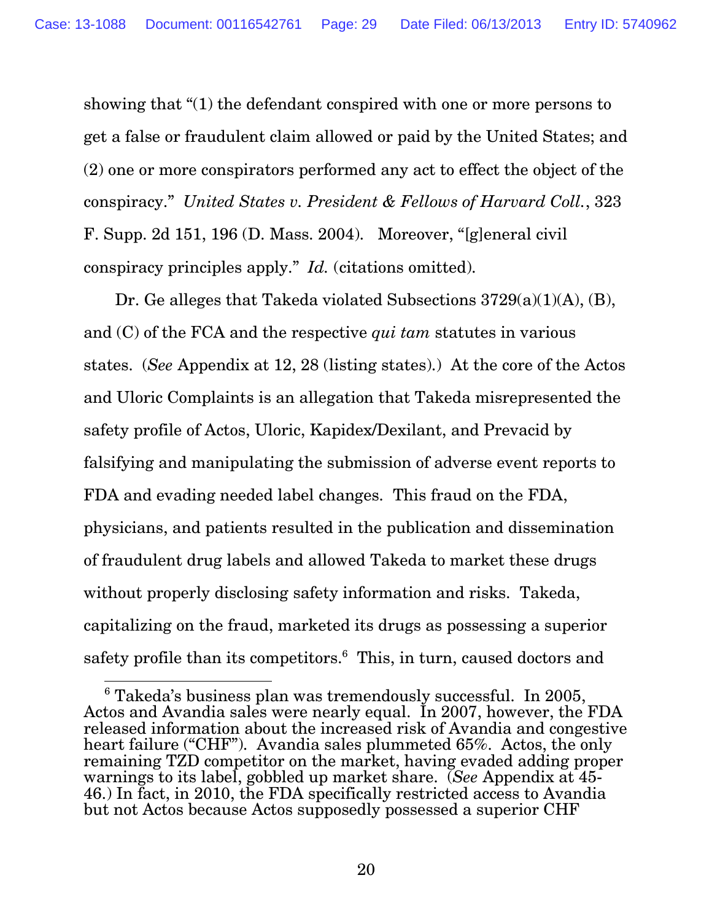showing that "(1) the defendant conspired with one or more persons to get a false or fraudulent claim allowed or paid by the United States; and (2) one or more conspirators performed any act to effect the object of the conspiracy." *United States v. President & Fellows of Harvard Coll.*, 323 F. Supp. 2d 151, 196 (D. Mass. 2004). Moreover, "[g]eneral civil conspiracy principles apply." *Id.* (citations omitted).

Dr. Ge alleges that Takeda violated Subsections 3729(a)(1)(A), (B), and (C) of the FCA and the respective *qui tam* statutes in various states. (*See* Appendix at 12, 28 (listing states).) At the core of the Actos and Uloric Complaints is an allegation that Takeda misrepresented the safety profile of Actos, Uloric, Kapidex/Dexilant, and Prevacid by falsifying and manipulating the submission of adverse event reports to FDA and evading needed label changes. This fraud on the FDA, physicians, and patients resulted in the publication and dissemination of fraudulent drug labels and allowed Takeda to market these drugs without properly disclosing safety information and risks. Takeda, capitalizing on the fraud, marketed its drugs as possessing a superior safety profile than its competitors.[6] This, in turn, caused doctors and

[6] Takeda's business plan was tremendously successful. In 2005, Actos and Avandia sales were nearly equal. In 2007, however, the FDA released information about the increased risk of Avandia and congestive heart failure ("CHF"). Avandia sales plummeted 65%. Actos, the only remaining TZD competitor on the market, having evaded adding proper warnings to its label, gobbled up market share. (*See* Appendix at 45-46.) In fact, in 2010, the FDA specifically restricted access to Avandia but not Actos because Actos supposedly possessed a superior CHF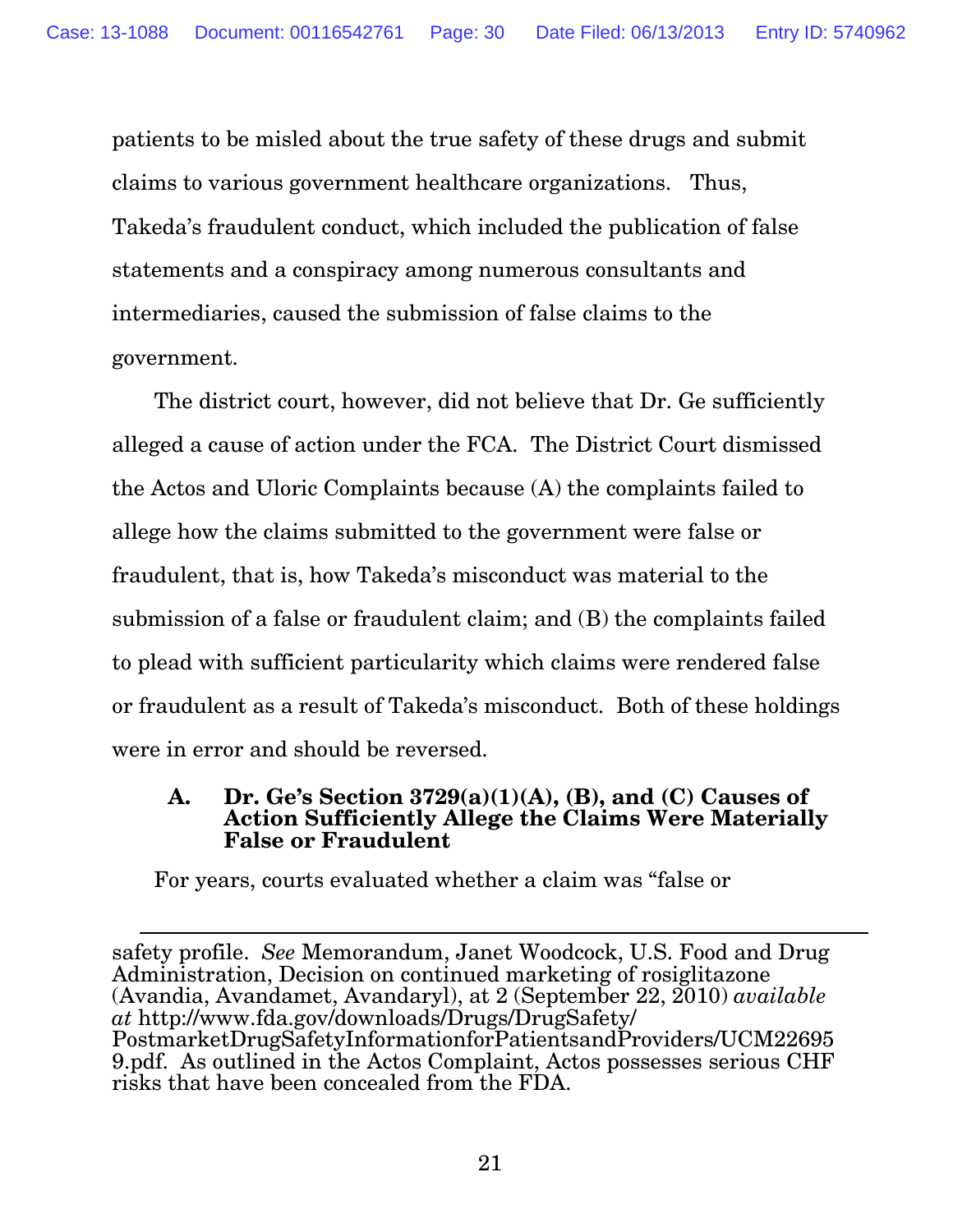patients to be misled about the true safety of these drugs and submit claims to various government healthcare organizations. Thus, Takeda's fraudulent conduct, which included the publication of false statements and a conspiracy among numerous consultants and intermediaries, caused the submission of false claims to the government.

The district court, however, did not believe that Dr. Ge sufficiently alleged a cause of action under the FCA. The District Court dismissed the Actos and Uloric Complaints because (A) the complaints failed to allege how the claims submitted to the government were false or fraudulent, that is, how Takeda's misconduct was material to the submission of a false or fraudulent claim; and (B) the complaints failed to plead with sufficient particularity which claims were rendered false or fraudulent as a result of Takeda's misconduct. Both of these holdings were in error and should be reversed.

### A. Dr. Ge's Section 3729(a)(1)(A), (B), and (C) Causes of Action Sufficiently Allege the Claims Were Materially False or Fraudulent

For years, courts evaluated whether a claim was "false or

---

safety profile. *See* Memorandum, Janet Woodcock, U.S. Food and Drug Administration, Decision on continued marketing of rosiglitazone (Avandia, Avandamet, Avandaryl), at 2 (September 22, 2010) *available at* http://www.fda.gov/downloads/Drugs/DrugSafety/PostmarketDrugSafetyInformationforPatientsandProviders/UCM226959.pdf. As outlined in the Actos Complaint, Actos possesses serious CHF risks that have been concealed from the FDA.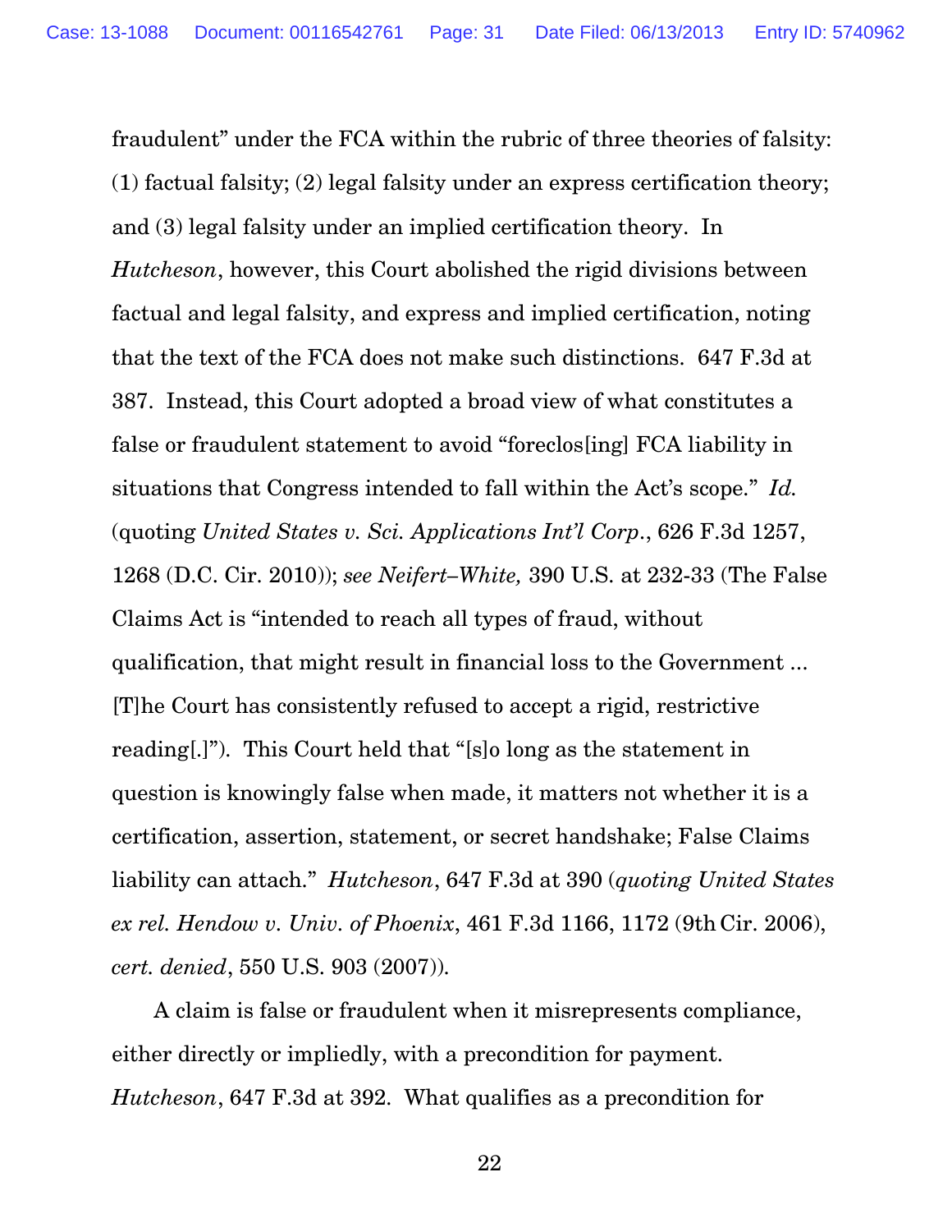fraudulent" under the FCA within the rubric of three theories of falsity: (1) factual falsity; (2) legal falsity under an express certification theory; and (3) legal falsity under an implied certification theory. In *Hutcheson*, however, this Court abolished the rigid divisions between factual and legal falsity, and express and implied certification, noting that the text of the FCA does not make such distinctions. 647 F.3d at 387. Instead, this Court adopted a broad view of what constitutes a false or fraudulent statement to avoid "foreclos[ing] FCA liability in situations that Congress intended to fall within the Act's scope." *Id.* (quoting *United States v. Sci. Applications Int'l Corp.*, 626 F.3d 1257, 1268 (D.C. Cir. 2010)); *see Neifert–White,* 390 U.S. at 232-33 (The False Claims Act is "intended to reach all types of fraud, without qualification, that might result in financial loss to the Government ... [T]he Court has consistently refused to accept a rigid, restrictive reading[.]"). This Court held that "[s]o long as the statement in question is knowingly false when made, it matters not whether it is a certification, assertion, statement, or secret handshake; False Claims liability can attach." *Hutcheson*, 647 F.3d at 390 (*quoting United States ex rel. Hendow v. Univ. of Phoenix*, 461 F.3d 1166, 1172 (9th Cir. 2006), *cert. denied*, 550 U.S. 903 (2007)).

A claim is false or fraudulent when it misrepresents compliance, either directly or impliedly, with a precondition for payment. *Hutcheson*, 647 F.3d at 392. What qualifies as a precondition for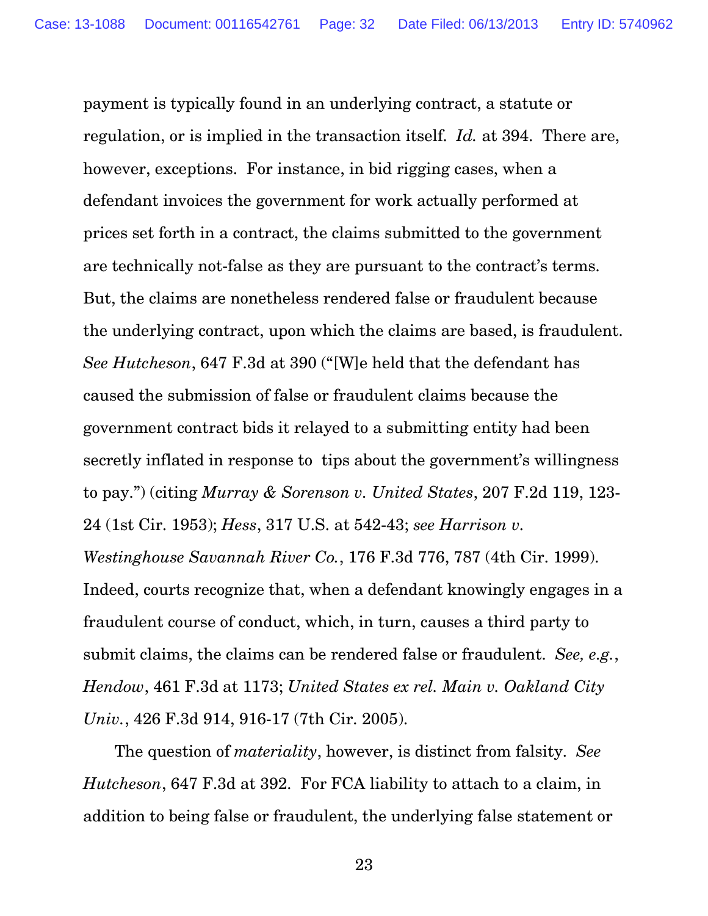payment is typically found in an underlying contract, a statute or regulation, or is implied in the transaction itself. *Id.* at 394. There are, however, exceptions. For instance, in bid rigging cases, when a defendant invoices the government for work actually performed at prices set forth in a contract, the claims submitted to the government are technically not-false as they are pursuant to the contract's terms. But, the claims are nonetheless rendered false or fraudulent because the underlying contract, upon which the claims are based, is fraudulent. *See Hutcheson*, 647 F.3d at 390 ("[W]e held that the defendant has caused the submission of false or fraudulent claims because the government contract bids it relayed to a submitting entity had been secretly inflated in response to tips about the government's willingness to pay.") (citing *Murray & Sorenson v. United States*, 207 F.2d 119, 123-24 (1st Cir. 1953); *Hess*, 317 U.S. at 542-43; *see Harrison v. Westinghouse Savannah River Co.*, 176 F.3d 776, 787 (4th Cir. 1999). Indeed, courts recognize that, when a defendant knowingly engages in a fraudulent course of conduct, which, in turn, causes a third party to submit claims, the claims can be rendered false or fraudulent. *See, e.g.*, *Hendow*, 461 F.3d at 1173; *United States ex rel. Main v. Oakland City Univ.*, 426 F.3d 914, 916-17 (7th Cir. 2005).

The question of *materiality*, however, is distinct from falsity. *See Hutcheson*, 647 F.3d at 392. For FCA liability to attach to a claim, in addition to being false or fraudulent, the underlying false statement or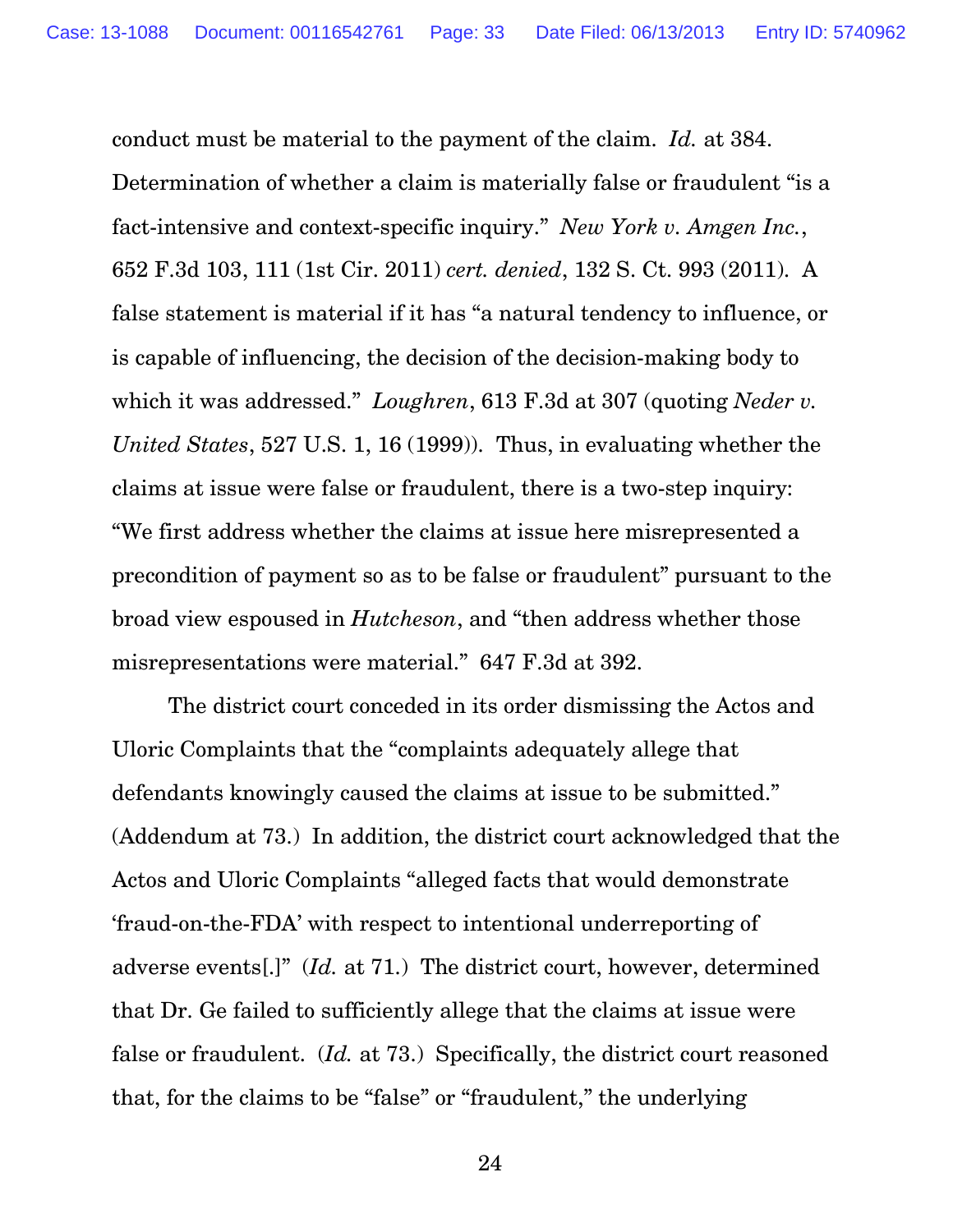conduct must be material to the payment of the claim. *Id.* at 384. Determination of whether a claim is materially false or fraudulent "is a fact-intensive and context-specific inquiry." *New York v. Amgen Inc.*, 652 F.3d 103, 111 (1st Cir. 2011) *cert. denied*, 132 S. Ct. 993 (2011). A false statement is material if it has "a natural tendency to influence, or is capable of influencing, the decision of the decision-making body to which it was addressed." *Loughren*, 613 F.3d at 307 (quoting *Neder v. United States*, 527 U.S. 1, 16 (1999)). Thus, in evaluating whether the claims at issue were false or fraudulent, there is a two-step inquiry: "We first address whether the claims at issue here misrepresented a precondition of payment so as to be false or fraudulent" pursuant to the broad view espoused in *Hutcheson*, and "then address whether those misrepresentations were material." 647 F.3d at 392.

The district court conceded in its order dismissing the Actos and Uloric Complaints that the "complaints adequately allege that defendants knowingly caused the claims at issue to be submitted." (Addendum at 73.) In addition, the district court acknowledged that the Actos and Uloric Complaints "alleged facts that would demonstrate 'fraud-on-the-FDA' with respect to intentional underreporting of adverse events[.]" (*Id.* at 71.) The district court, however, determined that Dr. Ge failed to sufficiently allege that the claims at issue were false or fraudulent. (*Id.* at 73.) Specifically, the district court reasoned that, for the claims to be "false" or "fraudulent," the underlying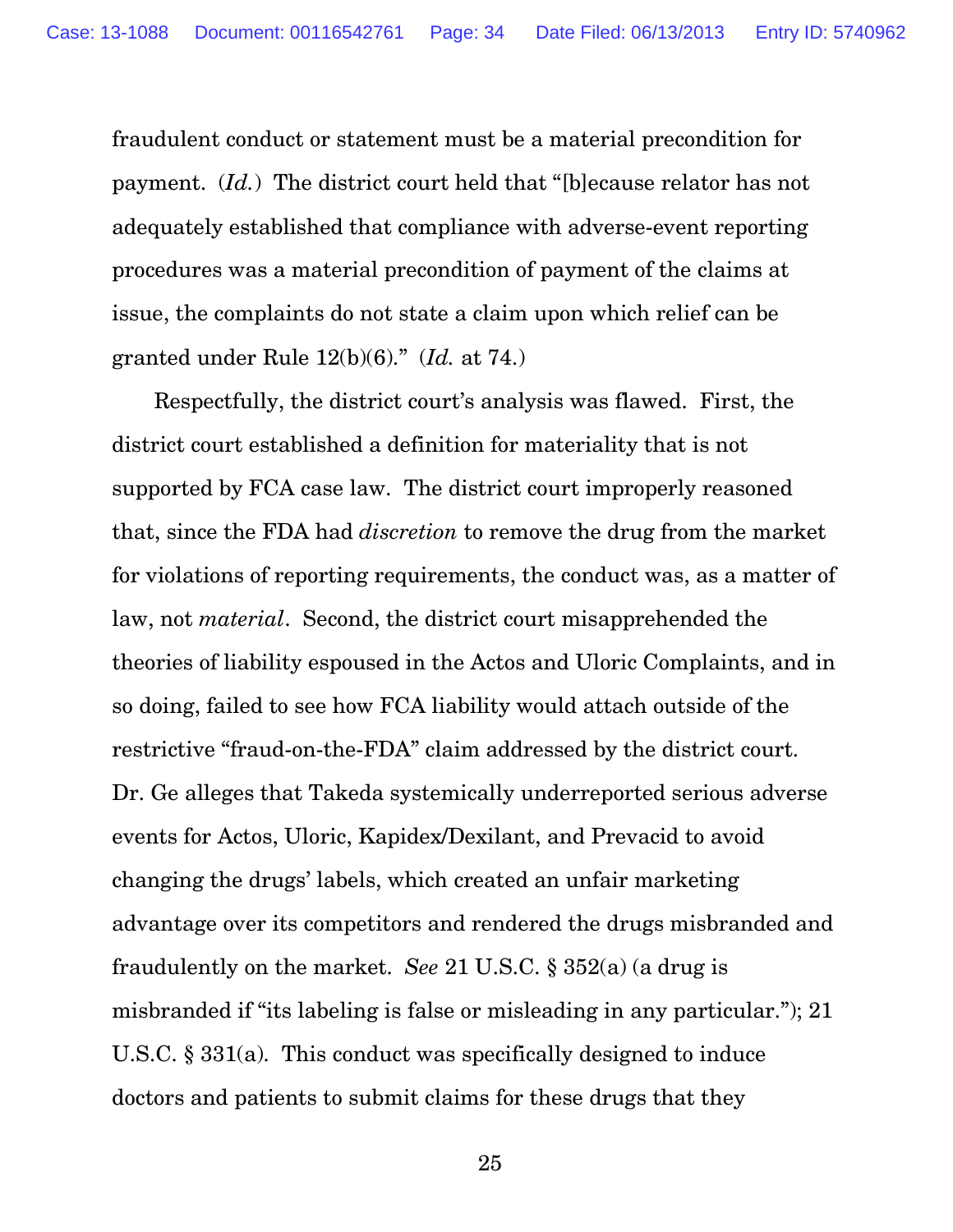fraudulent conduct or statement must be a material precondition for payment. (*Id.*) The district court held that "[b]ecause relator has not adequately established that compliance with adverse-event reporting procedures was a material precondition of payment of the claims at issue, the complaints do not state a claim upon which relief can be granted under Rule 12(b)(6)." (*Id.* at 74.)

Respectfully, the district court's analysis was flawed. First, the district court established a definition for materiality that is not supported by FCA case law. The district court improperly reasoned that, since the FDA had *discretion* to remove the drug from the market for violations of reporting requirements, the conduct was, as a matter of law, not *material*. Second, the district court misapprehended the theories of liability espoused in the Actos and Uloric Complaints, and in so doing, failed to see how FCA liability would attach outside of the restrictive "fraud-on-the-FDA" claim addressed by the district court. Dr. Ge alleges that Takeda systemically underreported serious adverse events for Actos, Uloric, Kapidex/Dexilant, and Prevacid to avoid changing the drugs' labels, which created an unfair marketing advantage over its competitors and rendered the drugs misbranded and fraudulently on the market. *See* 21 U.S.C. § 352(a) (a drug is misbranded if "its labeling is false or misleading in any particular."); 21 U.S.C. § 331(a). This conduct was specifically designed to induce doctors and patients to submit claims for these drugs that they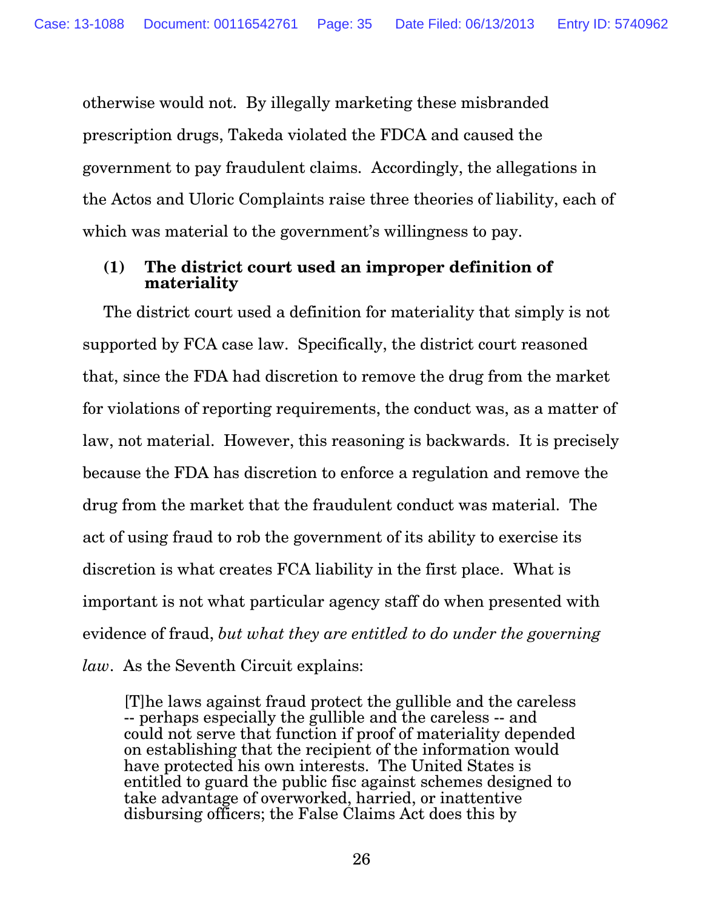otherwise would not. By illegally marketing these misbranded prescription drugs, Takeda violated the FDCA and caused the government to pay fraudulent claims. Accordingly, the allegations in the Actos and Uloric Complaints raise three theories of liability, each of which was material to the government's willingness to pay.

**(1) The district court used an improper definition of materiality**

The district court used a definition for materiality that simply is not supported by FCA case law. Specifically, the district court reasoned that, since the FDA had discretion to remove the drug from the market for violations of reporting requirements, the conduct was, as a matter of law, not material. However, this reasoning is backwards. It is precisely because the FDA has discretion to enforce a regulation and remove the drug from the market that the fraudulent conduct was material. The act of using fraud to rob the government of its ability to exercise its discretion is what creates FCA liability in the first place. What is important is not what particular agency staff do when presented with evidence of fraud, *but what they are entitled to do under the governing law*. As the Seventh Circuit explains:

> [T]he laws against fraud protect the gullible and the careless -- perhaps especially the gullible and the careless -- and could not serve that function if proof of materiality depended on establishing that the recipient of the information would have protected his own interests. The United States is entitled to guard the public fisc against schemes designed to take advantage of overworked, harried, or inattentive disbursing officers; the False Claims Act does this by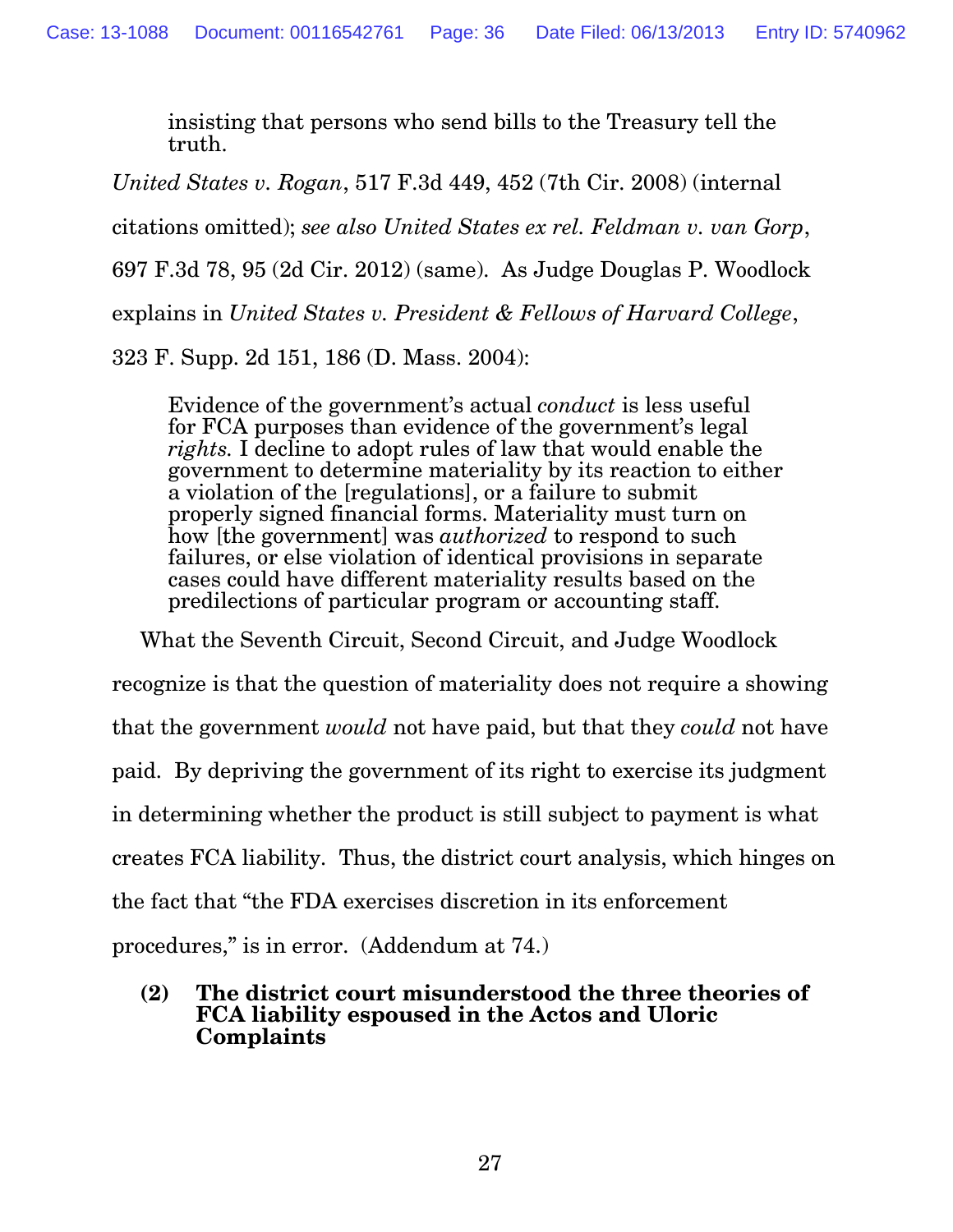> insisting that persons who send bills to the Treasury tell the truth.

*United States v. Rogan*, 517 F.3d 449, 452 (7th Cir. 2008) (internal citations omitted); *see also United States ex rel. Feldman v. van Gorp*, 697 F.3d 78, 95 (2d Cir. 2012) (same). As Judge Douglas P. Woodlock explains in *United States v. President & Fellows of Harvard College*, 323 F. Supp. 2d 151, 186 (D. Mass. 2004):

> Evidence of the government's actual *conduct* is less useful for FCA purposes than evidence of the government's legal *rights.* I decline to adopt rules of law that would enable the government to determine materiality by its reaction to either a violation of the [regulations], or a failure to submit properly signed financial forms. Materiality must turn on how [the government] was *authorized* to respond to such failures, or else violation of identical provisions in separate cases could have different materiality results based on the predilections of particular program or accounting staff.

What the Seventh Circuit, Second Circuit, and Judge Woodlock recognize is that the question of materiality does not require a showing that the government *would* not have paid, but that they *could* not have paid. By depriving the government of its right to exercise its judgment in determining whether the product is still subject to payment is what creates FCA liability. Thus, the district court analysis, which hinges on the fact that "the FDA exercises discretion in its enforcement procedures," is in error. (Addendum at 74.)

**(2) The district court misunderstood the three theories of FCA liability espoused in the Actos and Uloric Complaints**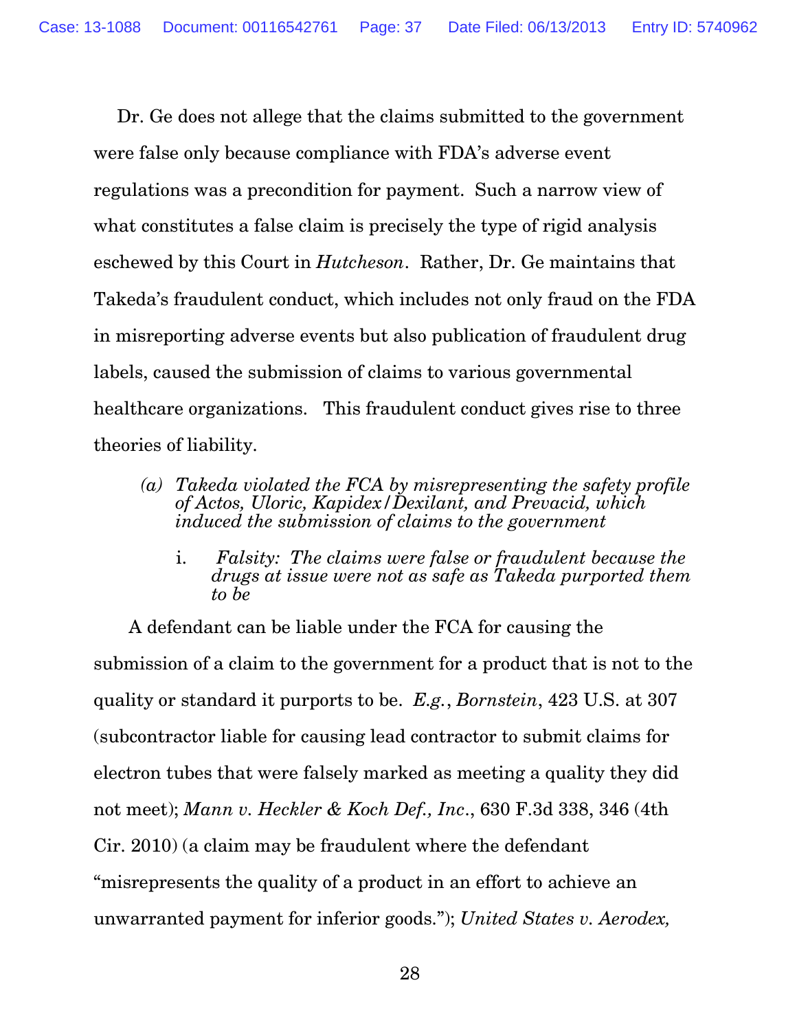Dr. Ge does not allege that the claims submitted to the government were false only because compliance with FDA's adverse event regulations was a precondition for payment. Such a narrow view of what constitutes a false claim is precisely the type of rigid analysis eschewed by this Court in *Hutcheson*. Rather, Dr. Ge maintains that Takeda's fraudulent conduct, which includes not only fraud on the FDA in misreporting adverse events but also publication of fraudulent drug labels, caused the submission of claims to various governmental healthcare organizations. This fraudulent conduct gives rise to three theories of liability.

*(a) Takeda violated the FCA by misrepresenting the safety profile of Actos, Uloric, Kapidex/Dexilant, and Prevacid, which induced the submission of claims to the government*

*i. Falsity: The claims were false or fraudulent because the drugs at issue were not as safe as Takeda purported them to be*

A defendant can be liable under the FCA for causing the submission of a claim to the government for a product that is not to the quality or standard it purports to be. *E.g.*, *Bornstein*, 423 U.S. at 307 (subcontractor liable for causing lead contractor to submit claims for electron tubes that were falsely marked as meeting a quality they did not meet); *Mann v. Heckler & Koch Def., Inc.*, 630 F.3d 338, 346 (4th Cir. 2010) (a claim may be fraudulent where the defendant "misrepresents the quality of a product in an effort to achieve an unwarranted payment for inferior goods."); *United States v. Aerodex,*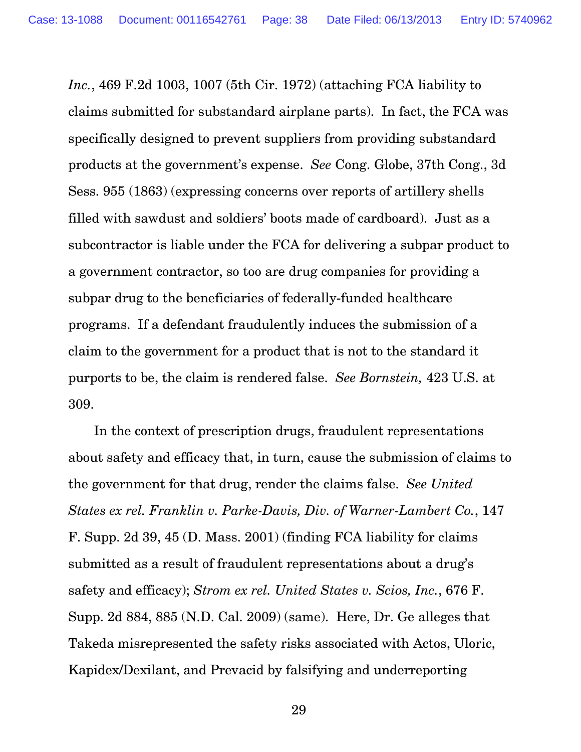*Inc.*, 469 F.2d 1003, 1007 (5th Cir. 1972) (attaching FCA liability to claims submitted for substandard airplane parts). In fact, the FCA was specifically designed to prevent suppliers from providing substandard products at the government's expense. *See* Cong. Globe, 37th Cong., 3d Sess. 955 (1863) (expressing concerns over reports of artillery shells filled with sawdust and soldiers' boots made of cardboard). Just as a subcontractor is liable under the FCA for delivering a subpar product to a government contractor, so too are drug companies for providing a subpar drug to the beneficiaries of federally-funded healthcare programs. If a defendant fraudulently induces the submission of a claim to the government for a product that is not to the standard it purports to be, the claim is rendered false. *See Bornstein,* 423 U.S. at 309.

In the context of prescription drugs, fraudulent representations about safety and efficacy that, in turn, cause the submission of claims to the government for that drug, render the claims false. *See United States ex rel. Franklin v. Parke-Davis, Div. of Warner-Lambert Co.*, 147 F. Supp. 2d 39, 45 (D. Mass. 2001) (finding FCA liability for claims submitted as a result of fraudulent representations about a drug's safety and efficacy); *Strom ex rel. United States v. Scios, Inc.*, 676 F. Supp. 2d 884, 885 (N.D. Cal. 2009) (same). Here, Dr. Ge alleges that Takeda misrepresented the safety risks associated with Actos, Uloric, Kapidex/Dexilant, and Prevacid by falsifying and underreporting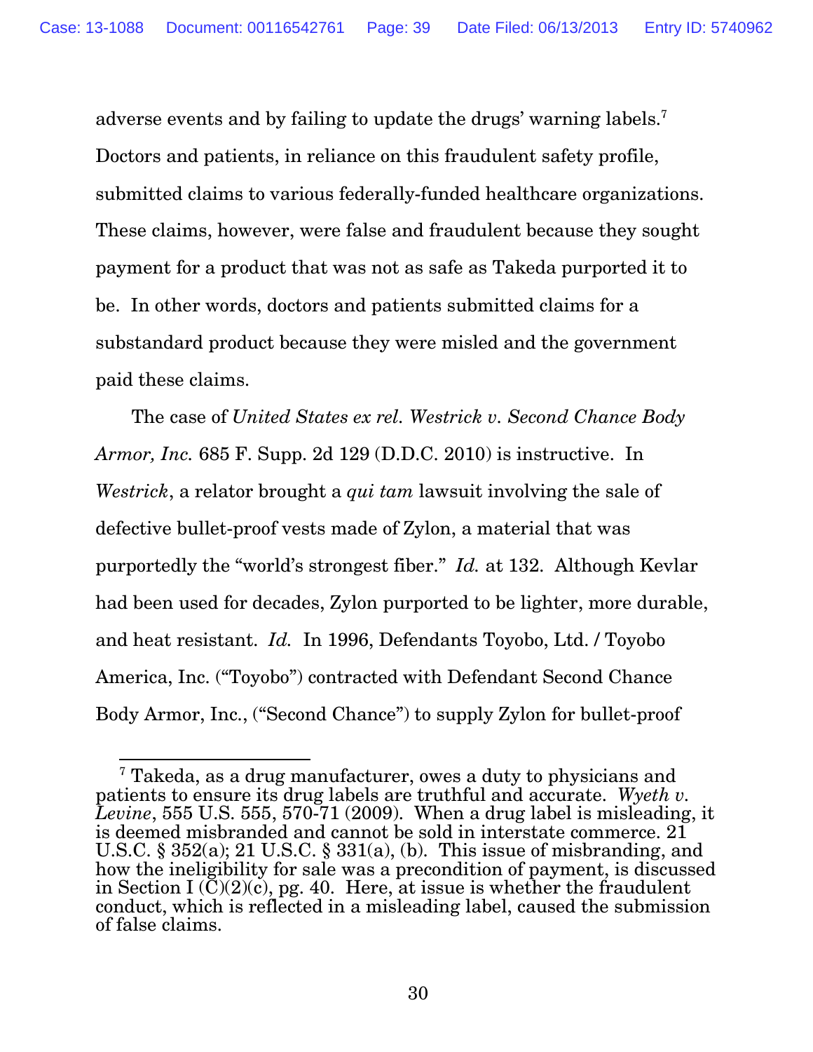adverse events and by failing to update the drugs' warning labels.[7] Doctors and patients, in reliance on this fraudulent safety profile, submitted claims to various federally-funded healthcare organizations. These claims, however, were false and fraudulent because they sought payment for a product that was not as safe as Takeda purported it to be. In other words, doctors and patients submitted claims for a substandard product because they were misled and the government paid these claims.

The case of *United States ex rel. Westrick v. Second Chance Body Armor, Inc.* 685 F. Supp. 2d 129 (D.D.C. 2010) is instructive. In *Westrick*, a relator brought a *qui tam* lawsuit involving the sale of defective bullet-proof vests made of Zylon, a material that was purportedly the "world's strongest fiber." *Id.* at 132. Although Kevlar had been used for decades, Zylon purported to be lighter, more durable, and heat resistant. *Id.* In 1996, Defendants Toyobo, Ltd. / Toyobo America, Inc. ("Toyobo") contracted with Defendant Second Chance Body Armor, Inc., ("Second Chance") to supply Zylon for bullet-proof

---

[7] Takeda, as a drug manufacturer, owes a duty to physicians and patients to ensure its drug labels are truthful and accurate. *Wyeth v. Levine*, 555 U.S. 555, 570-71 (2009). When a drug label is misleading, it is deemed misbranded and cannot be sold in interstate commerce. 21 U.S.C. § 352(a); 21 U.S.C. § 331(a), (b). This issue of misbranding, and how the ineligibility for sale was a precondition of payment, is discussed in Section I (C)(2)(c), pg. 40. Here, at issue is whether the fraudulent conduct, which is reflected in a misleading label, caused the submission of false claims.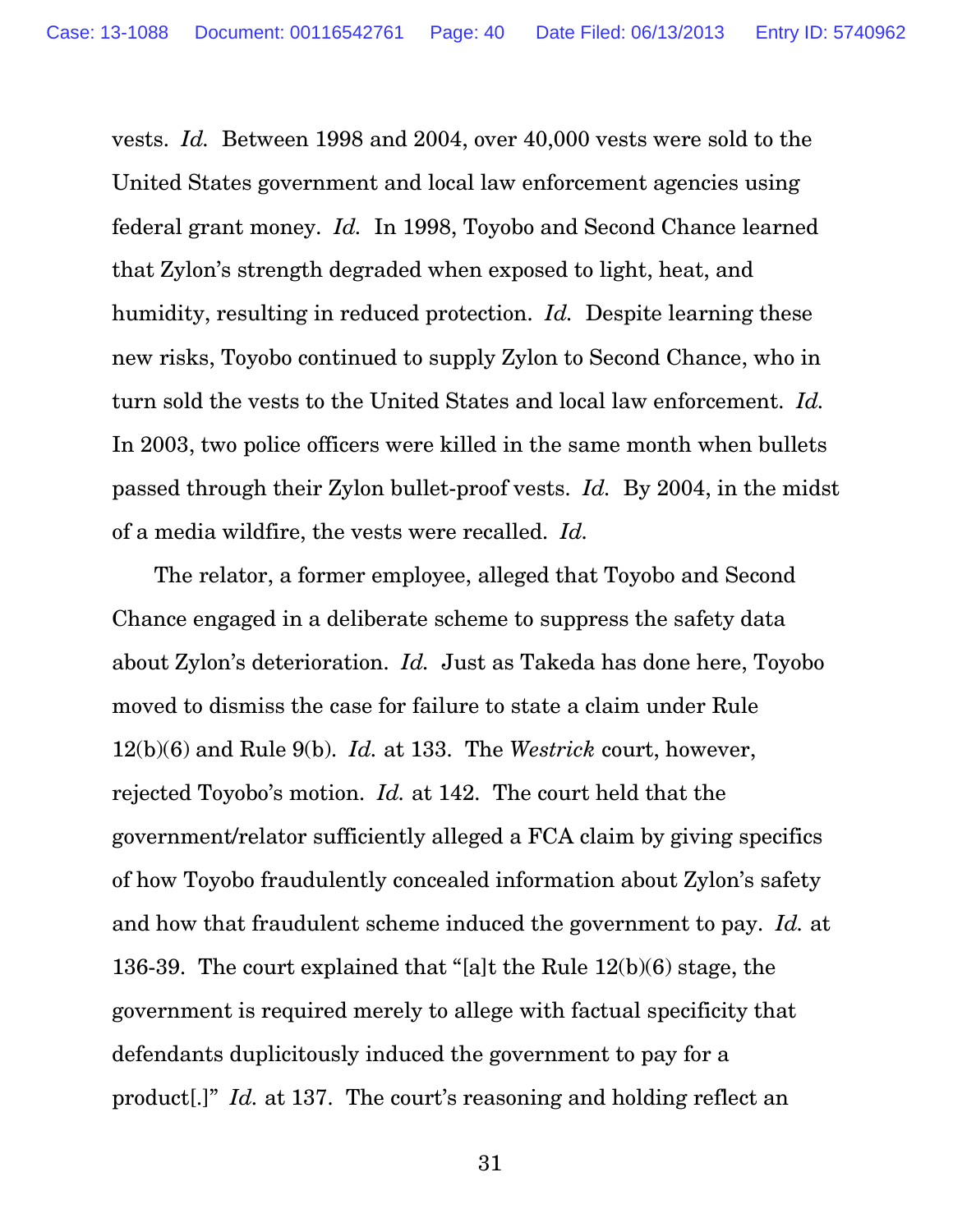vests. *Id.* Between 1998 and 2004, over 40,000 vests were sold to the United States government and local law enforcement agencies using federal grant money. *Id.* In 1998, Toyobo and Second Chance learned that Zylon's strength degraded when exposed to light, heat, and humidity, resulting in reduced protection. *Id.* Despite learning these new risks, Toyobo continued to supply Zylon to Second Chance, who in turn sold the vests to the United States and local law enforcement. *Id.* In 2003, two police officers were killed in the same month when bullets passed through their Zylon bullet-proof vests. *Id.* By 2004, in the midst of a media wildfire, the vests were recalled. *Id.*

The relator, a former employee, alleged that Toyobo and Second Chance engaged in a deliberate scheme to suppress the safety data about Zylon's deterioration. *Id.* Just as Takeda has done here, Toyobo moved to dismiss the case for failure to state a claim under Rule 12(b)(6) and Rule 9(b). *Id.* at 133. The *Westrick* court, however, rejected Toyobo's motion. *Id.* at 142. The court held that the government/relator sufficiently alleged a FCA claim by giving specifics of how Toyobo fraudulently concealed information about Zylon's safety and how that fraudulent scheme induced the government to pay. *Id.* at 136-39. The court explained that "[a]t the Rule 12(b)(6) stage, the government is required merely to allege with factual specificity that defendants duplicitously induced the government to pay for a product[.]" *Id.* at 137. The court's reasoning and holding reflect an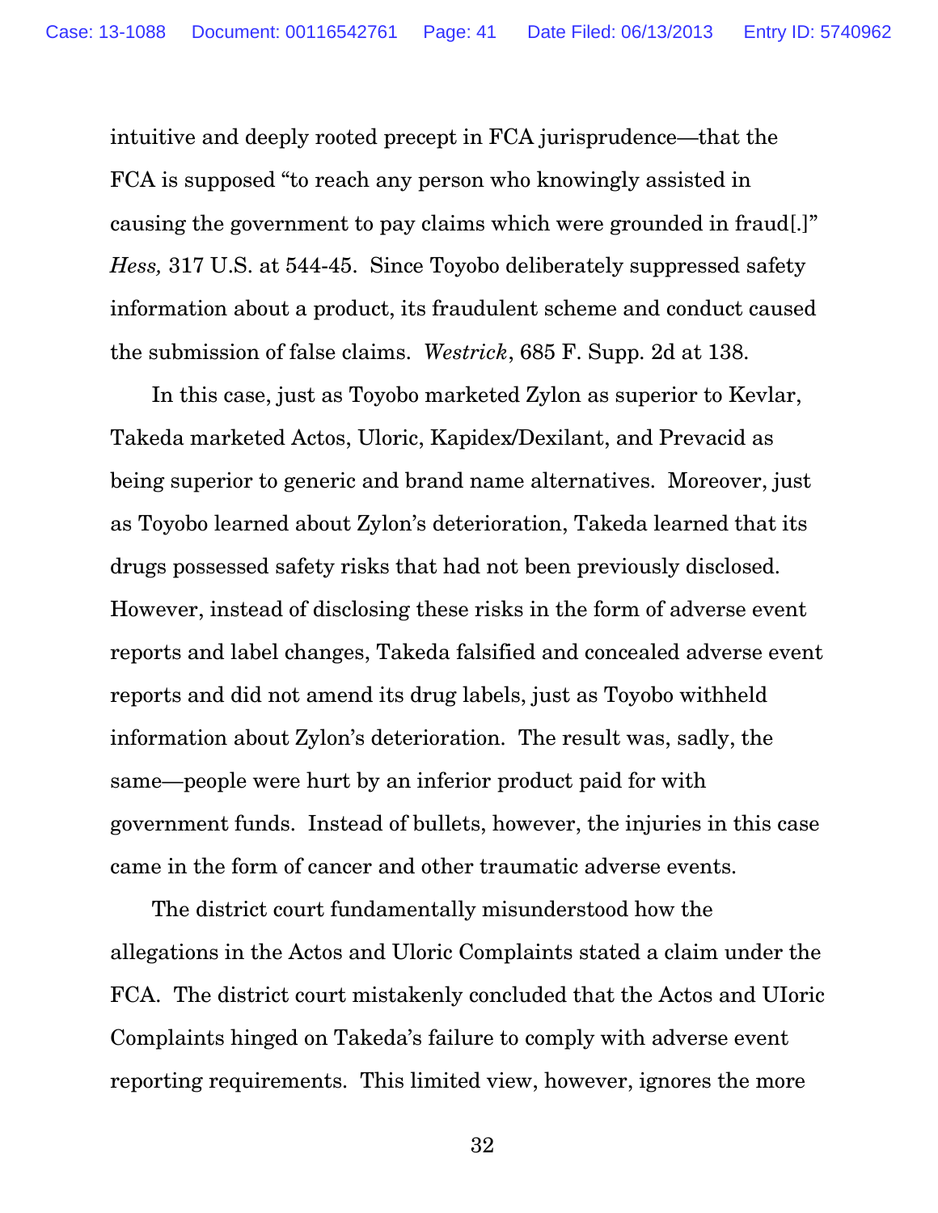intuitive and deeply rooted precept in FCA jurisprudence—that the FCA is supposed "to reach any person who knowingly assisted in causing the government to pay claims which were grounded in fraud[.]" *Hess,* 317 U.S. at 544-45. Since Toyobo deliberately suppressed safety information about a product, its fraudulent scheme and conduct caused the submission of false claims. *Westrick*, 685 F. Supp. 2d at 138.

In this case, just as Toyobo marketed Zylon as superior to Kevlar, Takeda marketed Actos, Uloric, Kapidex/Dexilant, and Prevacid as being superior to generic and brand name alternatives. Moreover, just as Toyobo learned about Zylon's deterioration, Takeda learned that its drugs possessed safety risks that had not been previously disclosed. However, instead of disclosing these risks in the form of adverse event reports and label changes, Takeda falsified and concealed adverse event reports and did not amend its drug labels, just as Toyobo withheld information about Zylon's deterioration. The result was, sadly, the same—people were hurt by an inferior product paid for with government funds. Instead of bullets, however, the injuries in this case came in the form of cancer and other traumatic adverse events.

The district court fundamentally misunderstood how the allegations in the Actos and Uloric Complaints stated a claim under the FCA. The district court mistakenly concluded that the Actos and UIoric Complaints hinged on Takeda's failure to comply with adverse event reporting requirements. This limited view, however, ignores the more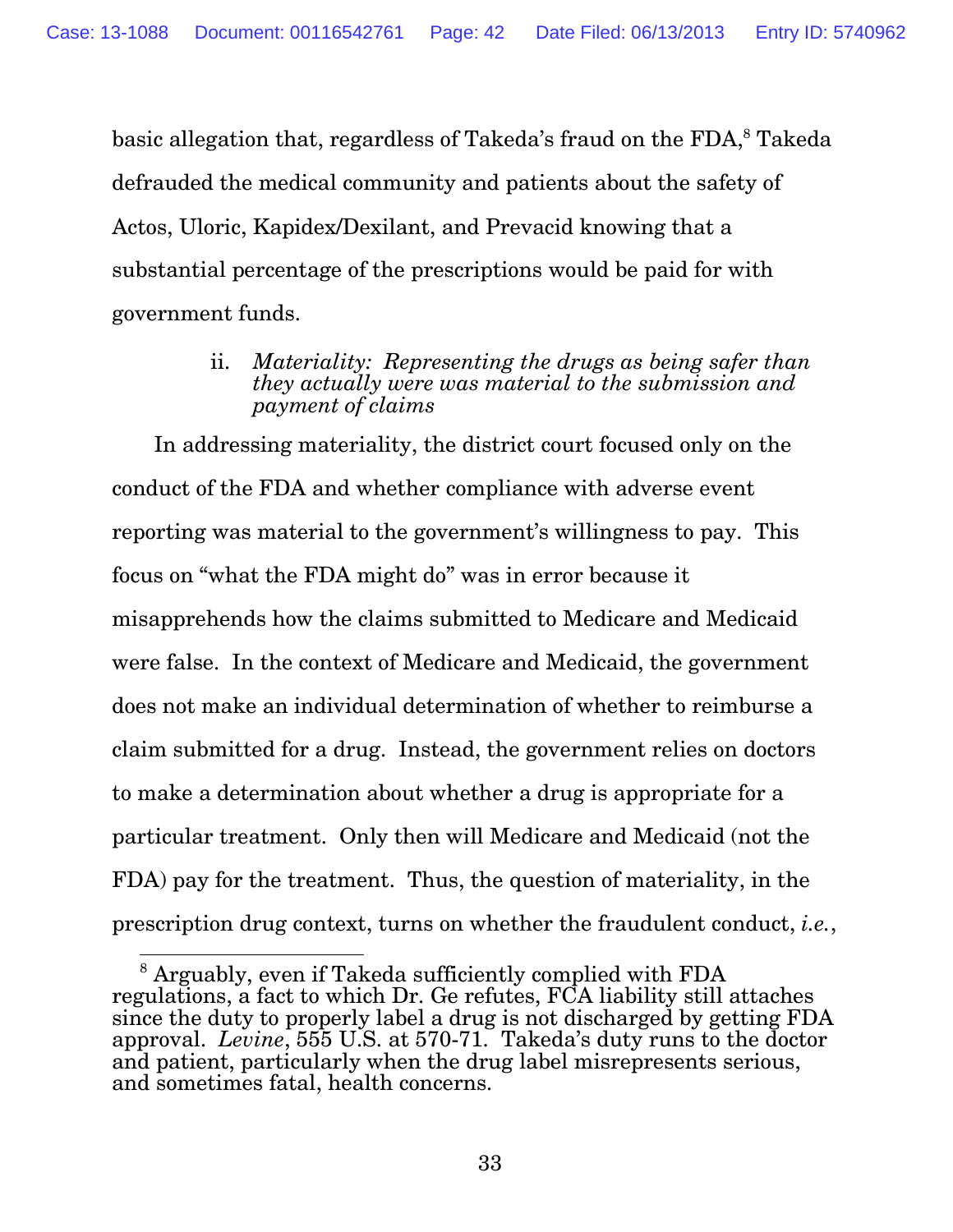basic allegation that, regardless of Takeda's fraud on the FDA,[8] Takeda defrauded the medical community and patients about the safety of Actos, Uloric, Kapidex/Dexilant, and Prevacid knowing that a substantial percentage of the prescriptions would be paid for with government funds.

ii. *Materiality: Representing the drugs as being safer than they actually were was material to the submission and payment of claims*

In addressing materiality, the district court focused only on the conduct of the FDA and whether compliance with adverse event reporting was material to the government's willingness to pay. This focus on "what the FDA might do" was in error because it misapprehends how the claims submitted to Medicare and Medicaid were false. In the context of Medicare and Medicaid, the government does not make an individual determination of whether to reimburse a claim submitted for a drug. Instead, the government relies on doctors to make a determination about whether a drug is appropriate for a particular treatment. Only then will Medicare and Medicaid (not the FDA) pay for the treatment. Thus, the question of materiality, in the prescription drug context, turns on whether the fraudulent conduct, *i.e.*,

[8] Arguably, even if Takeda sufficiently complied with FDA regulations, a fact to which Dr. Ge refutes, FCA liability still attaches since the duty to properly label a drug is not discharged by getting FDA approval. *Levine*, 555 U.S. at 570-71. Takeda's duty runs to the doctor and patient, particularly when the drug label misrepresents serious, and sometimes fatal, health concerns.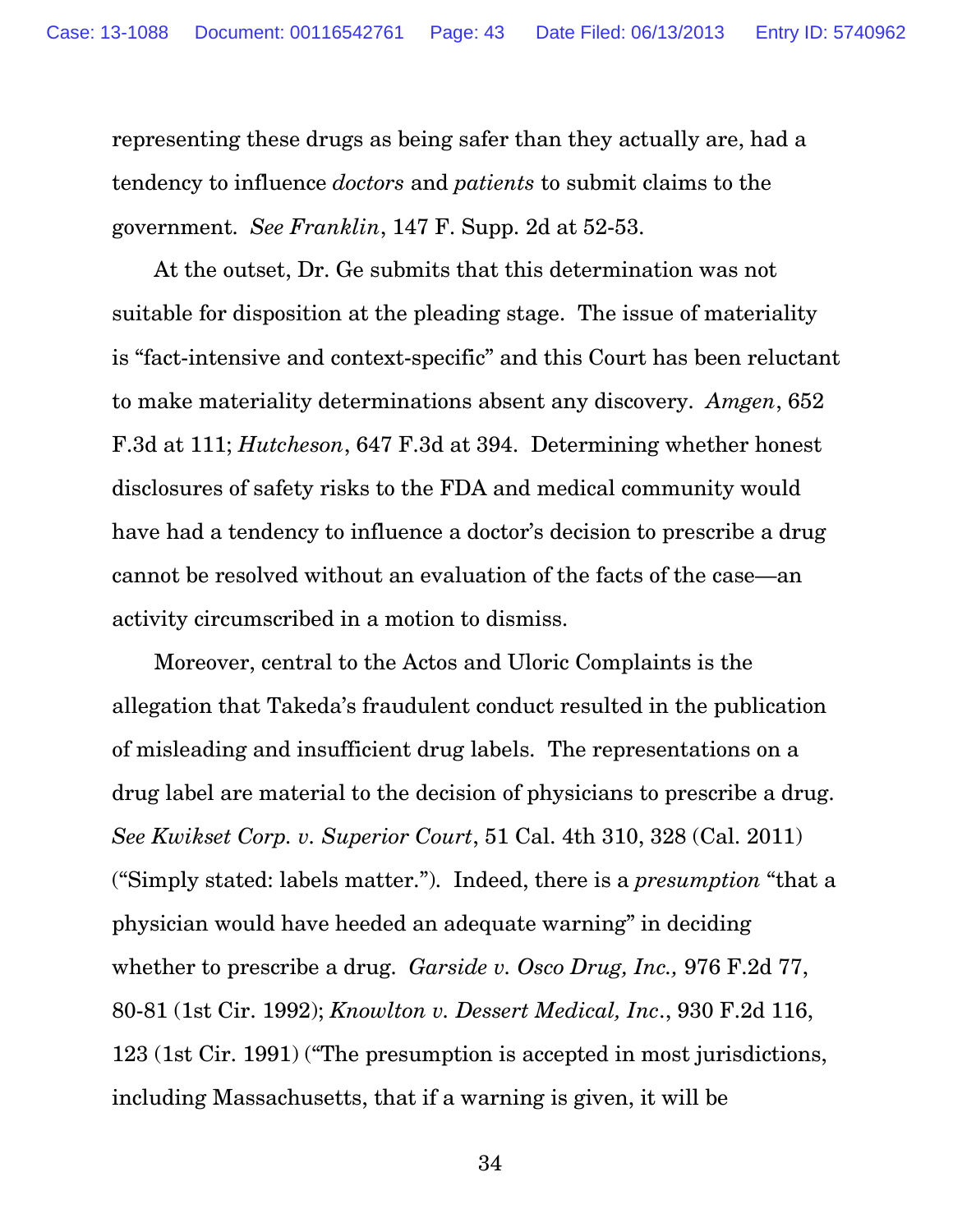representing these drugs as being safer than they actually are, had a tendency to influence *doctors* and *patients* to submit claims to the government. *See Franklin*, 147 F. Supp. 2d at 52-53.

At the outset, Dr. Ge submits that this determination was not suitable for disposition at the pleading stage. The issue of materiality is "fact-intensive and context-specific" and this Court has been reluctant to make materiality determinations absent any discovery. *Amgen*, 652 F.3d at 111; *Hutcheson*, 647 F.3d at 394. Determining whether honest disclosures of safety risks to the FDA and medical community would have had a tendency to influence a doctor's decision to prescribe a drug cannot be resolved without an evaluation of the facts of the case—an activity circumscribed in a motion to dismiss.

Moreover, central to the Actos and Uloric Complaints is the allegation that Takeda's fraudulent conduct resulted in the publication of misleading and insufficient drug labels. The representations on a drug label are material to the decision of physicians to prescribe a drug. *See Kwikset Corp. v. Superior Court*, 51 Cal. 4th 310, 328 (Cal. 2011) ("Simply stated: labels matter."). Indeed, there is a *presumption* "that a physician would have heeded an adequate warning" in deciding whether to prescribe a drug. *Garside v. Osco Drug, Inc.,* 976 F.2d 77, 80-81 (1st Cir. 1992); *Knowlton v. Dessert Medical, Inc*., 930 F.2d 116, 123 (1st Cir. 1991) ("The presumption is accepted in most jurisdictions, including Massachusetts, that if a warning is given, it will be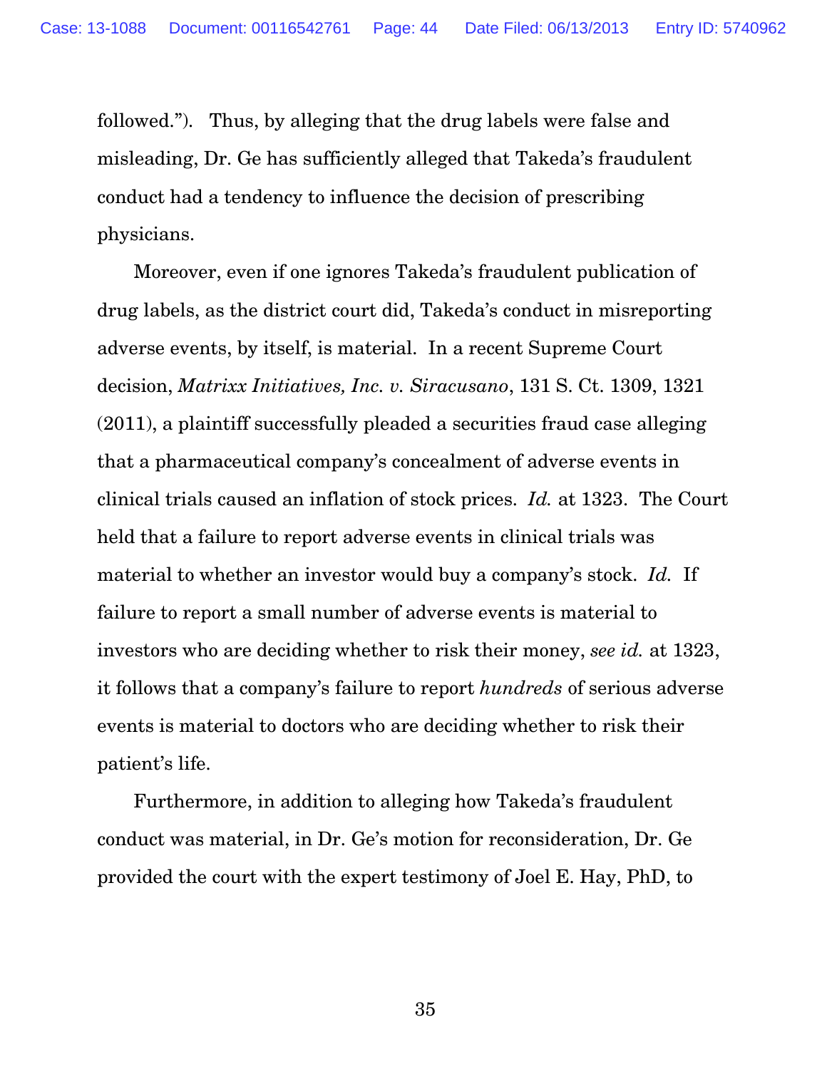followed."). Thus, by alleging that the drug labels were false and misleading, Dr. Ge has sufficiently alleged that Takeda's fraudulent conduct had a tendency to influence the decision of prescribing physicians.

Moreover, even if one ignores Takeda's fraudulent publication of drug labels, as the district court did, Takeda's conduct in misreporting adverse events, by itself, is material. In a recent Supreme Court decision, *Matrixx Initiatives, Inc. v. Siracusano*, 131 S. Ct. 1309, 1321 (2011), a plaintiff successfully pleaded a securities fraud case alleging that a pharmaceutical company's concealment of adverse events in clinical trials caused an inflation of stock prices. *Id.* at 1323. The Court held that a failure to report adverse events in clinical trials was material to whether an investor would buy a company's stock. *Id.* If failure to report a small number of adverse events is material to investors who are deciding whether to risk their money, *see id.* at 1323, it follows that a company's failure to report *hundreds* of serious adverse events is material to doctors who are deciding whether to risk their patient's life.

Furthermore, in addition to alleging how Takeda's fraudulent conduct was material, in Dr. Ge's motion for reconsideration, Dr. Ge provided the court with the expert testimony of Joel E. Hay, PhD, to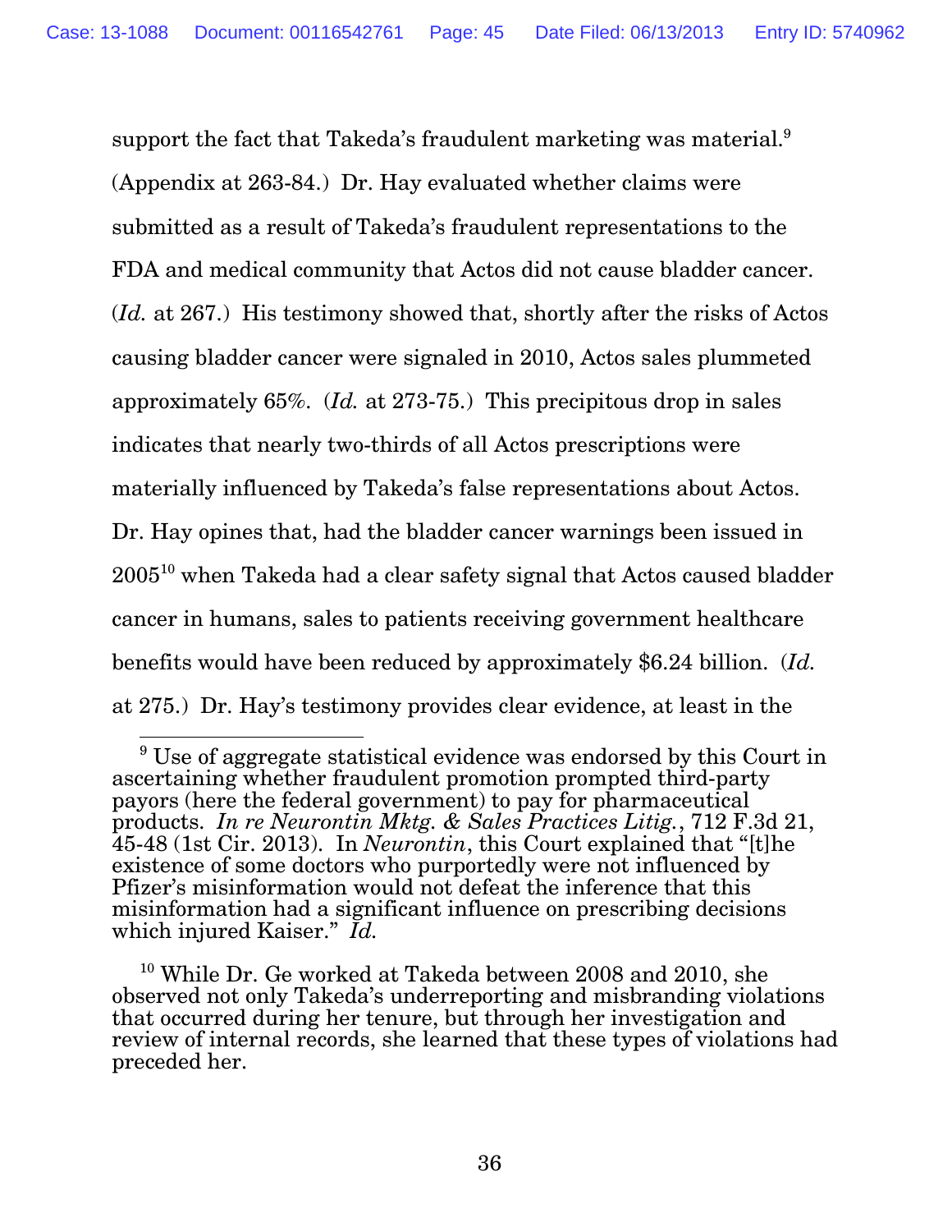support the fact that Takeda's fraudulent marketing was material.[9] (Appendix at 263-84.) Dr. Hay evaluated whether claims were submitted as a result of Takeda's fraudulent representations to the FDA and medical community that Actos did not cause bladder cancer. (*Id.* at 267.) His testimony showed that, shortly after the risks of Actos causing bladder cancer were signaled in 2010, Actos sales plummeted approximately 65%. (*Id.* at 273-75.) This precipitous drop in sales indicates that nearly two-thirds of all Actos prescriptions were materially influenced by Takeda's false representations about Actos. Dr. Hay opines that, had the bladder cancer warnings been issued in 2005[10] when Takeda had a clear safety signal that Actos caused bladder cancer in humans, sales to patients receiving government healthcare benefits would have been reduced by approximately $6.24 billion. (*Id.* at 275.) Dr. Hay's testimony provides clear evidence, at least in the

---

[9] Use of aggregate statistical evidence was endorsed by this Court in ascertaining whether fraudulent promotion prompted third-party payors (here the federal government) to pay for pharmaceutical products. *In re Neurontin Mktg. & Sales Practices Litig.*, 712 F.3d 21, 45-48 (1st Cir. 2013). In *Neurontin*, this Court explained that "[t]he existence of some doctors who purportedly were not influenced by Pfizer's misinformation would not defeat the inference that this misinformation had a significant influence on prescribing decisions which injured Kaiser." *Id.*

[10] While Dr. Ge worked at Takeda between 2008 and 2010, she observed not only Takeda's underreporting and misbranding violations that occurred during her tenure, but through her investigation and review of internal records, she learned that these types of violations had preceded her.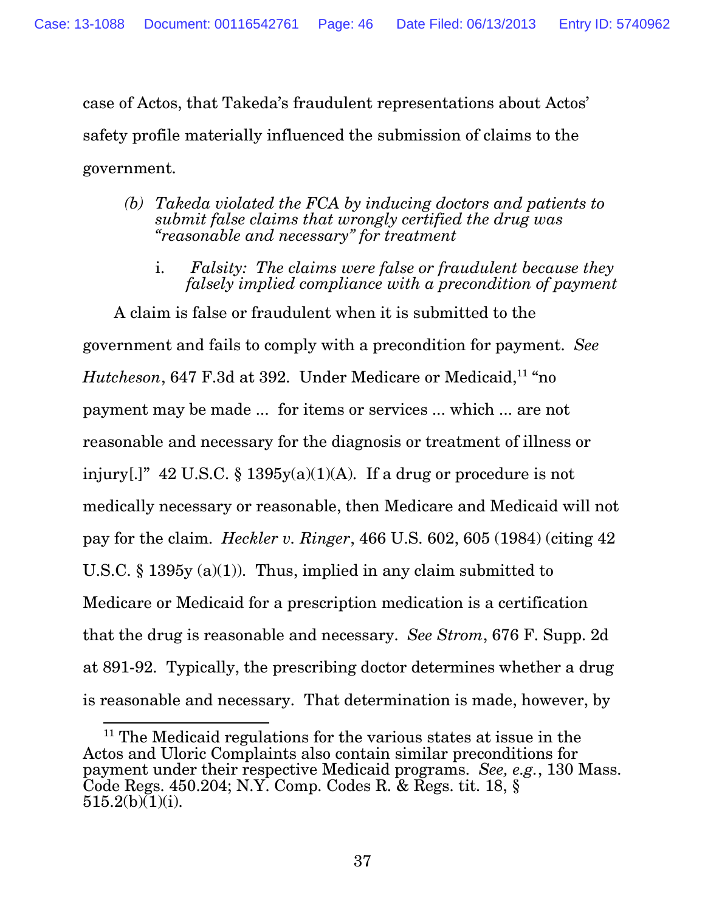case of Actos, that Takeda's fraudulent representations about Actos' safety profile materially influenced the submission of claims to the government.

*(b) Takeda violated the FCA by inducing doctors and patients to submit false claims that wrongly certified the drug was "reasonable and necessary" for treatment*

i. *Falsity: The claims were false or fraudulent because they falsely implied compliance with a precondition of payment*

A claim is false or fraudulent when it is submitted to the government and fails to comply with a precondition for payment. *See Hutcheson*, 647 F.3d at 392. Under Medicare or Medicaid,[11] "no payment may be made ... for items or services ... which ... are not reasonable and necessary for the diagnosis or treatment of illness or injury[.]" 42 U.S.C. § 1395y(a)(1)(A). If a drug or procedure is not medically necessary or reasonable, then Medicare and Medicaid will not pay for the claim. *Heckler v. Ringer*, 466 U.S. 602, 605 (1984) (citing 42 U.S.C. § 1395y (a)(1)). Thus, implied in any claim submitted to Medicare or Medicaid for a prescription medication is a certification that the drug is reasonable and necessary. *See Strom*, 676 F. Supp. 2d at 891-92. Typically, the prescribing doctor determines whether a drug is reasonable and necessary. That determination is made, however, by

[11] The Medicaid regulations for the various states at issue in the Actos and Uloric Complaints also contain similar preconditions for payment under their respective Medicaid programs. *See, e.g.*, 130 Mass. Code Regs. 450.204; N.Y. Comp. Codes R. & Regs. tit. 18, § 515.2(b)(1)(i).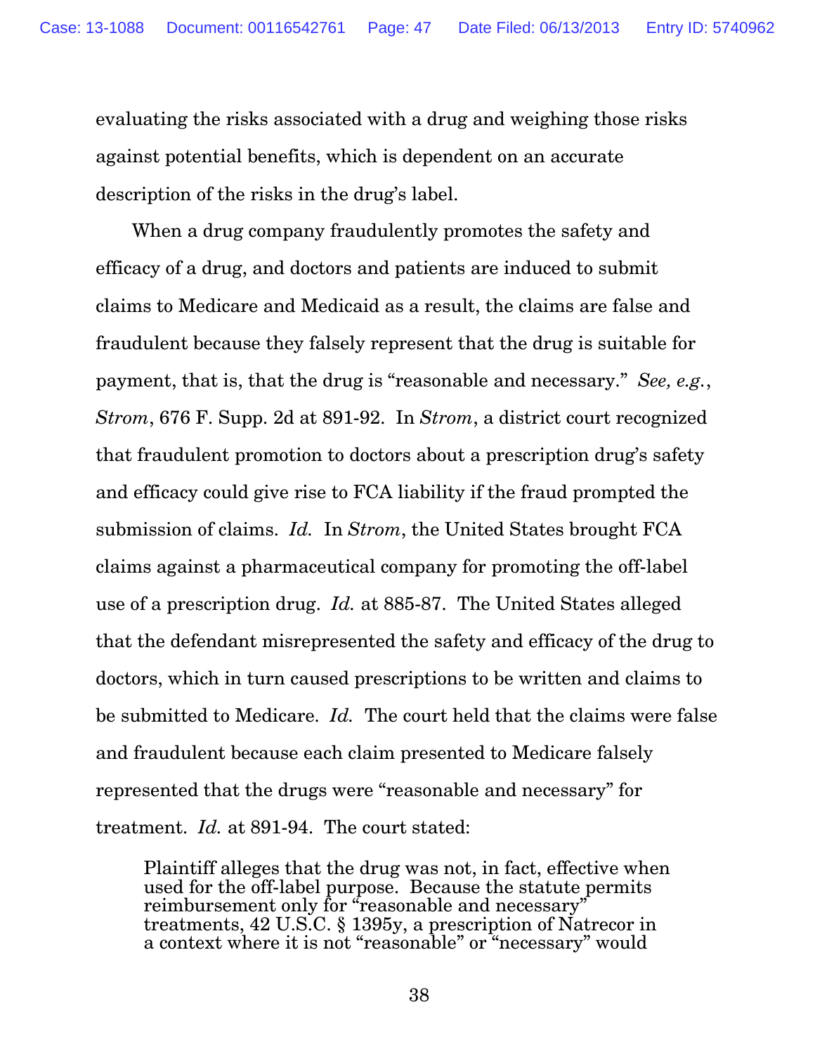evaluating the risks associated with a drug and weighing those risks against potential benefits, which is dependent on an accurate description of the risks in the drug's label.

When a drug company fraudulently promotes the safety and efficacy of a drug, and doctors and patients are induced to submit claims to Medicare and Medicaid as a result, the claims are false and fraudulent because they falsely represent that the drug is suitable for payment, that is, that the drug is "reasonable and necessary." *See, e.g.*, *Strom*, 676 F. Supp. 2d at 891-92. In *Strom*, a district court recognized that fraudulent promotion to doctors about a prescription drug's safety and efficacy could give rise to FCA liability if the fraud prompted the submission of claims. *Id.* In *Strom*, the United States brought FCA claims against a pharmaceutical company for promoting the off-label use of a prescription drug. *Id.* at 885-87. The United States alleged that the defendant misrepresented the safety and efficacy of the drug to doctors, which in turn caused prescriptions to be written and claims to be submitted to Medicare. *Id.* The court held that the claims were false and fraudulent because each claim presented to Medicare falsely represented that the drugs were "reasonable and necessary" for treatment. *Id.* at 891-94. The court stated:

> Plaintiff alleges that the drug was not, in fact, effective when used for the off-label purpose. Because the statute permits reimbursement only for "reasonable and necessary" treatments, 42 U.S.C. § 1395y, a prescription of Natrecor in a context where it is not "reasonable" or "necessary" would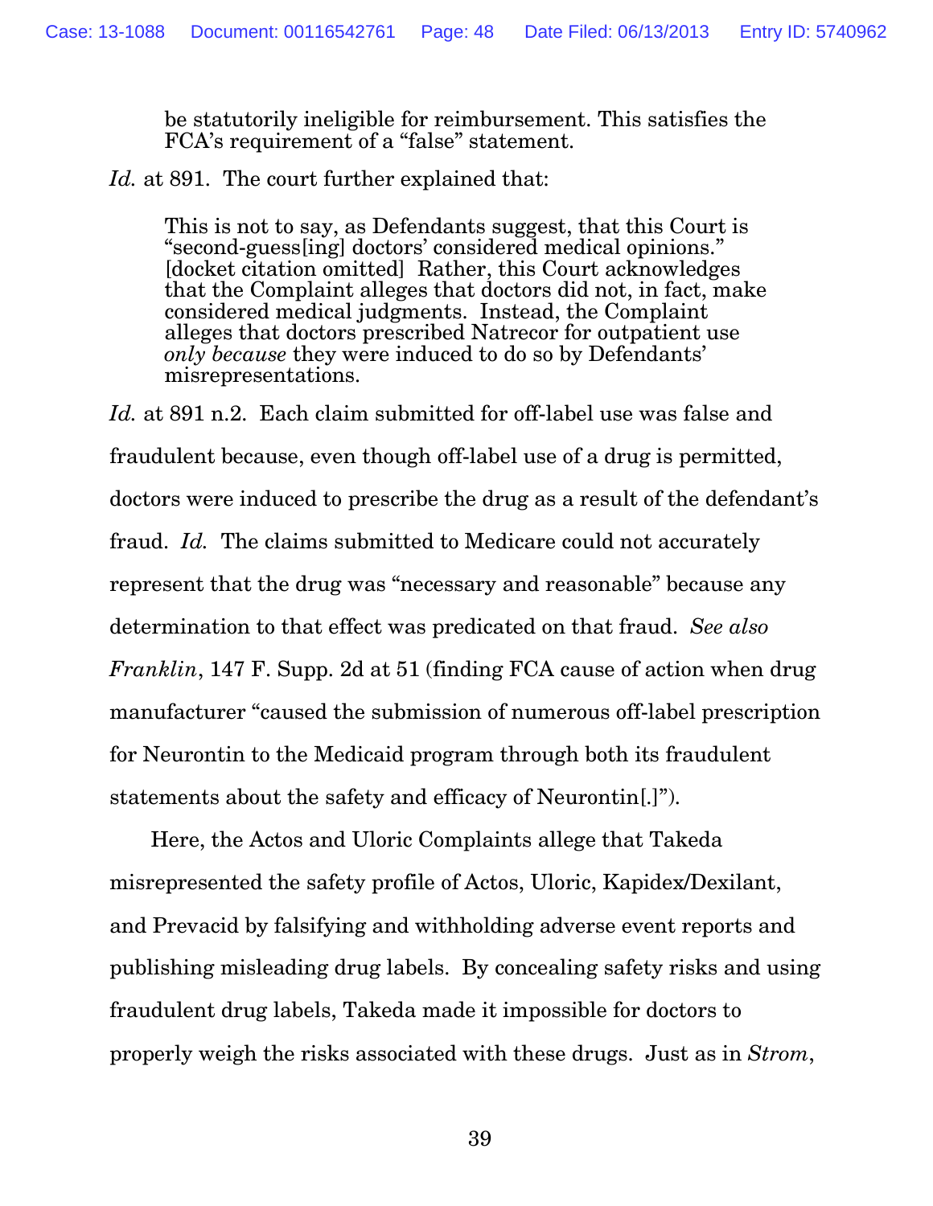> be statutorily ineligible for reimbursement. This satisfies the FCA's requirement of a "false" statement.

*Id.* at 891. The court further explained that:

> This is not to say, as Defendants suggest, that this Court is "second-guess[ing] doctors' considered medical opinions." [docket citation omitted] Rather, this Court acknowledges that the Complaint alleges that doctors did not, in fact, make considered medical judgments. Instead, the Complaint alleges that doctors prescribed Natrecor for outpatient use *only because* they were induced to do so by Defendants' misrepresentations.

*Id.* at 891 n.2. Each claim submitted for off-label use was false and fraudulent because, even though off-label use of a drug is permitted, doctors were induced to prescribe the drug as a result of the defendant's fraud. *Id.* The claims submitted to Medicare could not accurately represent that the drug was "necessary and reasonable" because any determination to that effect was predicated on that fraud. *See also Franklin*, 147 F. Supp. 2d at 51 (finding FCA cause of action when drug manufacturer "caused the submission of numerous off-label prescription for Neurontin to the Medicaid program through both its fraudulent statements about the safety and efficacy of Neurontin[.]").

Here, the Actos and Uloric Complaints allege that Takeda misrepresented the safety profile of Actos, Uloric, Kapidex/Dexilant, and Prevacid by falsifying and withholding adverse event reports and publishing misleading drug labels. By concealing safety risks and using fraudulent drug labels, Takeda made it impossible for doctors to properly weigh the risks associated with these drugs. Just as in *Strom*,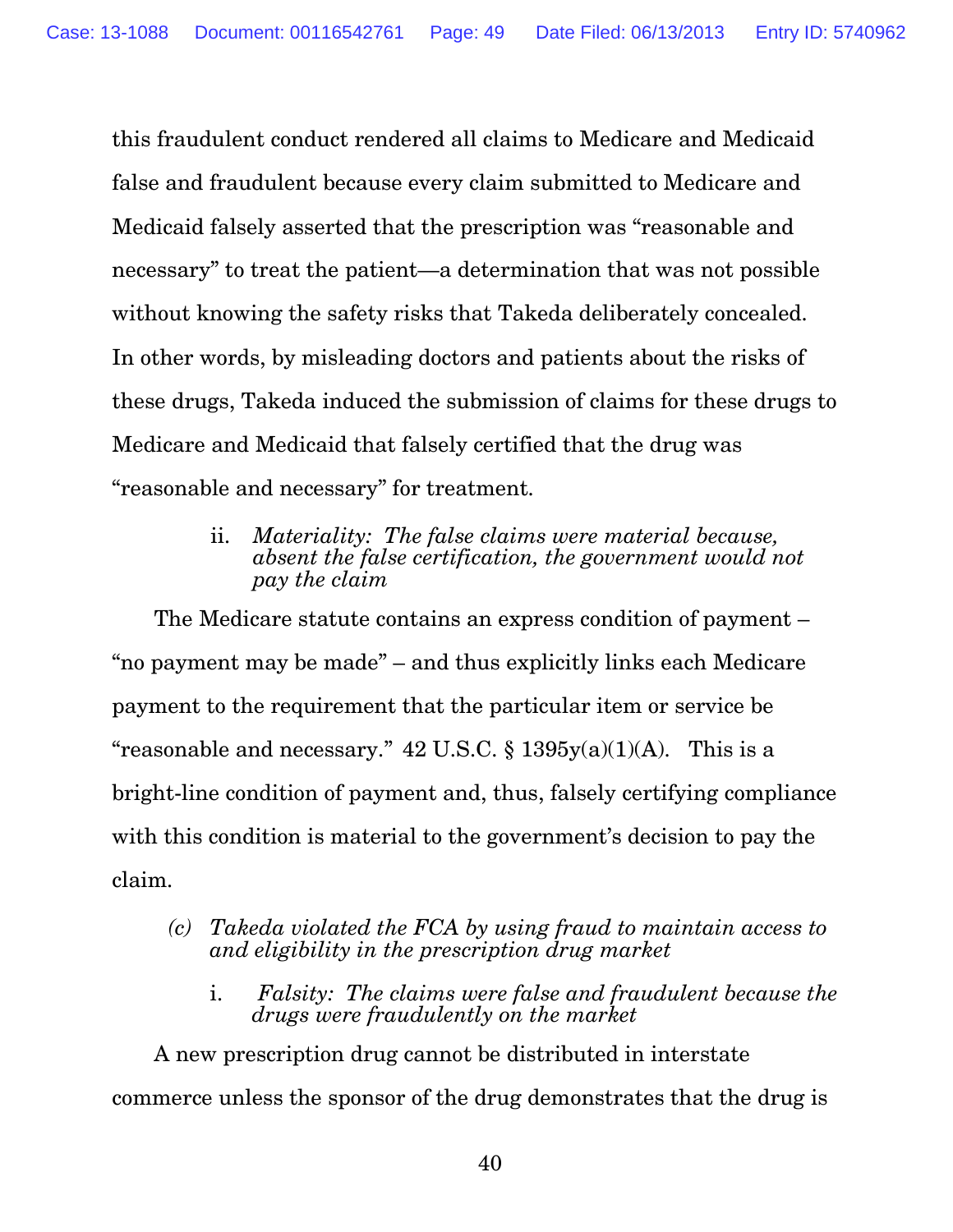this fraudulent conduct rendered all claims to Medicare and Medicaid false and fraudulent because every claim submitted to Medicare and Medicaid falsely asserted that the prescription was "reasonable and necessary" to treat the patient—a determination that was not possible without knowing the safety risks that Takeda deliberately concealed. In other words, by misleading doctors and patients about the risks of these drugs, Takeda induced the submission of claims for these drugs to Medicare and Medicaid that falsely certified that the drug was "reasonable and necessary" for treatment.

ii. *Materiality: The false claims were material because, absent the false certification, the government would not pay the claim*

The Medicare statute contains an express condition of payment – "no payment may be made" – and thus explicitly links each Medicare payment to the requirement that the particular item or service be "reasonable and necessary." 42 U.S.C. § 1395y(a)(1)(A). This is a bright-line condition of payment and, thus, falsely certifying compliance with this condition is material to the government's decision to pay the claim.

*(c) Takeda violated the FCA by using fraud to maintain access to and eligibility in the prescription drug market*

i. *Falsity: The claims were false and fraudulent because the drugs were fraudulently on the market*

A new prescription drug cannot be distributed in interstate commerce unless the sponsor of the drug demonstrates that the drug is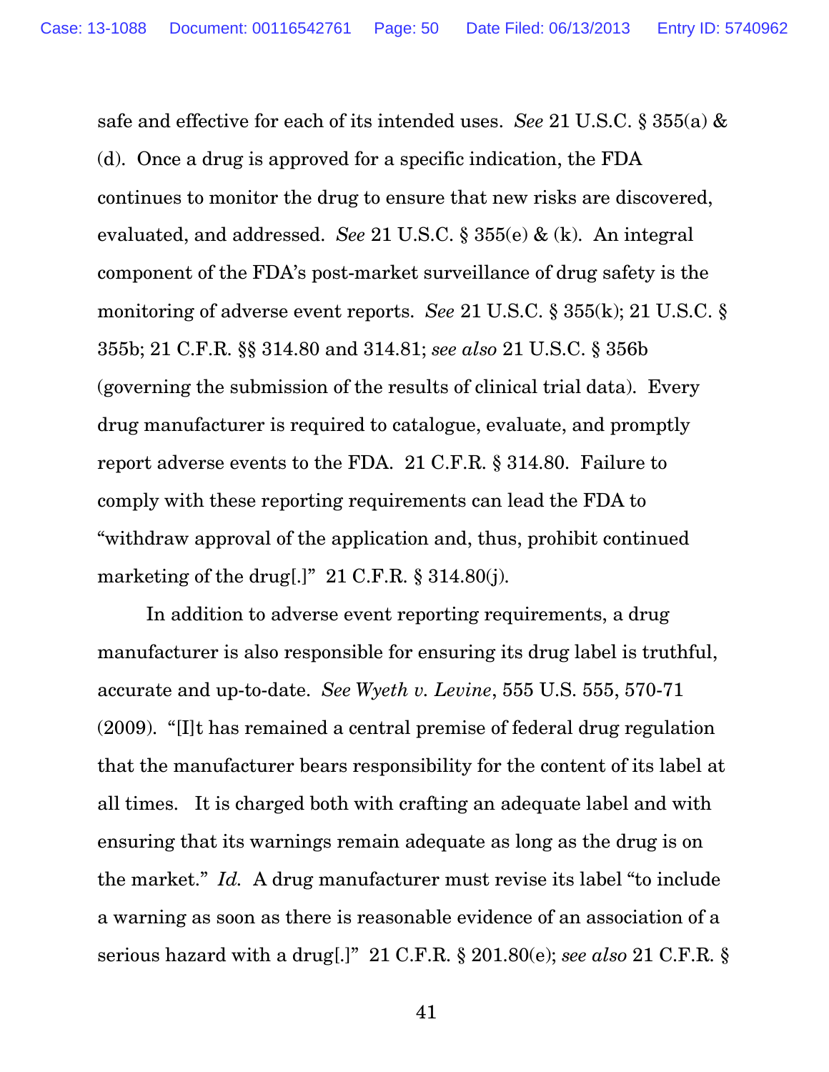safe and effective for each of its intended uses. *See* 21 U.S.C. § 355(a) & (d). Once a drug is approved for a specific indication, the FDA continues to monitor the drug to ensure that new risks are discovered, evaluated, and addressed. *See* 21 U.S.C. § 355(e) & (k). An integral component of the FDA's post-market surveillance of drug safety is the monitoring of adverse event reports. *See* 21 U.S.C. § 355(k); 21 U.S.C. § 355b; 21 C.F.R. §§ 314.80 and 314.81; *see also* 21 U.S.C. § 356b (governing the submission of the results of clinical trial data). Every drug manufacturer is required to catalogue, evaluate, and promptly report adverse events to the FDA. 21 C.F.R. § 314.80. Failure to comply with these reporting requirements can lead the FDA to "withdraw approval of the application and, thus, prohibit continued marketing of the drug[.]" 21 C.F.R. § 314.80(j).

In addition to adverse event reporting requirements, a drug manufacturer is also responsible for ensuring its drug label is truthful, accurate and up-to-date. *See Wyeth v. Levine*, 555 U.S. 555, 570-71 (2009). "[I]t has remained a central premise of federal drug regulation that the manufacturer bears responsibility for the content of its label at all times. It is charged both with crafting an adequate label and with ensuring that its warnings remain adequate as long as the drug is on the market." *Id.* A drug manufacturer must revise its label "to include a warning as soon as there is reasonable evidence of an association of a serious hazard with a drug[.]" 21 C.F.R. § 201.80(e); *see also* 21 C.F.R. §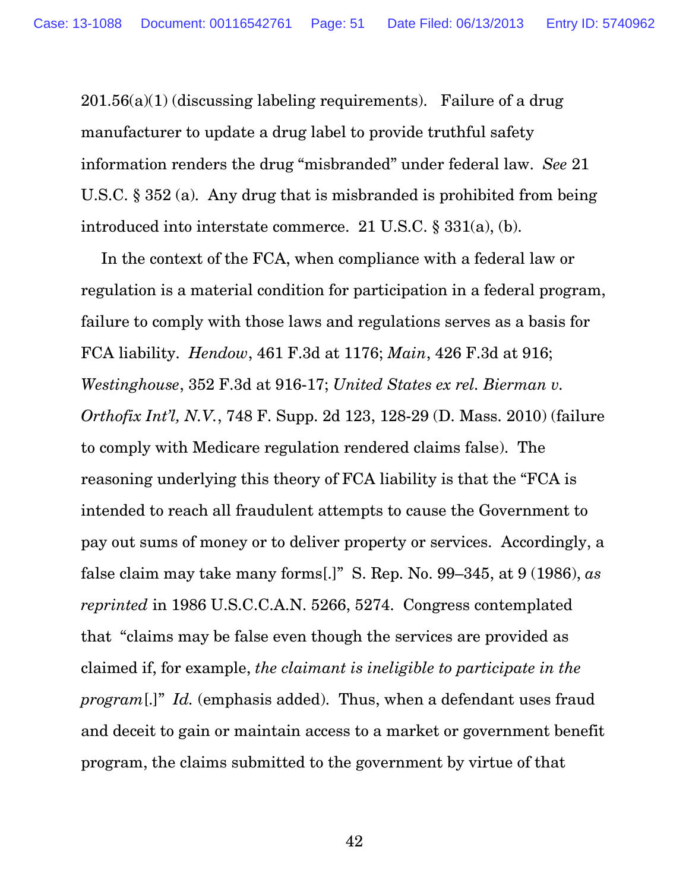201.56(a)(1) (discussing labeling requirements). Failure of a drug manufacturer to update a drug label to provide truthful safety information renders the drug "misbranded" under federal law. *See* 21 U.S.C. § 352 (a). Any drug that is misbranded is prohibited from being introduced into interstate commerce. 21 U.S.C. § 331(a), (b).

In the context of the FCA, when compliance with a federal law or regulation is a material condition for participation in a federal program, failure to comply with those laws and regulations serves as a basis for FCA liability. *Hendow*, 461 F.3d at 1176; *Main*, 426 F.3d at 916; *Westinghouse*, 352 F.3d at 916-17; *United States ex rel. Bierman v. Orthofix Int'l, N.V.*, 748 F. Supp. 2d 123, 128-29 (D. Mass. 2010) (failure to comply with Medicare regulation rendered claims false). The reasoning underlying this theory of FCA liability is that the "FCA is intended to reach all fraudulent attempts to cause the Government to pay out sums of money or to deliver property or services. Accordingly, a false claim may take many forms[.]" S. Rep. No. 99–345, at 9 (1986), *as reprinted* in 1986 U.S.C.C.A.N. 5266, 5274. Congress contemplated that "claims may be false even though the services are provided as claimed if, for example, *the claimant is ineligible to participate in the program*[.]" *Id.* (emphasis added). Thus, when a defendant uses fraud and deceit to gain or maintain access to a market or government benefit program, the claims submitted to the government by virtue of that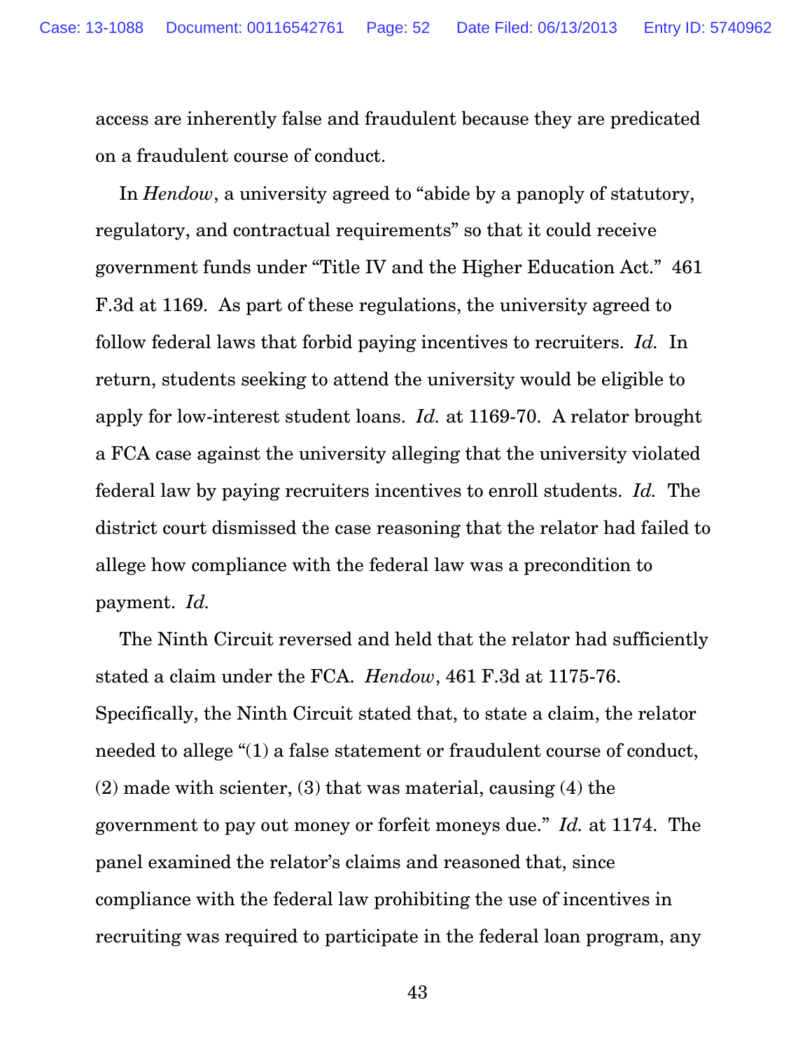access are inherently false and fraudulent because they are predicated on a fraudulent course of conduct.

In *Hendow*, a university agreed to "abide by a panoply of statutory, regulatory, and contractual requirements" so that it could receive government funds under "Title IV and the Higher Education Act." 461 F.3d at 1169. As part of these regulations, the university agreed to follow federal laws that forbid paying incentives to recruiters. *Id.* In return, students seeking to attend the university would be eligible to apply for low-interest student loans. *Id.* at 1169-70. A relator brought a FCA case against the university alleging that the university violated federal law by paying recruiters incentives to enroll students. *Id.* The district court dismissed the case reasoning that the relator had failed to allege how compliance with the federal law was a precondition to payment. *Id.*

The Ninth Circuit reversed and held that the relator had sufficiently stated a claim under the FCA. *Hendow*, 461 F.3d at 1175-76. Specifically, the Ninth Circuit stated that, to state a claim, the relator needed to allege "(1) a false statement or fraudulent course of conduct, (2) made with scienter, (3) that was material, causing (4) the government to pay out money or forfeit moneys due." *Id.* at 1174. The panel examined the relator's claims and reasoned that, since compliance with the federal law prohibiting the use of incentives in recruiting was required to participate in the federal loan program, any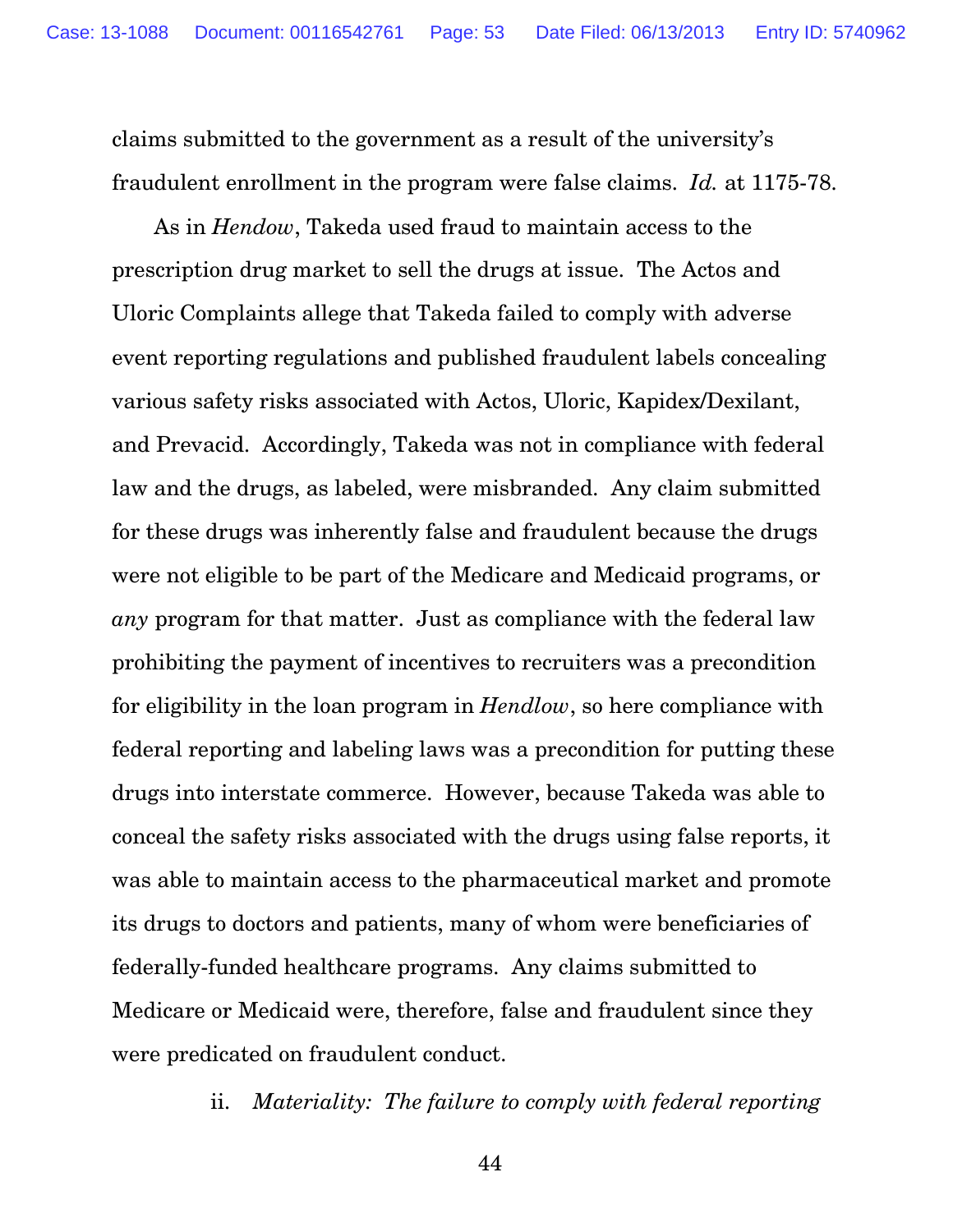claims submitted to the government as a result of the university's fraudulent enrollment in the program were false claims. *Id.* at 1175-78.

As in *Hendow*, Takeda used fraud to maintain access to the prescription drug market to sell the drugs at issue. The Actos and Uloric Complaints allege that Takeda failed to comply with adverse event reporting regulations and published fraudulent labels concealing various safety risks associated with Actos, Uloric, Kapidex/Dexilant, and Prevacid. Accordingly, Takeda was not in compliance with federal law and the drugs, as labeled, were misbranded. Any claim submitted for these drugs was inherently false and fraudulent because the drugs were not eligible to be part of the Medicare and Medicaid programs, or *any* program for that matter. Just as compliance with the federal law prohibiting the payment of incentives to recruiters was a precondition for eligibility in the loan program in *Hendlow*, so here compliance with federal reporting and labeling laws was a precondition for putting these drugs into interstate commerce. However, because Takeda was able to conceal the safety risks associated with the drugs using false reports, it was able to maintain access to the pharmaceutical market and promote its drugs to doctors and patients, many of whom were beneficiaries of federally-funded healthcare programs. Any claims submitted to Medicare or Medicaid were, therefore, false and fraudulent since they were predicated on fraudulent conduct.

ii. *Materiality: The failure to comply with federal reporting*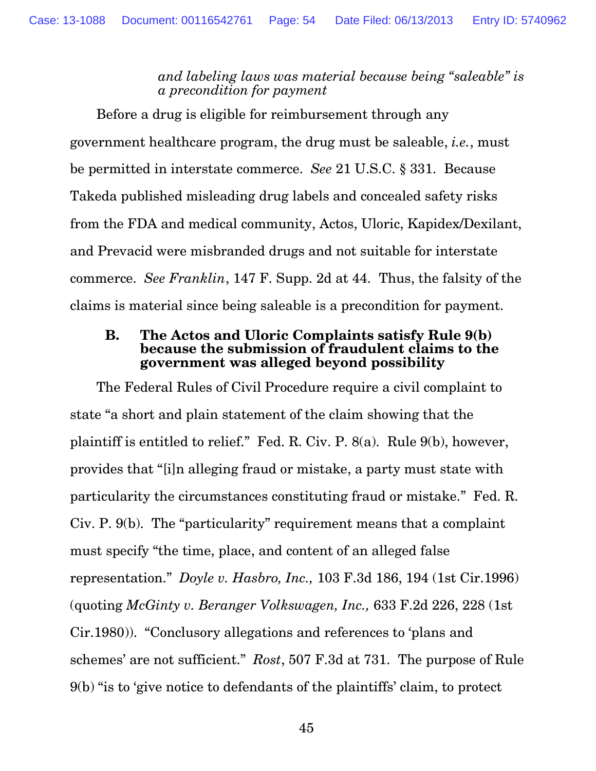*and labeling laws was material because being "saleable" is a precondition for payment*

Before a drug is eligible for reimbursement through any government healthcare program, the drug must be saleable, *i.e.*, must be permitted in interstate commerce. *See* 21 U.S.C. § 331. Because Takeda published misleading drug labels and concealed safety risks from the FDA and medical community, Actos, Uloric, Kapidex/Dexilant, and Prevacid were misbranded drugs and not suitable for interstate commerce. *See Franklin*, 147 F. Supp. 2d at 44. Thus, the falsity of the claims is material since being saleable is a precondition for payment.

### B. The Actos and Uloric Complaints satisfy Rule 9(b) because the submission of fraudulent claims to the government was alleged beyond possibility

The Federal Rules of Civil Procedure require a civil complaint to state "a short and plain statement of the claim showing that the plaintiff is entitled to relief." Fed. R. Civ. P. 8(a). Rule 9(b), however, provides that "[i]n alleging fraud or mistake, a party must state with particularity the circumstances constituting fraud or mistake." Fed. R. Civ. P. 9(b). The "particularity" requirement means that a complaint must specify "the time, place, and content of an alleged false representation." *Doyle v. Hasbro, Inc.,* 103 F.3d 186, 194 (1st Cir.1996) (quoting *McGinty v. Beranger Volkswagen, Inc.,* 633 F.2d 226, 228 (1st Cir.1980)). "Conclusory allegations and references to 'plans and schemes' are not sufficient." *Rost*, 507 F.3d at 731. The purpose of Rule 9(b) "is to 'give notice to defendants of the plaintiffs' claim, to protect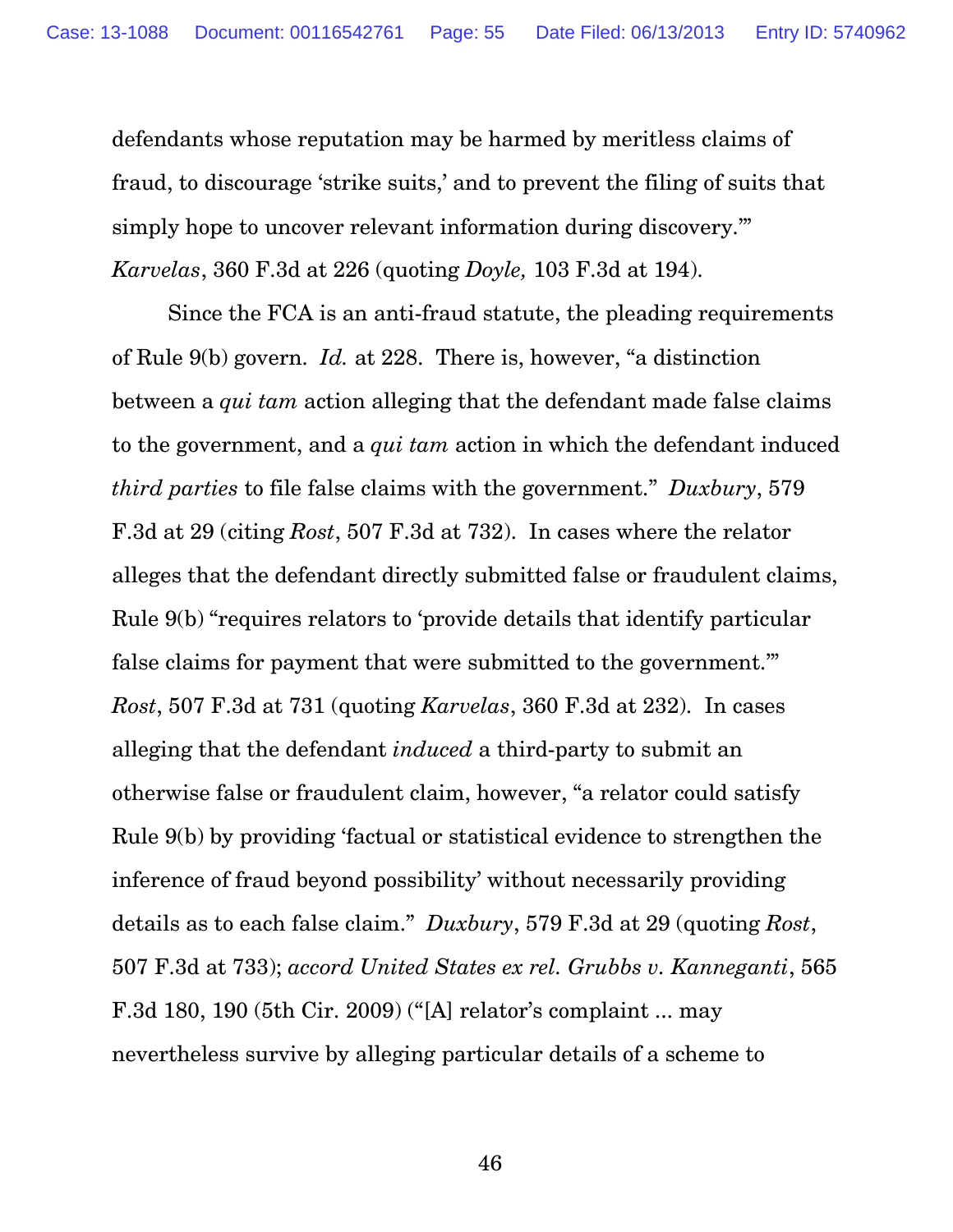defendants whose reputation may be harmed by meritless claims of fraud, to discourage 'strike suits,' and to prevent the filing of suits that simply hope to uncover relevant information during discovery.'" *Karvelas*, 360 F.3d at 226 (quoting *Doyle,* 103 F.3d at 194).

Since the FCA is an anti-fraud statute, the pleading requirements of Rule 9(b) govern. *Id.* at 228. There is, however, "a distinction between a *qui tam* action alleging that the defendant made false claims to the government, and a *qui tam* action in which the defendant induced *third parties* to file false claims with the government." *Duxbury*, 579 F.3d at 29 (citing *Rost*, 507 F.3d at 732). In cases where the relator alleges that the defendant directly submitted false or fraudulent claims, Rule 9(b) "requires relators to 'provide details that identify particular false claims for payment that were submitted to the government.'" *Rost*, 507 F.3d at 731 (quoting *Karvelas*, 360 F.3d at 232). In cases alleging that the defendant *induced* a third-party to submit an otherwise false or fraudulent claim, however, "a relator could satisfy Rule 9(b) by providing 'factual or statistical evidence to strengthen the inference of fraud beyond possibility' without necessarily providing details as to each false claim." *Duxbury*, 579 F.3d at 29 (quoting *Rost*, 507 F.3d at 733); *accord United States ex rel. Grubbs v. Kanneganti*, 565 F.3d 180, 190 (5th Cir. 2009) ("[A] relator's complaint ... may nevertheless survive by alleging particular details of a scheme to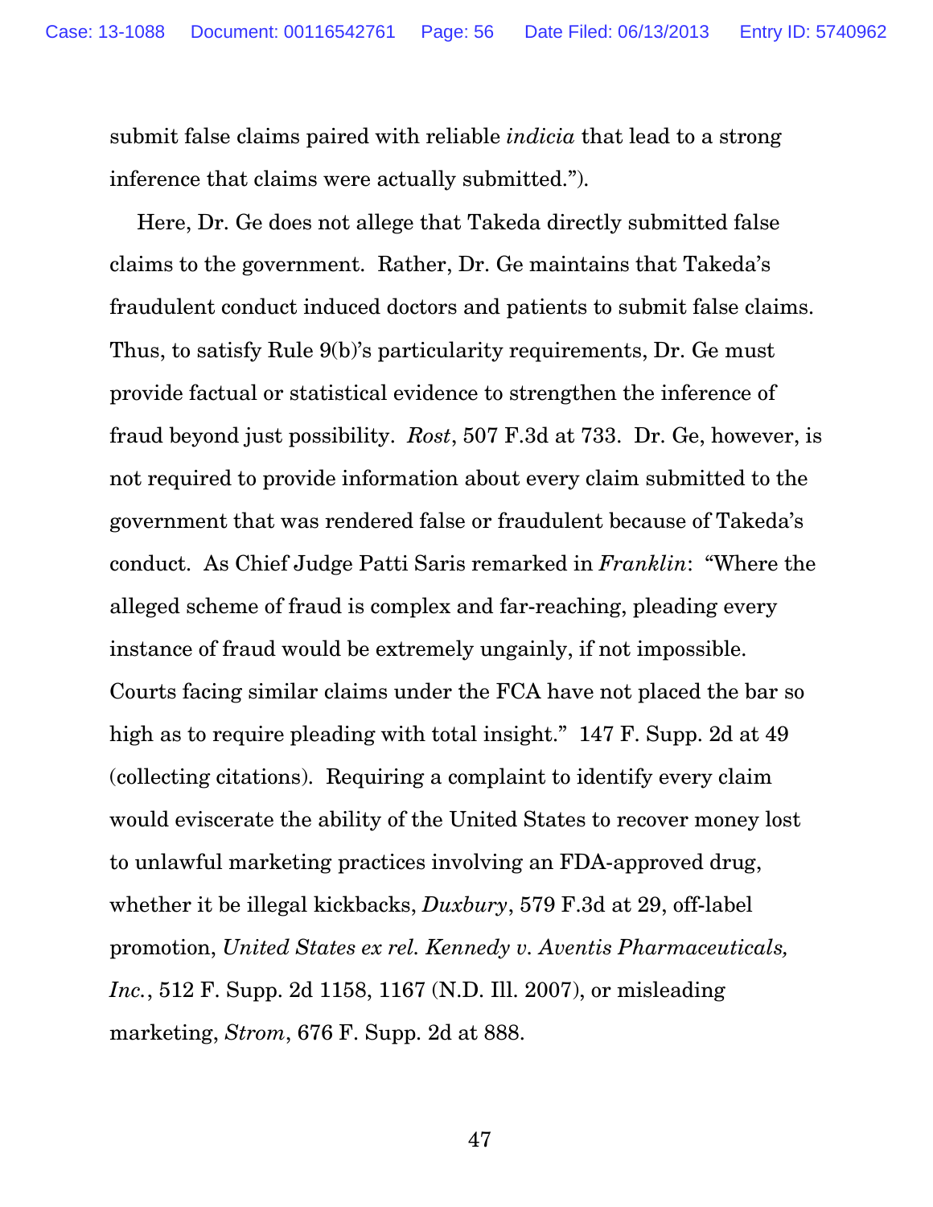submit false claims paired with reliable *indicia* that lead to a strong inference that claims were actually submitted.").

Here, Dr. Ge does not allege that Takeda directly submitted false claims to the government. Rather, Dr. Ge maintains that Takeda's fraudulent conduct induced doctors and patients to submit false claims. Thus, to satisfy Rule 9(b)'s particularity requirements, Dr. Ge must provide factual or statistical evidence to strengthen the inference of fraud beyond just possibility. *Rost*, 507 F.3d at 733. Dr. Ge, however, is not required to provide information about every claim submitted to the government that was rendered false or fraudulent because of Takeda's conduct. As Chief Judge Patti Saris remarked in *Franklin*: "Where the alleged scheme of fraud is complex and far-reaching, pleading every instance of fraud would be extremely ungainly, if not impossible. Courts facing similar claims under the FCA have not placed the bar so high as to require pleading with total insight." 147 F. Supp. 2d at 49 (collecting citations). Requiring a complaint to identify every claim would eviscerate the ability of the United States to recover money lost to unlawful marketing practices involving an FDA-approved drug, whether it be illegal kickbacks, *Duxbury*, 579 F.3d at 29, off-label promotion, *United States ex rel. Kennedy v. Aventis Pharmaceuticals, Inc.*, 512 F. Supp. 2d 1158, 1167 (N.D. Ill. 2007), or misleading marketing, *Strom*, 676 F. Supp. 2d at 888.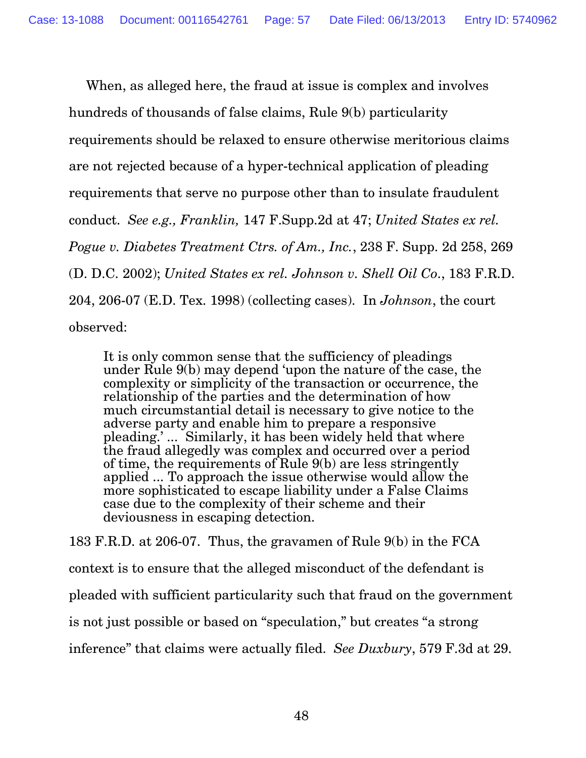When, as alleged here, the fraud at issue is complex and involves hundreds of thousands of false claims, Rule 9(b) particularity requirements should be relaxed to ensure otherwise meritorious claims are not rejected because of a hyper-technical application of pleading requirements that serve no purpose other than to insulate fraudulent conduct. *See e.g., Franklin,* 147 F.Supp.2d at 47; *United States ex rel. Pogue v. Diabetes Treatment Ctrs. of Am., Inc.*, 238 F. Supp. 2d 258, 269 (D. D.C. 2002); *United States ex rel. Johnson v. Shell Oil Co.*, 183 F.R.D. 204, 206-07 (E.D. Tex. 1998) (collecting cases). In *Johnson*, the court observed:

> It is only common sense that the sufficiency of pleadings under Rule 9(b) may depend 'upon the nature of the case, the complexity or simplicity of the transaction or occurrence, the relationship of the parties and the determination of how much circumstantial detail is necessary to give notice to the adverse party and enable him to prepare a responsive pleading.' ... Similarly, it has been widely held that where the fraud allegedly was complex and occurred over a period of time, the requirements of Rule 9(b) are less stringently applied ... To approach the issue otherwise would allow the more sophisticated to escape liability under a False Claims case due to the complexity of their scheme and their deviousness in escaping detection.

183 F.R.D. at 206-07. Thus, the gravamen of Rule 9(b) in the FCA context is to ensure that the alleged misconduct of the defendant is pleaded with sufficient particularity such that fraud on the government is not just possible or based on "speculation," but creates "a strong inference" that claims were actually filed. *See Duxbury*, 579 F.3d at 29.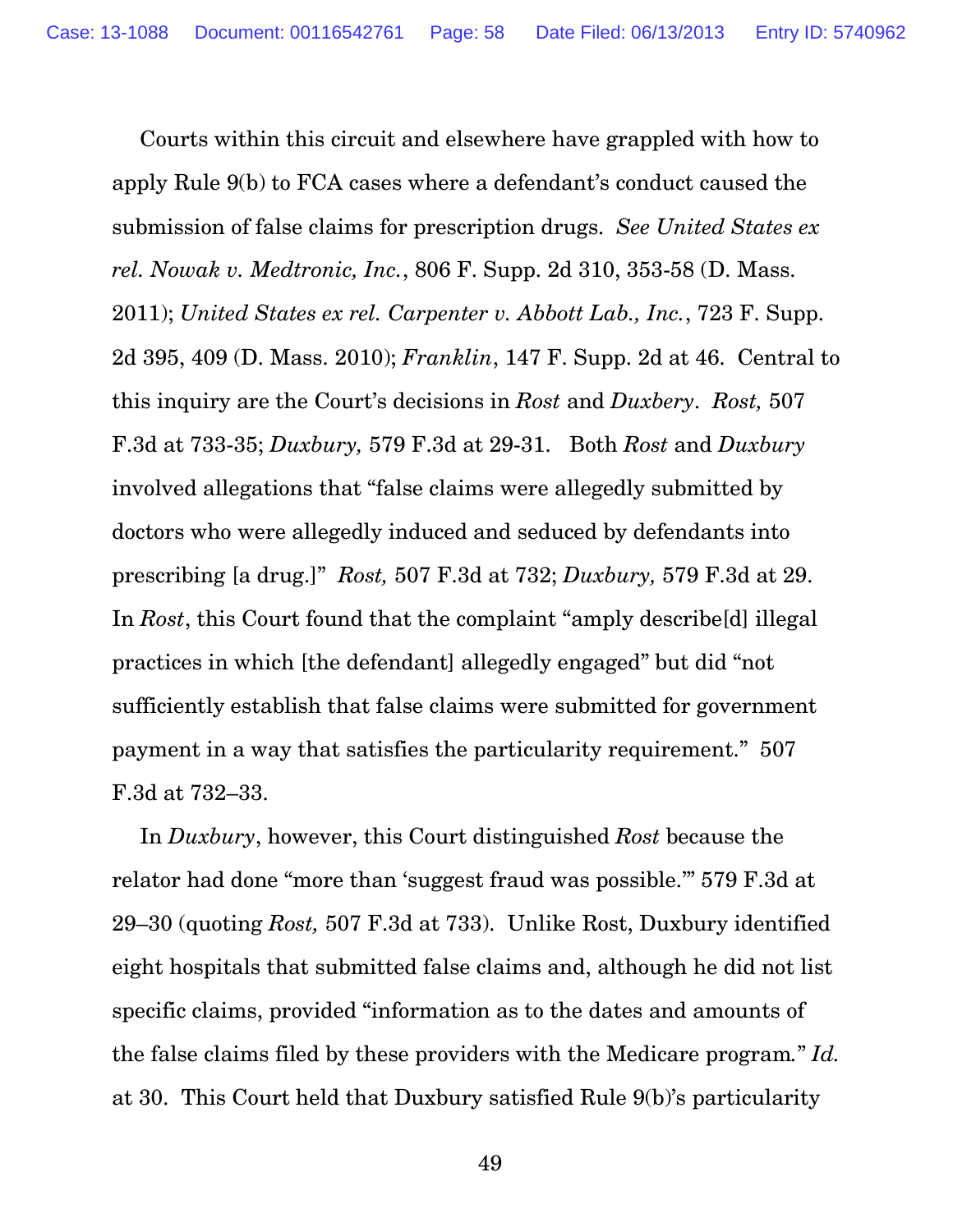Courts within this circuit and elsewhere have grappled with how to apply Rule 9(b) to FCA cases where a defendant's conduct caused the submission of false claims for prescription drugs. *See United States ex rel. Nowak v. Medtronic, Inc.*, 806 F. Supp. 2d 310, 353-58 (D. Mass. 2011); *United States ex rel. Carpenter v. Abbott Lab., Inc.*, 723 F. Supp. 2d 395, 409 (D. Mass. 2010); *Franklin*, 147 F. Supp. 2d at 46. Central to this inquiry are the Court's decisions in *Rost* and *Duxbery*. *Rost,* 507 F.3d at 733-35; *Duxbury,* 579 F.3d at 29-31. Both *Rost* and *Duxbury* involved allegations that "false claims were allegedly submitted by doctors who were allegedly induced and seduced by defendants into prescribing [a drug.]" *Rost,* 507 F.3d at 732; *Duxbury,* 579 F.3d at 29. In *Rost*, this Court found that the complaint "amply describe[d] illegal practices in which [the defendant] allegedly engaged" but did "not sufficiently establish that false claims were submitted for government payment in a way that satisfies the particularity requirement." 507 F.3d at 732–33.

In *Duxbury*, however, this Court distinguished *Rost* because the relator had done "more than 'suggest fraud was possible.'" 579 F.3d at 29–30 (quoting *Rost,* 507 F.3d at 733). Unlike Rost, Duxbury identified eight hospitals that submitted false claims and, although he did not list specific claims, provided "information as to the dates and amounts of the false claims filed by these providers with the Medicare program." *Id.* at 30. This Court held that Duxbury satisfied Rule 9(b)'s particularity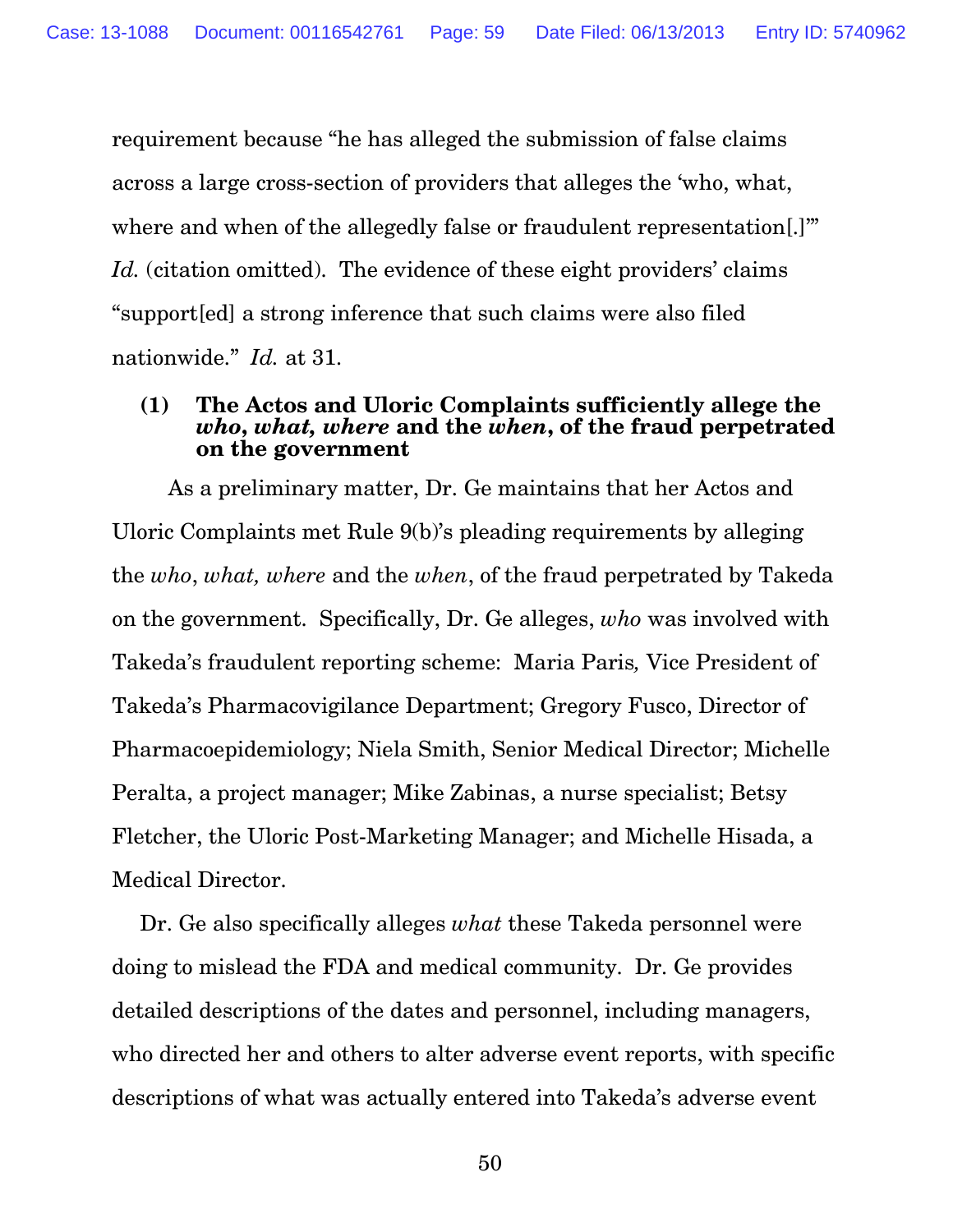requirement because "he has alleged the submission of false claims across a large cross-section of providers that alleges the 'who, what, where and when of the allegedly false or fraudulent representation[.]'" *Id.* (citation omitted). The evidence of these eight providers' claims "support[ed] a strong inference that such claims were also filed nationwide." *Id.* at 31.

**(1) The Actos and Uloric Complaints sufficiently allege the *who*, *what*, *where* and the *when*, of the fraud perpetrated on the government**

As a preliminary matter, Dr. Ge maintains that her Actos and Uloric Complaints met Rule 9(b)'s pleading requirements by alleging the *who*, *what, where* and the *when*, of the fraud perpetrated by Takeda on the government. Specifically, Dr. Ge alleges, *who* was involved with Takeda's fraudulent reporting scheme: Maria Paris, Vice President of Takeda's Pharmacovigilance Department; Gregory Fusco, Director of Pharmacoepidemiology; Niela Smith, Senior Medical Director; Michelle Peralta, a project manager; Mike Zabinas, a nurse specialist; Betsy Fletcher, the Uloric Post-Marketing Manager; and Michelle Hisada, a Medical Director.

Dr. Ge also specifically alleges *what* these Takeda personnel were doing to mislead the FDA and medical community. Dr. Ge provides detailed descriptions of the dates and personnel, including managers, who directed her and others to alter adverse event reports, with specific descriptions of what was actually entered into Takeda's adverse event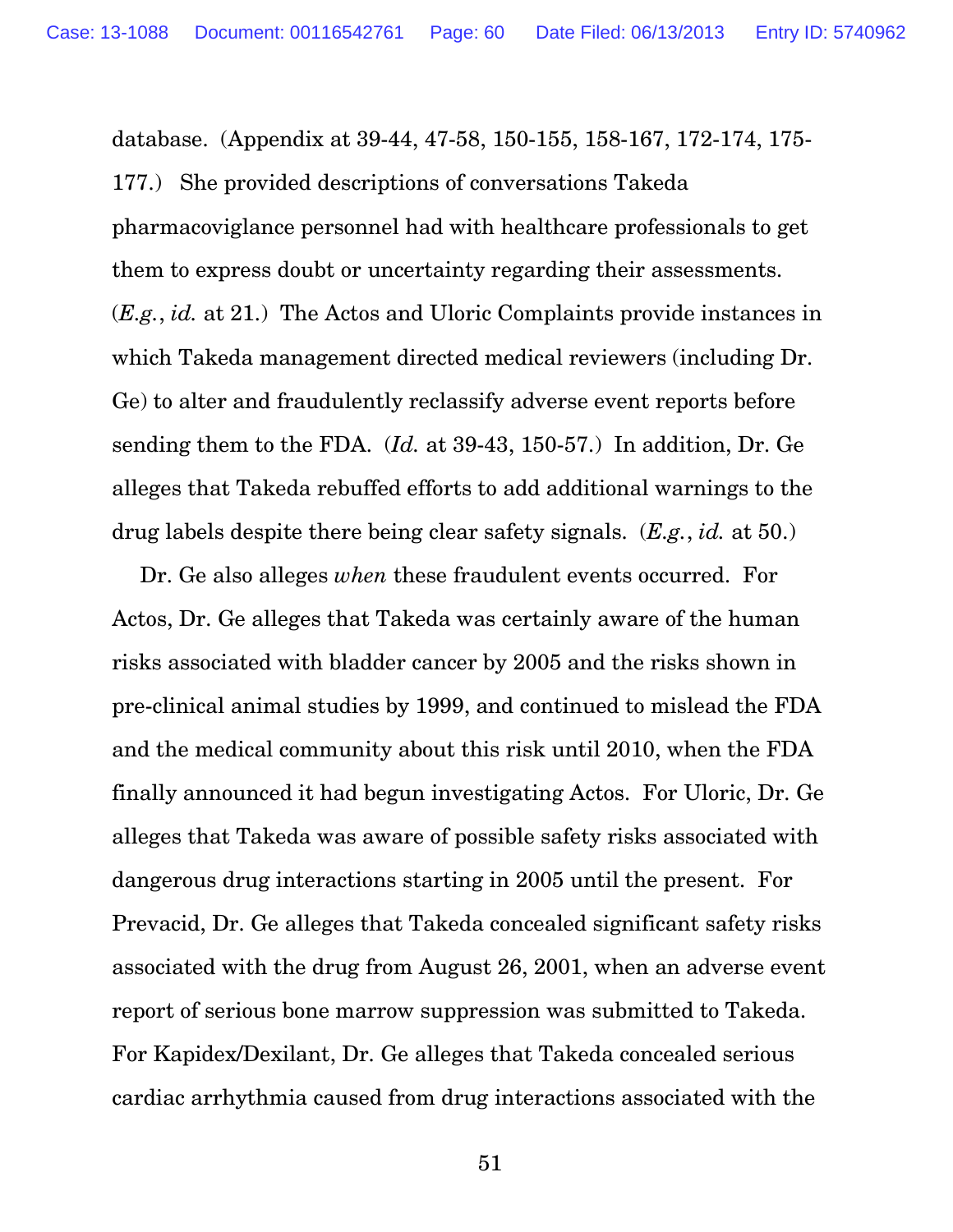database. (Appendix at 39-44, 47-58, 150-155, 158-167, 172-174, 175-177.) She provided descriptions of conversations Takeda pharmacoviglance personnel had with healthcare professionals to get them to express doubt or uncertainty regarding their assessments. (*E.g.*, *id.* at 21.) The Actos and Uloric Complaints provide instances in which Takeda management directed medical reviewers (including Dr. Ge) to alter and fraudulently reclassify adverse event reports before sending them to the FDA. (*Id.* at 39-43, 150-57.) In addition, Dr. Ge alleges that Takeda rebuffed efforts to add additional warnings to the drug labels despite there being clear safety signals. (*E.g.*, *id.* at 50.)

Dr. Ge also alleges *when* these fraudulent events occurred. For Actos, Dr. Ge alleges that Takeda was certainly aware of the human risks associated with bladder cancer by 2005 and the risks shown in pre-clinical animal studies by 1999, and continued to mislead the FDA and the medical community about this risk until 2010, when the FDA finally announced it had begun investigating Actos. For Uloric, Dr. Ge alleges that Takeda was aware of possible safety risks associated with dangerous drug interactions starting in 2005 until the present. For Prevacid, Dr. Ge alleges that Takeda concealed significant safety risks associated with the drug from August 26, 2001, when an adverse event report of serious bone marrow suppression was submitted to Takeda. For Kapidex/Dexilant, Dr. Ge alleges that Takeda concealed serious cardiac arrhythmia caused from drug interactions associated with the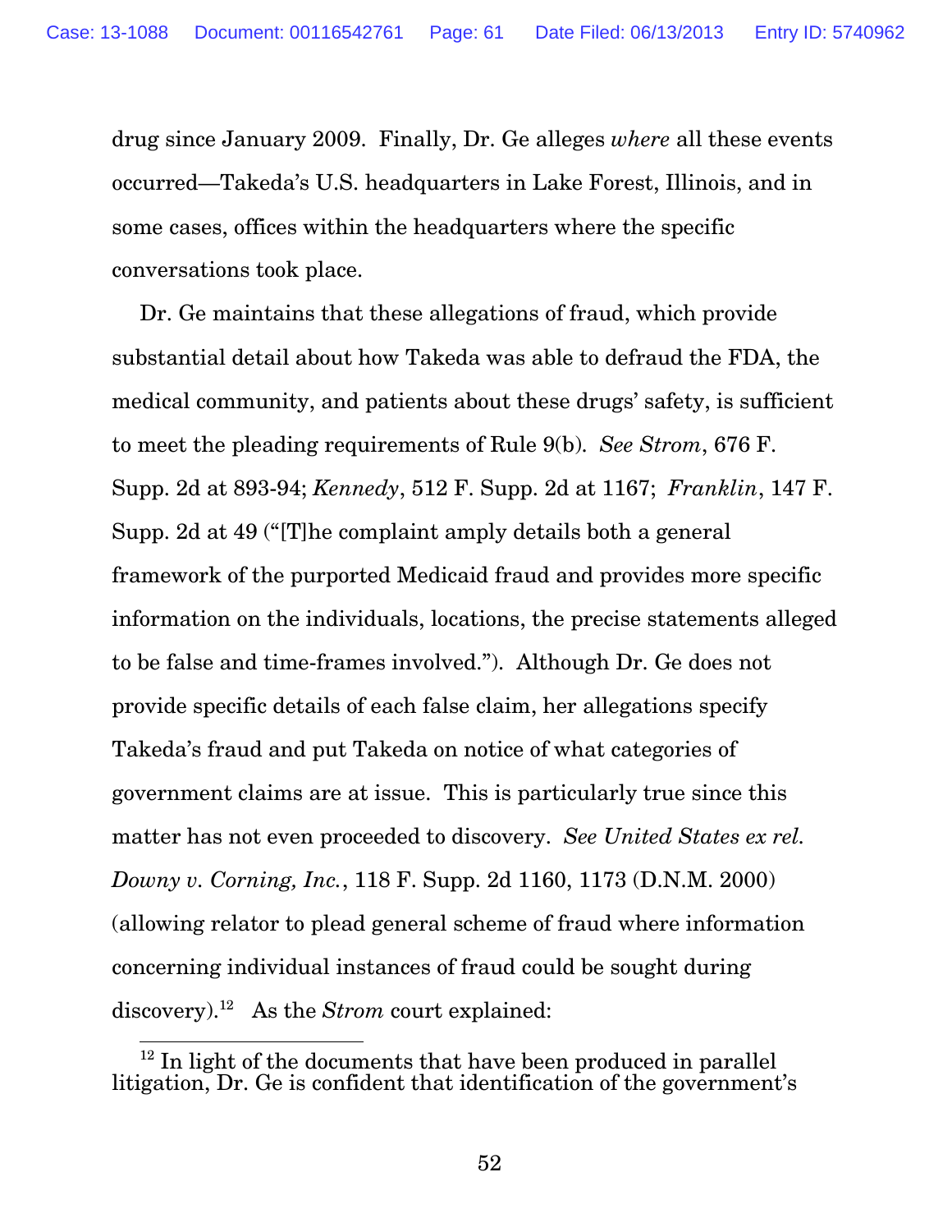drug since January 2009. Finally, Dr. Ge alleges *where* all these events occurred—Takeda's U.S. headquarters in Lake Forest, Illinois, and in some cases, offices within the headquarters where the specific conversations took place.

Dr. Ge maintains that these allegations of fraud, which provide substantial detail about how Takeda was able to defraud the FDA, the medical community, and patients about these drugs' safety, is sufficient to meet the pleading requirements of Rule 9(b). *See Strom*, 676 F. Supp. 2d at 893-94; *Kennedy*, 512 F. Supp. 2d at 1167; *Franklin*, 147 F. Supp. 2d at 49 ("[T]he complaint amply details both a general framework of the purported Medicaid fraud and provides more specific information on the individuals, locations, the precise statements alleged to be false and time-frames involved."). Although Dr. Ge does not provide specific details of each false claim, her allegations specify Takeda's fraud and put Takeda on notice of what categories of government claims are at issue. This is particularly true since this matter has not even proceeded to discovery. *See United States ex rel. Downy v. Corning, Inc.*, 118 F. Supp. 2d 1160, 1173 (D.N.M. 2000) (allowing relator to plead general scheme of fraud where information concerning individual instances of fraud could be sought during discovery).[12] As the *Strom* court explained:

[12] In light of the documents that have been produced in parallel litigation, Dr. Ge is confident that identification of the government's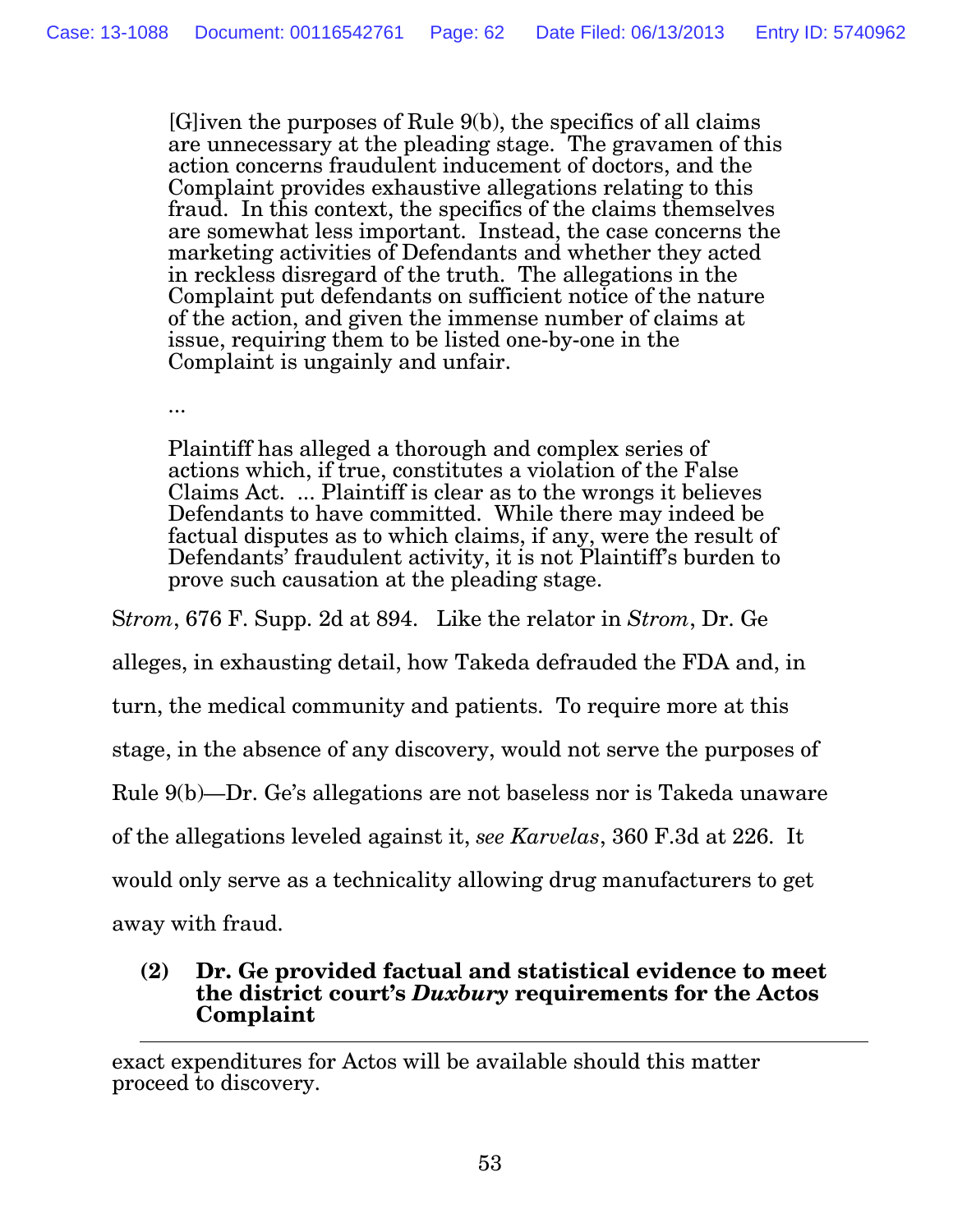> [G]iven the purposes of Rule 9(b), the specifics of all claims are unnecessary at the pleading stage. The gravamen of this action concerns fraudulent inducement of doctors, and the Complaint provides exhaustive allegations relating to this fraud. In this context, the specifics of the claims themselves are somewhat less important. Instead, the case concerns the marketing activities of Defendants and whether they acted in reckless disregard of the truth. The allegations in the Complaint put defendants on sufficient notice of the nature of the action, and given the immense number of claims at issue, requiring them to be listed one-by-one in the Complaint is ungainly and unfair.
>
> ...
>
> Plaintiff has alleged a thorough and complex series of actions which, if true, constitutes a violation of the False Claims Act. ... Plaintiff is clear as to the wrongs it believes Defendants to have committed. While there may indeed be factual disputes as to which claims, if any, were the result of Defendants' fraudulent activity, it is not Plaintiff's burden to prove such causation at the pleading stage.

*Strom*, 676 F. Supp. 2d at 894. Like the relator in *Strom*, Dr. Ge alleges, in exhausting detail, how Takeda defrauded the FDA and, in turn, the medical community and patients. To require more at this stage, in the absence of any discovery, would not serve the purposes of Rule 9(b)—Dr. Ge's allegations are not baseless nor is Takeda unaware of the allegations leveled against it, *see Karvelas*, 360 F.3d at 226. It would only serve as a technicality allowing drug manufacturers to get away with fraud.

**(2) Dr. Ge provided factual and statistical evidence to meet the district court's *Duxbury* requirements for the Actos Complaint**

---

exact expenditures for Actos will be available should this matter proceed to discovery.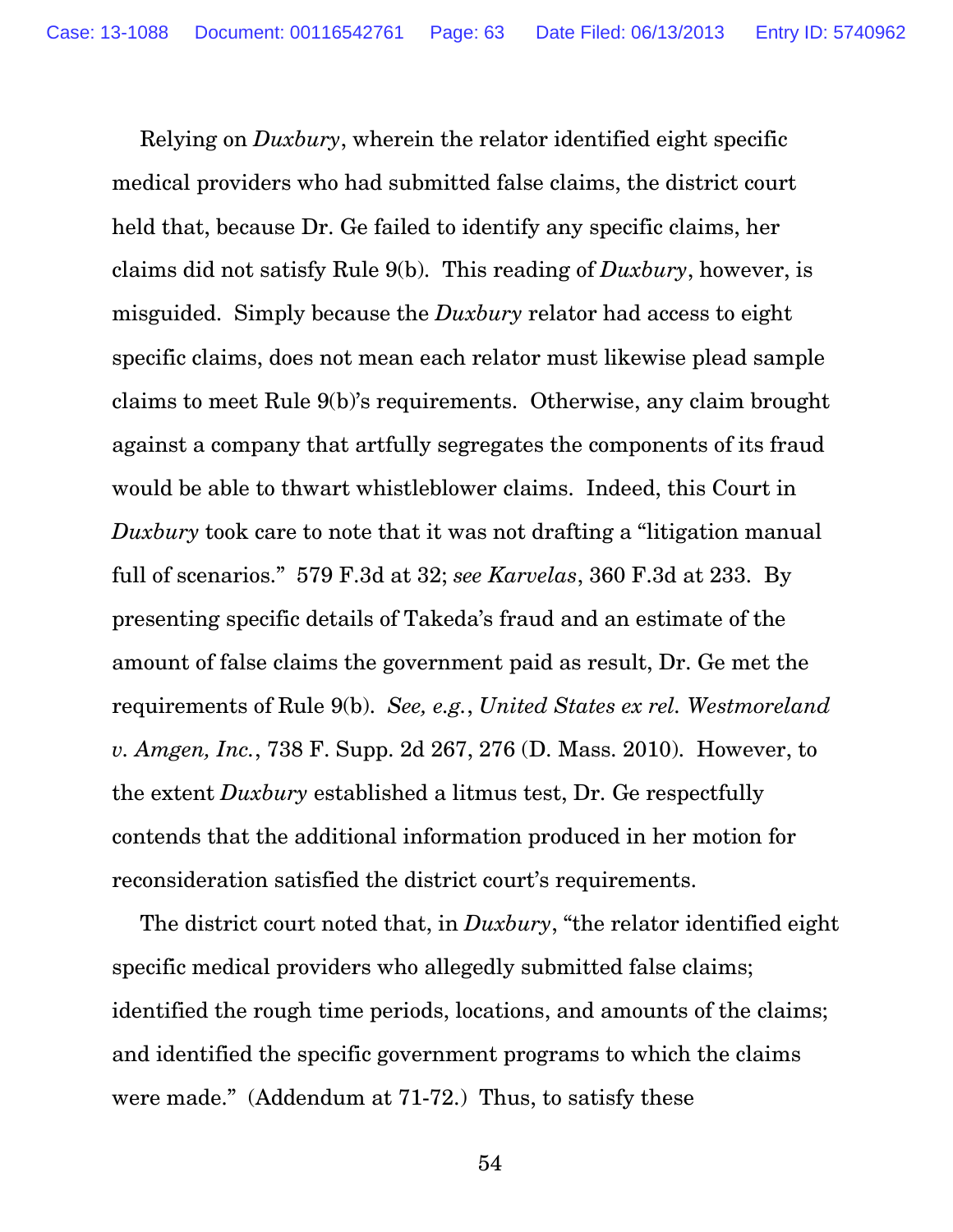Relying on *Duxbury*, wherein the relator identified eight specific medical providers who had submitted false claims, the district court held that, because Dr. Ge failed to identify any specific claims, her claims did not satisfy Rule 9(b). This reading of *Duxbury*, however, is misguided. Simply because the *Duxbury* relator had access to eight specific claims, does not mean each relator must likewise plead sample claims to meet Rule 9(b)'s requirements. Otherwise, any claim brought against a company that artfully segregates the components of its fraud would be able to thwart whistleblower claims. Indeed, this Court in *Duxbury* took care to note that it was not drafting a "litigation manual full of scenarios." 579 F.3d at 32; *see Karvelas*, 360 F.3d at 233. By presenting specific details of Takeda's fraud and an estimate of the amount of false claims the government paid as result, Dr. Ge met the requirements of Rule 9(b). *See, e.g.*, *United States ex rel. Westmoreland v. Amgen, Inc.*, 738 F. Supp. 2d 267, 276 (D. Mass. 2010). However, to the extent *Duxbury* established a litmus test, Dr. Ge respectfully contends that the additional information produced in her motion for reconsideration satisfied the district court's requirements.

The district court noted that, in *Duxbury*, "the relator identified eight specific medical providers who allegedly submitted false claims; identified the rough time periods, locations, and amounts of the claims; and identified the specific government programs to which the claims were made." (Addendum at 71-72.) Thus, to satisfy these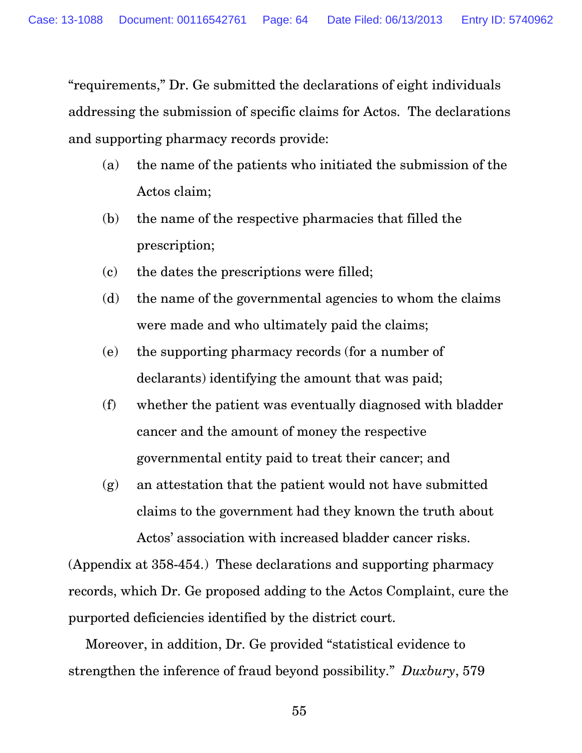"requirements," Dr. Ge submitted the declarations of eight individuals addressing the submission of specific claims for Actos. The declarations and supporting pharmacy records provide:

(a) the name of the patients who initiated the submission of the Actos claim;

(b) the name of the respective pharmacies that filled the prescription;

(c) the dates the prescriptions were filled;

(d) the name of the governmental agencies to whom the claims were made and who ultimately paid the claims;

(e) the supporting pharmacy records (for a number of declarants) identifying the amount that was paid;

(f) whether the patient was eventually diagnosed with bladder cancer and the amount of money the respective governmental entity paid to treat their cancer; and

(g) an attestation that the patient would not have submitted claims to the government had they known the truth about Actos' association with increased bladder cancer risks.

(Appendix at 358-454.) These declarations and supporting pharmacy records, which Dr. Ge proposed adding to the Actos Complaint, cure the purported deficiencies identified by the district court.

Moreover, in addition, Dr. Ge provided "statistical evidence to strengthen the inference of fraud beyond possibility." *Duxbury*, 579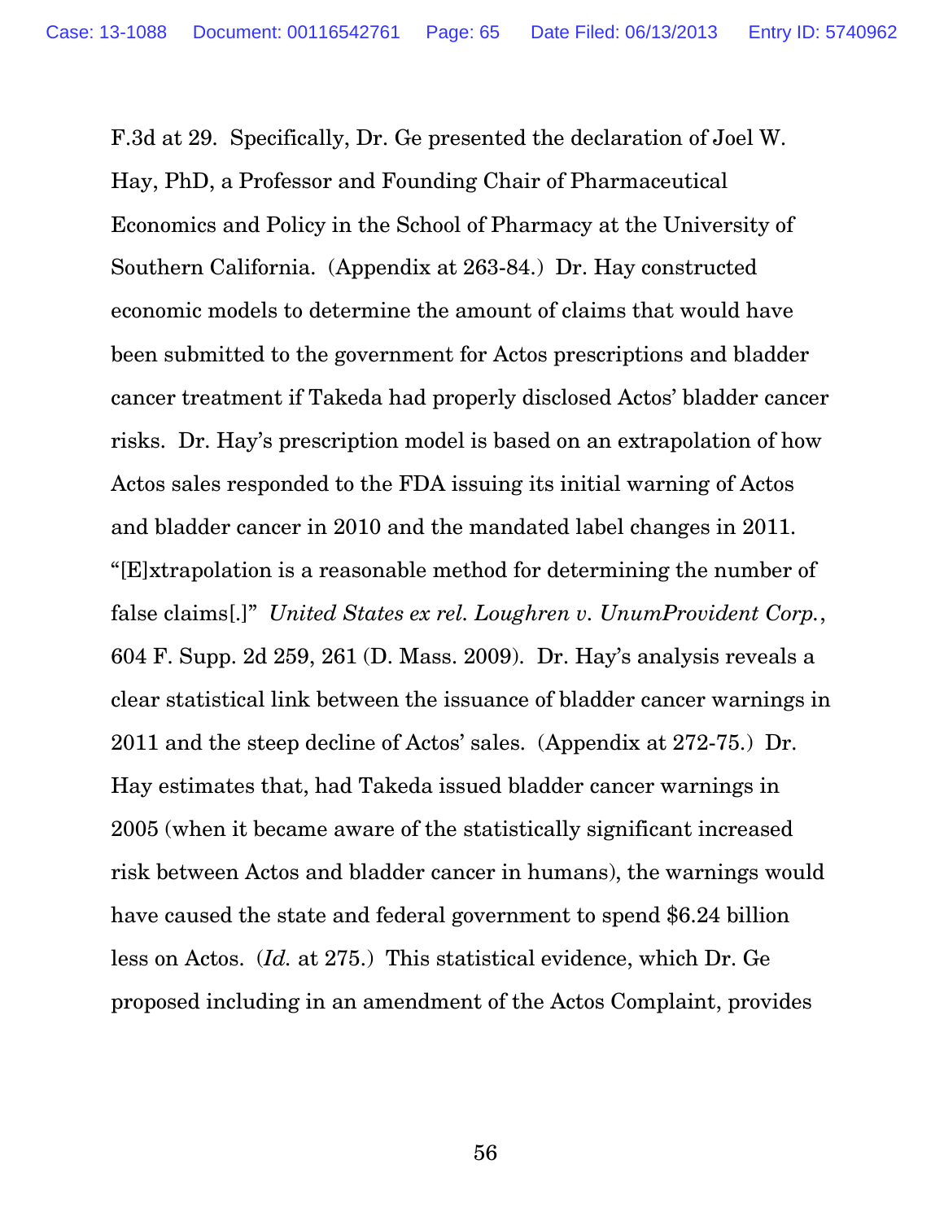F.3d at 29. Specifically, Dr. Ge presented the declaration of Joel W. Hay, PhD, a Professor and Founding Chair of Pharmaceutical Economics and Policy in the School of Pharmacy at the University of Southern California. (Appendix at 263-84.) Dr. Hay constructed economic models to determine the amount of claims that would have been submitted to the government for Actos prescriptions and bladder cancer treatment if Takeda had properly disclosed Actos' bladder cancer risks. Dr. Hay's prescription model is based on an extrapolation of how Actos sales responded to the FDA issuing its initial warning of Actos and bladder cancer in 2010 and the mandated label changes in 2011. "[E]xtrapolation is a reasonable method for determining the number of false claims[.]" *United States ex rel. Loughren v. UnumProvident Corp.*, 604 F. Supp. 2d 259, 261 (D. Mass. 2009). Dr. Hay's analysis reveals a clear statistical link between the issuance of bladder cancer warnings in 2011 and the steep decline of Actos' sales. (Appendix at 272-75.) Dr. Hay estimates that, had Takeda issued bladder cancer warnings in 2005 (when it became aware of the statistically significant increased risk between Actos and bladder cancer in humans), the warnings would have caused the state and federal government to spend $6.24 billion less on Actos. (*Id.* at 275.) This statistical evidence, which Dr. Ge proposed including in an amendment of the Actos Complaint, provides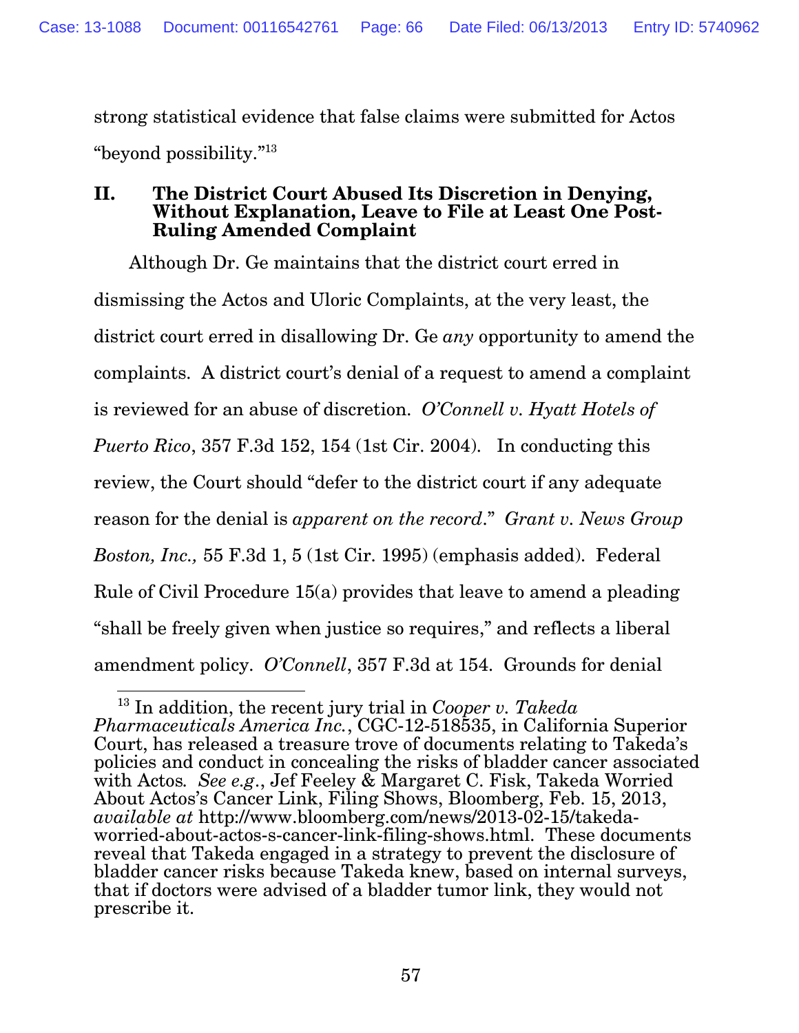strong statistical evidence that false claims were submitted for Actos "beyond possibility."[13]

## II. The District Court Abused Its Discretion in Denying, Without Explanation, Leave to File at Least One Post-Ruling Amended Complaint

Although Dr. Ge maintains that the district court erred in dismissing the Actos and Uloric Complaints, at the very least, the district court erred in disallowing Dr. Ge *any* opportunity to amend the complaints. A district court's denial of a request to amend a complaint is reviewed for an abuse of discretion. *O'Connell v. Hyatt Hotels of Puerto Rico*, 357 F.3d 152, 154 (1st Cir. 2004). In conducting this review, the Court should "defer to the district court if any adequate reason for the denial is *apparent on the record*." *Grant v. News Group Boston, Inc.,* 55 F.3d 1, 5 (1st Cir. 1995) (emphasis added). Federal Rule of Civil Procedure 15(a) provides that leave to amend a pleading "shall be freely given when justice so requires," and reflects a liberal amendment policy. *O'Connell*, 357 F.3d at 154. Grounds for denial

---

[13] In addition, the recent jury trial in *Cooper v. Takeda Pharmaceuticals America Inc.*, CGC-12-518535, in California Superior Court, has released a treasure trove of documents relating to Takeda's policies and conduct in concealing the risks of bladder cancer associated with Actos. *See e.g*., Jef Feeley & Margaret C. Fisk, Takeda Worried About Actos's Cancer Link, Filing Shows, Bloomberg, Feb. 15, 2013, *available at* http://www.bloomberg.com/news/2013-02-15/takeda-worried-about-actos-s-cancer-link-filing-shows.html. These documents reveal that Takeda engaged in a strategy to prevent the disclosure of bladder cancer risks because Takeda knew, based on internal surveys, that if doctors were advised of a bladder tumor link, they would not prescribe it.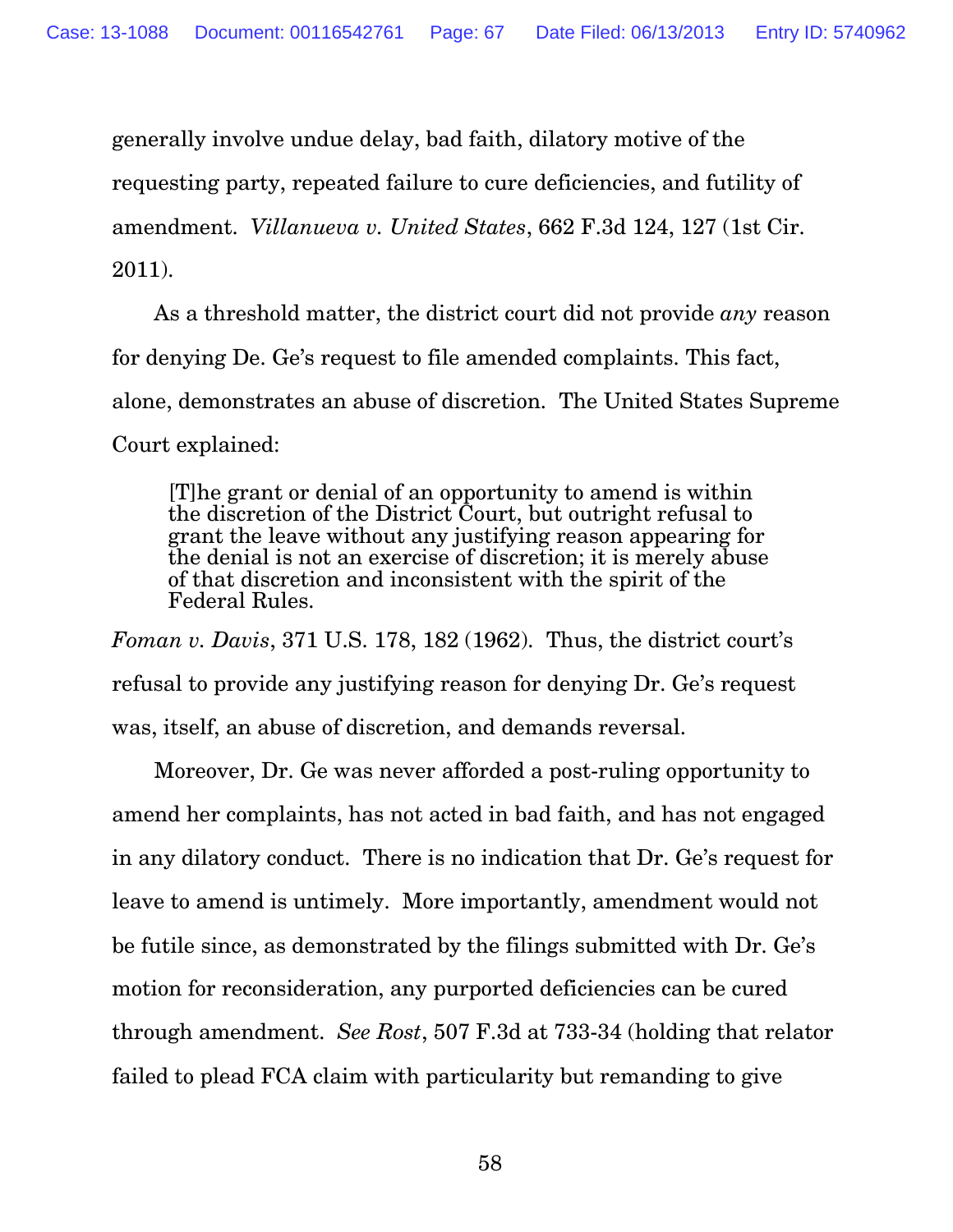generally involve undue delay, bad faith, dilatory motive of the requesting party, repeated failure to cure deficiencies, and futility of amendment. *Villanueva v. United States*, 662 F.3d 124, 127 (1st Cir. 2011).

As a threshold matter, the district court did not provide *any* reason for denying De. Ge's request to file amended complaints. This fact, alone, demonstrates an abuse of discretion. The United States Supreme Court explained:

> [T]he grant or denial of an opportunity to amend is within the discretion of the District Court, but outright refusal to grant the leave without any justifying reason appearing for the denial is not an exercise of discretion; it is merely abuse of that discretion and inconsistent with the spirit of the Federal Rules.

*Foman v. Davis*, 371 U.S. 178, 182 (1962). Thus, the district court's refusal to provide any justifying reason for denying Dr. Ge's request was, itself, an abuse of discretion, and demands reversal.

Moreover, Dr. Ge was never afforded a post-ruling opportunity to amend her complaints, has not acted in bad faith, and has not engaged in any dilatory conduct. There is no indication that Dr. Ge's request for leave to amend is untimely. More importantly, amendment would not be futile since, as demonstrated by the filings submitted with Dr. Ge's motion for reconsideration, any purported deficiencies can be cured through amendment. *See Rost*, 507 F.3d at 733-34 (holding that relator failed to plead FCA claim with particularity but remanding to give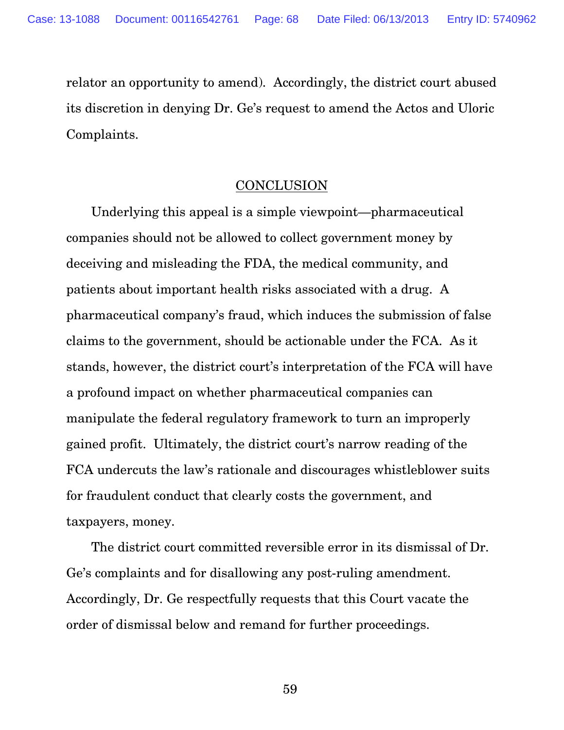relator an opportunity to amend). Accordingly, the district court abused its discretion in denying Dr. Ge's request to amend the Actos and Uloric Complaints.

## CONCLUSION

Underlying this appeal is a simple viewpoint—pharmaceutical companies should not be allowed to collect government money by deceiving and misleading the FDA, the medical community, and patients about important health risks associated with a drug. A pharmaceutical company's fraud, which induces the submission of false claims to the government, should be actionable under the FCA. As it stands, however, the district court's interpretation of the FCA will have a profound impact on whether pharmaceutical companies can manipulate the federal regulatory framework to turn an improperly gained profit. Ultimately, the district court's narrow reading of the FCA undercuts the law's rationale and discourages whistleblower suits for fraudulent conduct that clearly costs the government, and taxpayers, money.

The district court committed reversible error in its dismissal of Dr. Ge's complaints and for disallowing any post-ruling amendment. Accordingly, Dr. Ge respectfully requests that this Court vacate the order of dismissal below and remand for further proceedings.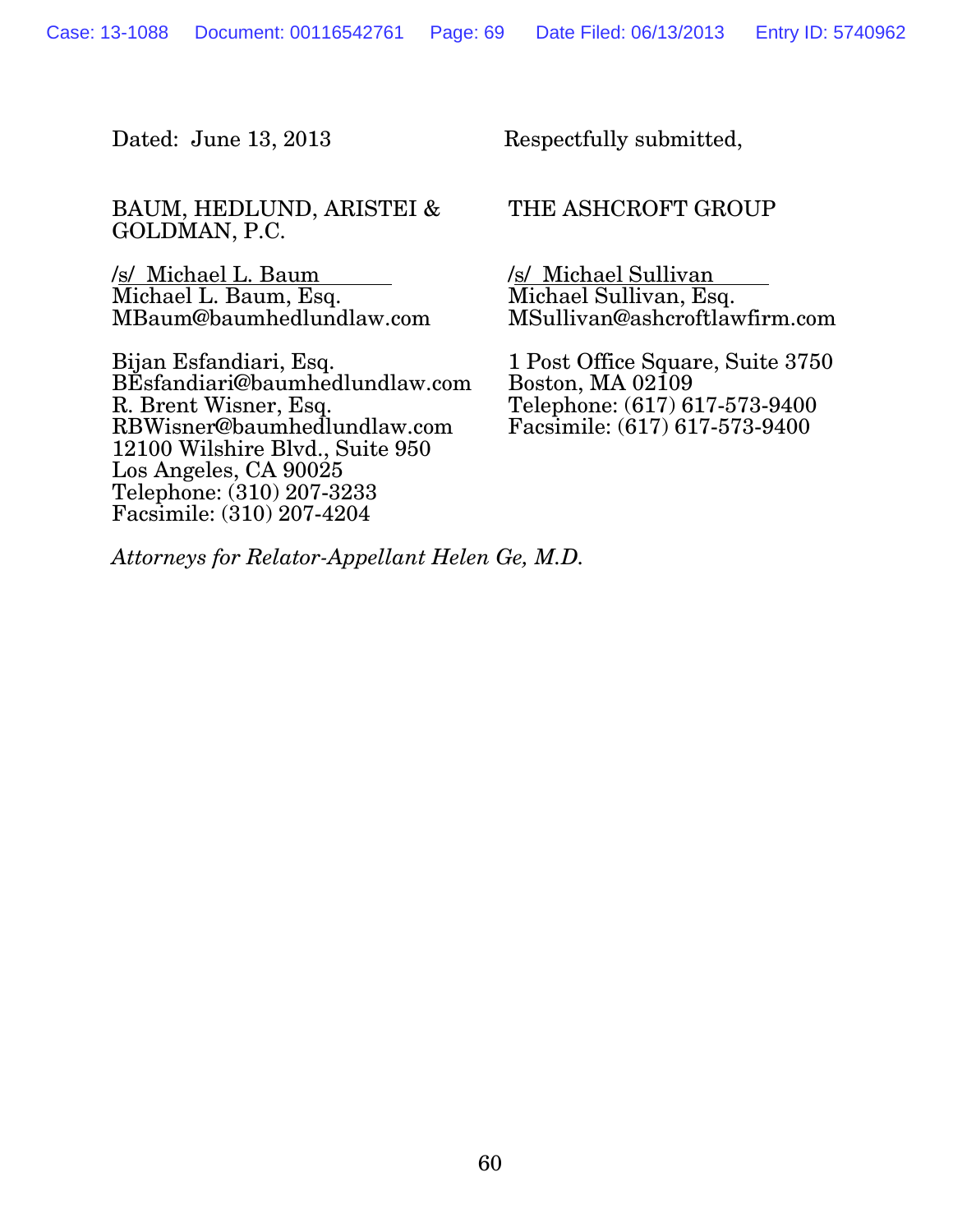Dated: June 13, 2013

Respectfully submitted,

BAUM, HEDLUND, ARISTEI & GOLDMAN, P.C.

/s/ Michael L. Baum
Michael L. Baum, Esq.
MBaum@baumhedlundlaw.com

Bijan Esfandiari, Esq.
BEsfandiari@baumhedlundlaw.com
R. Brent Wisner, Esq.
RBWisner@baumhedlundlaw.com
12100 Wilshire Blvd., Suite 950
Los Angeles, CA 90025
Telephone: (310) 207-3233
Facsimile: (310) 207-4204

THE ASHCROFT GROUP

/s/ Michael Sullivan
Michael Sullivan, Esq.
MSullivan@ashcroftlawfirm.com

1 Post Office Square, Suite 3750
Boston, MA 02109
Telephone: (617) 617-573-9400
Facsimile: (617) 617-573-9400

*Attorneys for Relator-Appellant Helen Ge, M.D.*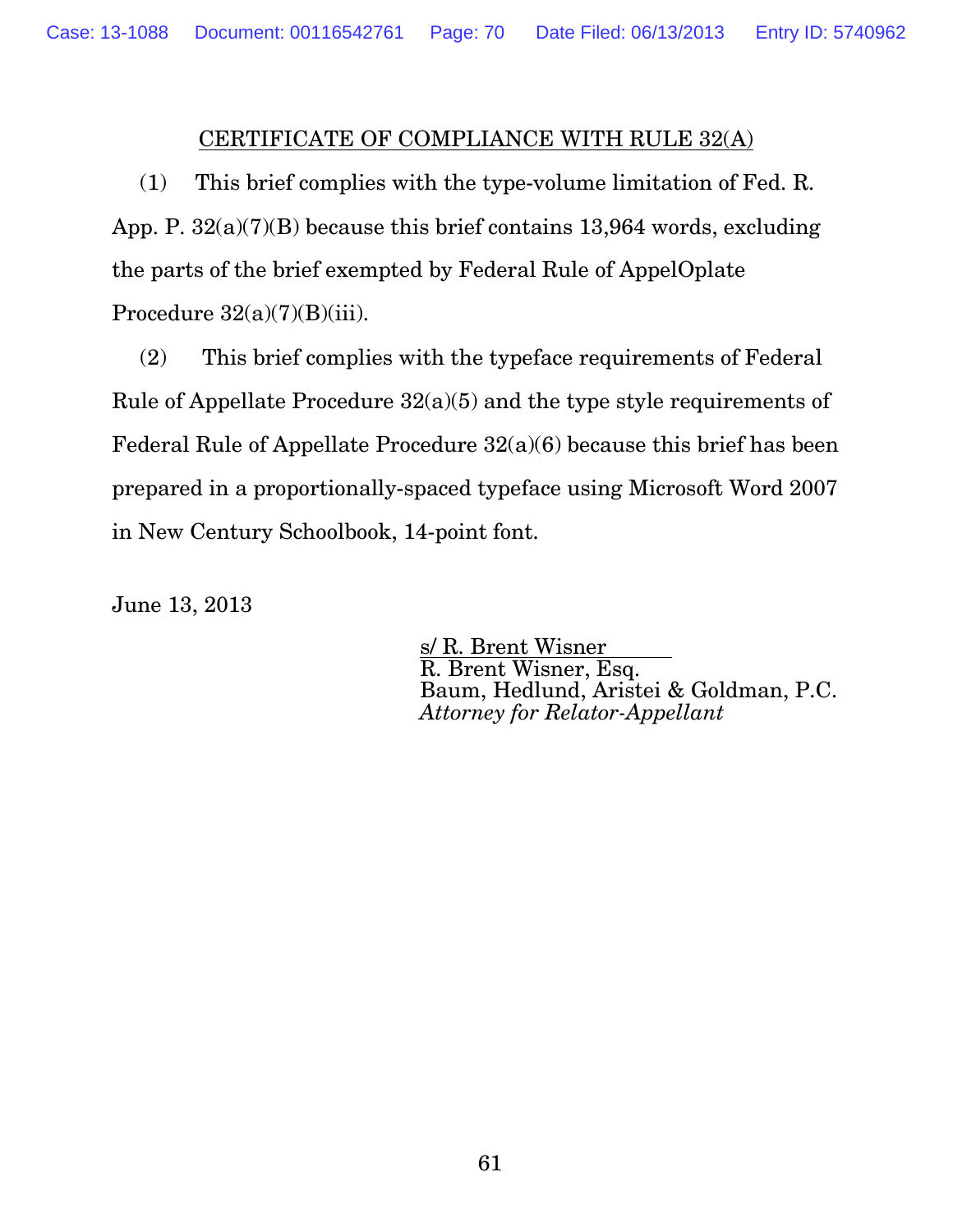## CERTIFICATE OF COMPLIANCE WITH RULE 32(A)

(1) This brief complies with the type-volume limitation of Fed. R. App. P. 32(a)(7)(B) because this brief contains 13,964 words, excluding the parts of the brief exempted by Federal Rule of AppelOplate Procedure 32(a)(7)(B)(iii).

(2) This brief complies with the typeface requirements of Federal Rule of Appellate Procedure 32(a)(5) and the type style requirements of Federal Rule of Appellate Procedure 32(a)(6) because this brief has been prepared in a proportionally-spaced typeface using Microsoft Word 2007 in New Century Schoolbook, 14-point font.

June 13, 2013

s/ R. Brent Wisner
R. Brent Wisner, Esq.
Baum, Hedlund, Aristei & Goldman, P.C.
*Attorney for Relator-Appellant*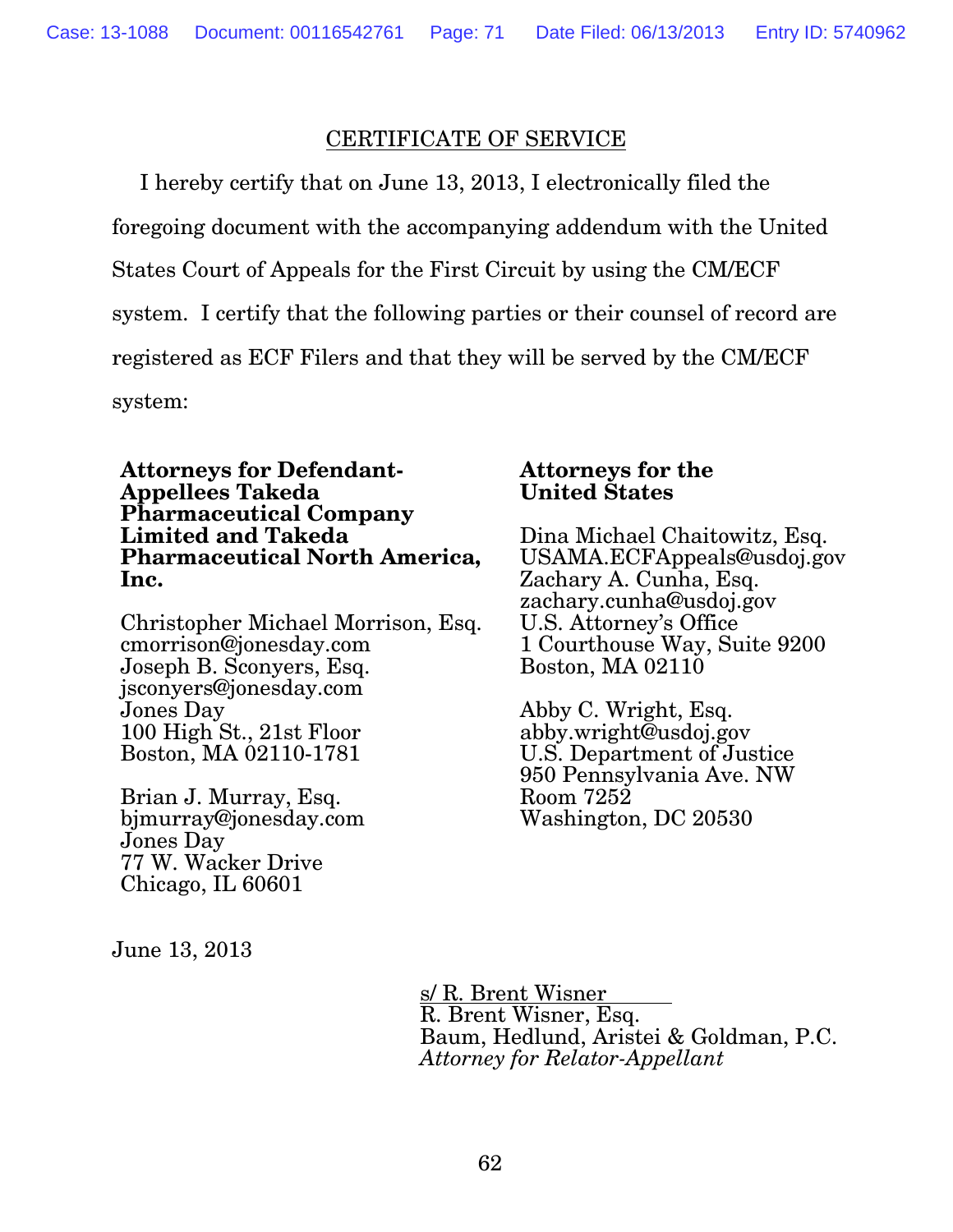## CERTIFICATE OF SERVICE

I hereby certify that on June 13, 2013, I electronically filed the foregoing document with the accompanying addendum with the United States Court of Appeals for the First Circuit by using the CM/ECF system. I certify that the following parties or their counsel of record are registered as ECF Filers and that they will be served by the CM/ECF system:

**Attorneys for Defendant-Appellees Takeda Pharmaceutical Company Limited and Takeda Pharmaceutical North America, Inc.**

Christopher Michael Morrison, Esq.
cmorrison@jonesday.com
Joseph B. Sconyers, Esq.
jsconyers@jonesday.com
Jones Day
100 High St., 21st Floor
Boston, MA 02110-1781

Brian J. Murray, Esq.
bjmurray@jonesday.com
Jones Day
77 W. Wacker Drive
Chicago, IL 60601

**Attorneys for the United States**

Dina Michael Chaitowitz, Esq.
USAMA.ECFAppeals@usdoj.gov
Zachary A. Cunha, Esq.
zachary.cunha@usdoj.gov
U.S. Attorney's Office
1 Courthouse Way, Suite 9200
Boston, MA 02110

Abby C. Wright, Esq.
abby.wright@usdoj.gov
U.S. Department of Justice
950 Pennsylvania Ave. NW
Room 7252
Washington, DC 20530

June 13, 2013

s/ R. Brent Wisner
R. Brent Wisner, Esq.
Baum, Hedlund, Aristei & Goldman, P.C.
*Attorney for Relator-Appellant*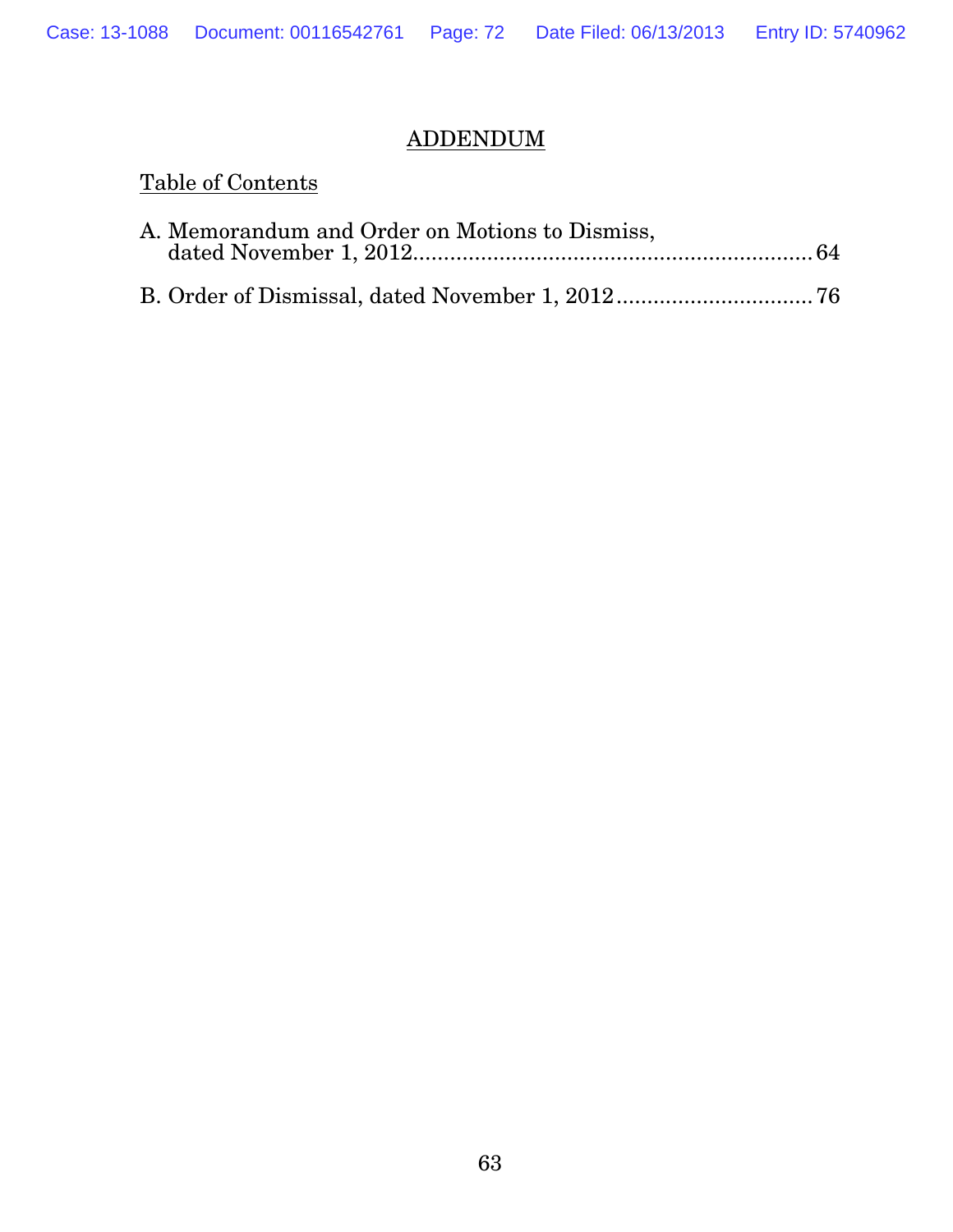# ADDENDUM

Table of Contents

A. Memorandum and Order on Motions to Dismiss, dated November 1, 2012 ........................................................... 64

B. Order of Dismissal, dated November 1, 2012 ................................ 76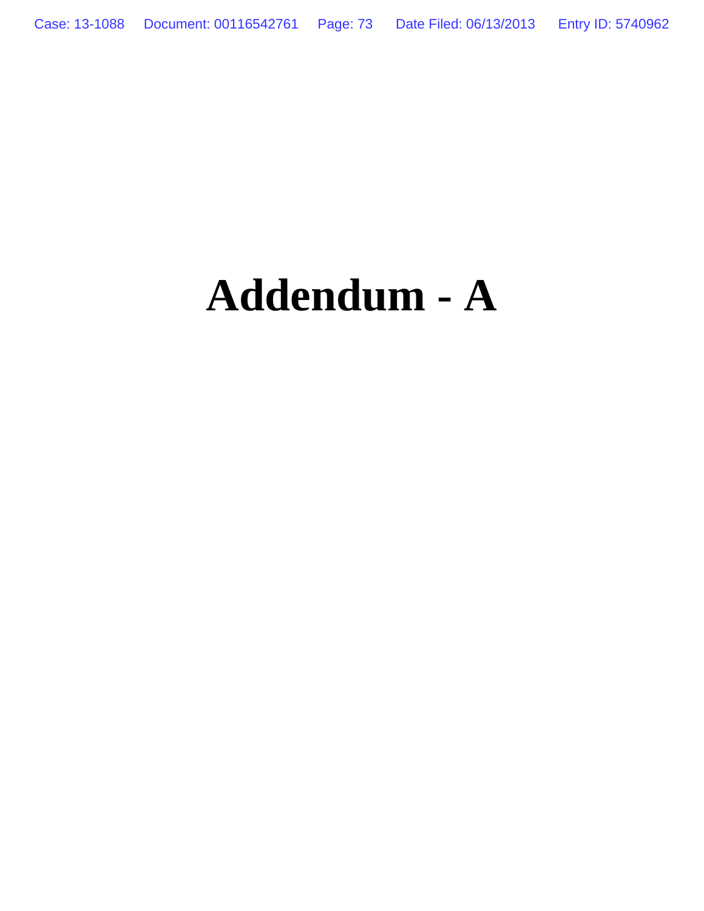# Addendum - A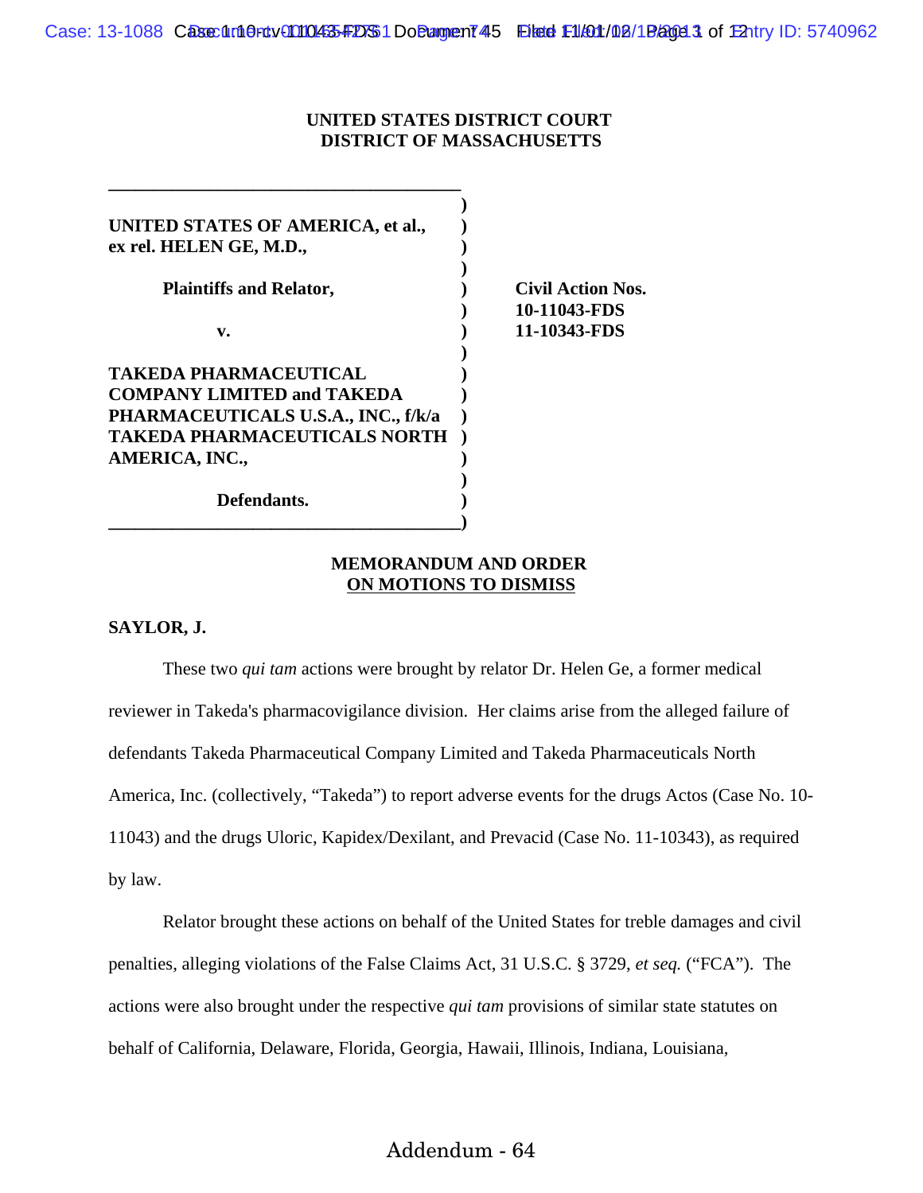**UNITED STATES DISTRICT COURT**
**DISTRICT OF MASSACHUSETTS**

| | |
|---|---|
| **UNITED STATES OF AMERICA, et al., ex rel. HELEN GE, M.D.,** | **Civil Action Nos.** |
| **Plaintiffs and Relator,** | **10-11043-FDS** |
| **v.** | **11-10343-FDS** |
| **TAKEDA PHARMACEUTICAL COMPANY LIMITED and TAKEDA PHARMACEUTICALS U.S.A., INC., f/k/a TAKEDA PHARMACEUTICALS NORTH AMERICA, INC.,** | |
| **Defendants.** | |

**MEMORANDUM AND ORDER**
**ON MOTIONS TO DISMISS**

**SAYLOR, J.**

These two *qui tam* actions were brought by relator Dr. Helen Ge, a former medical reviewer in Takeda's pharmacovigilance division. Her claims arise from the alleged failure of defendants Takeda Pharmaceutical Company Limited and Takeda Pharmaceuticals North America, Inc. (collectively, "Takeda") to report adverse events for the drugs Actos (Case No. 10-11043) and the drugs Uloric, Kapidex/Dexilant, and Prevacid (Case No. 11-10343), as required by law.

Relator brought these actions on behalf of the United States for treble damages and civil penalties, alleging violations of the False Claims Act, 31 U.S.C. § 3729, *et seq.* ("FCA"). The actions were also brought under the respective *qui tam* provisions of similar state statutes on behalf of California, Delaware, Florida, Georgia, Hawaii, Illinois, Indiana, Louisiana,

Addendum - 64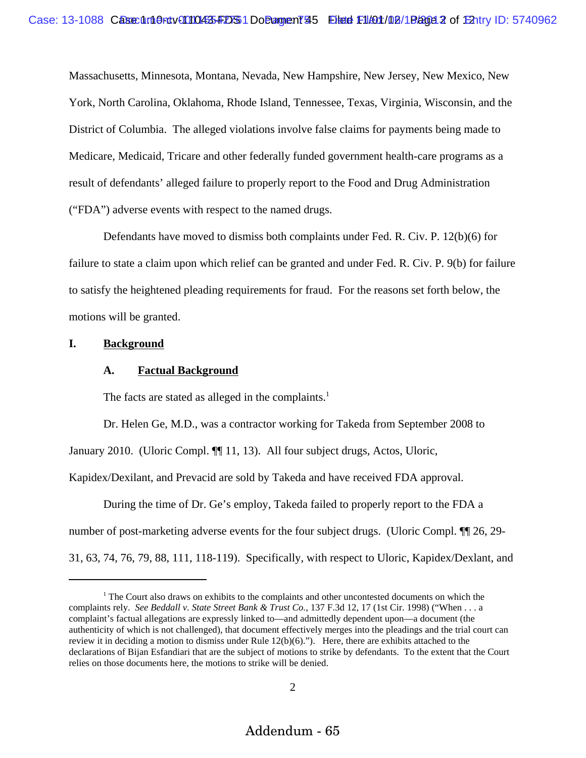Massachusetts, Minnesota, Montana, Nevada, New Hampshire, New Jersey, New Mexico, New York, North Carolina, Oklahoma, Rhode Island, Tennessee, Texas, Virginia, Wisconsin, and the District of Columbia. The alleged violations involve false claims for payments being made to Medicare, Medicaid, Tricare and other federally funded government health-care programs as a result of defendants' alleged failure to properly report to the Food and Drug Administration ("FDA") adverse events with respect to the named drugs.

Defendants have moved to dismiss both complaints under Fed. R. Civ. P. 12(b)(6) for failure to state a claim upon which relief can be granted and under Fed. R. Civ. P. 9(b) for failure to satisfy the heightened pleading requirements for fraud. For the reasons set forth below, the motions will be granted.

## I. Background

### A. Factual Background

The facts are stated as alleged in the complaints.[1]

Dr. Helen Ge, M.D., was a contractor working for Takeda from September 2008 to January 2010. (Uloric Compl. ¶¶ 11, 13). All four subject drugs, Actos, Uloric, Kapidex/Dexilant, and Prevacid are sold by Takeda and have received FDA approval.

During the time of Dr. Ge's employ, Takeda failed to properly report to the FDA a number of post-marketing adverse events for the four subject drugs. (Uloric Compl. ¶¶ 26, 29-31, 63, 74, 76, 79, 88, 111, 118-119). Specifically, with respect to Uloric, Kapidex/Dexlant, and

---

[1] The Court also draws on exhibits to the complaints and other uncontested documents on which the complaints rely. *See Beddall v. State Street Bank & Trust Co.*, 137 F.3d 12, 17 (1st Cir. 1998) ("When . . . a complaint's factual allegations are expressly linked to—and admittedly dependent upon—a document (the authenticity of which is not challenged), that document effectively merges into the pleadings and the trial court can review it in deciding a motion to dismiss under Rule 12(b)(6)."). Here, there are exhibits attached to the declarations of Bijan Esfandiari that are the subject of motions to strike by defendants. To the extent that the Court relies on those documents here, the motions to strike will be denied.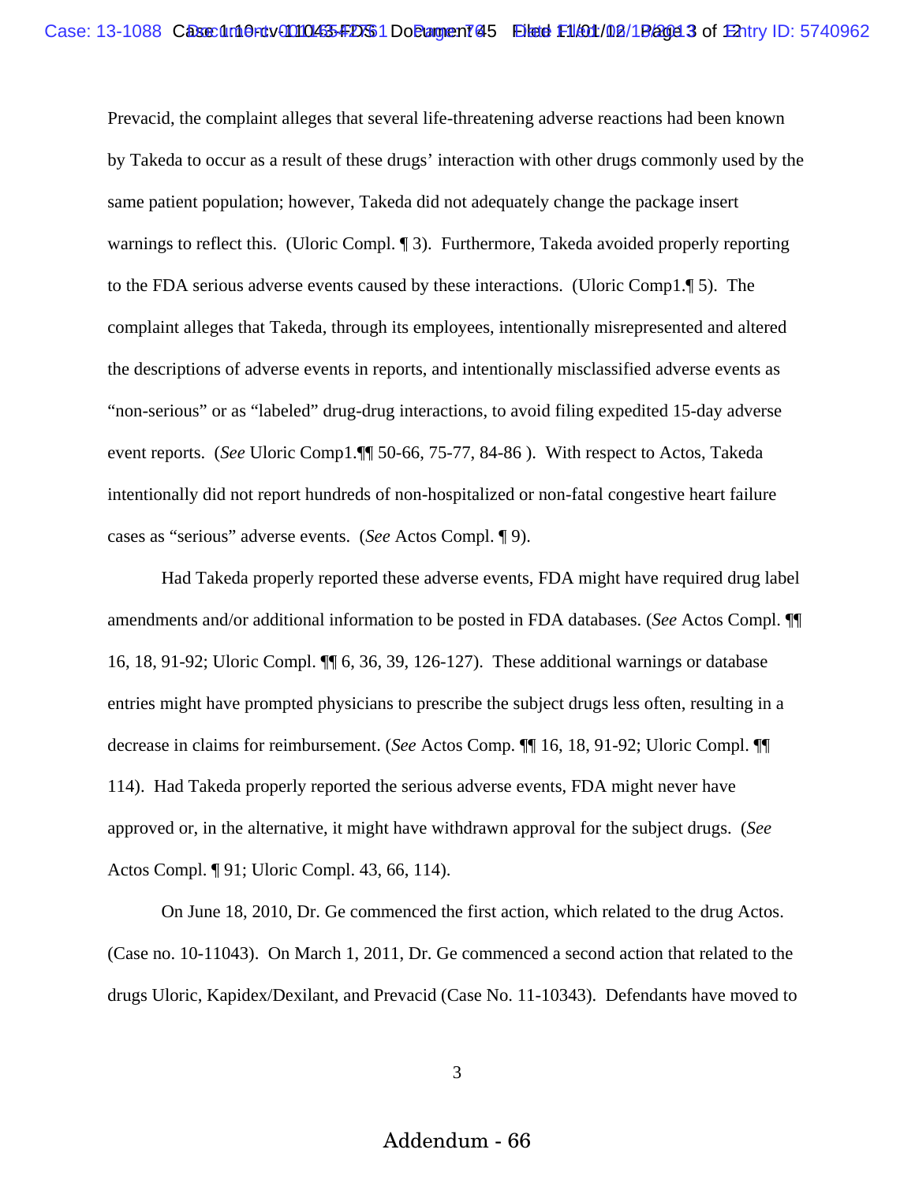Prevacid, the complaint alleges that several life-threatening adverse reactions had been known by Takeda to occur as a result of these drugs' interaction with other drugs commonly used by the same patient population; however, Takeda did not adequately change the package insert warnings to reflect this. (Uloric Compl. ¶ 3). Furthermore, Takeda avoided properly reporting to the FDA serious adverse events caused by these interactions. (Uloric Comp1.¶ 5). The complaint alleges that Takeda, through its employees, intentionally misrepresented and altered the descriptions of adverse events in reports, and intentionally misclassified adverse events as "non-serious" or as "labeled" drug-drug interactions, to avoid filing expedited 15-day adverse event reports. (*See* Uloric Comp1.¶¶ 50-66, 75-77, 84-86 ). With respect to Actos, Takeda intentionally did not report hundreds of non-hospitalized or non-fatal congestive heart failure cases as "serious" adverse events. (*See* Actos Compl. ¶ 9).

Had Takeda properly reported these adverse events, FDA might have required drug label amendments and/or additional information to be posted in FDA databases. (*See* Actos Compl. ¶¶ 16, 18, 91-92; Uloric Compl. ¶¶ 6, 36, 39, 126-127). These additional warnings or database entries might have prompted physicians to prescribe the subject drugs less often, resulting in a decrease in claims for reimbursement. (*See* Actos Comp. ¶¶ 16, 18, 91-92; Uloric Compl. ¶¶ 114). Had Takeda properly reported the serious adverse events, FDA might never have approved or, in the alternative, it might have withdrawn approval for the subject drugs. (*See* Actos Compl. ¶ 91; Uloric Compl. 43, 66, 114).

On June 18, 2010, Dr. Ge commenced the first action, which related to the drug Actos. (Case no. 10-11043). On March 1, 2011, Dr. Ge commenced a second action that related to the drugs Uloric, Kapidex/Dexilant, and Prevacid (Case No. 11-10343). Defendants have moved to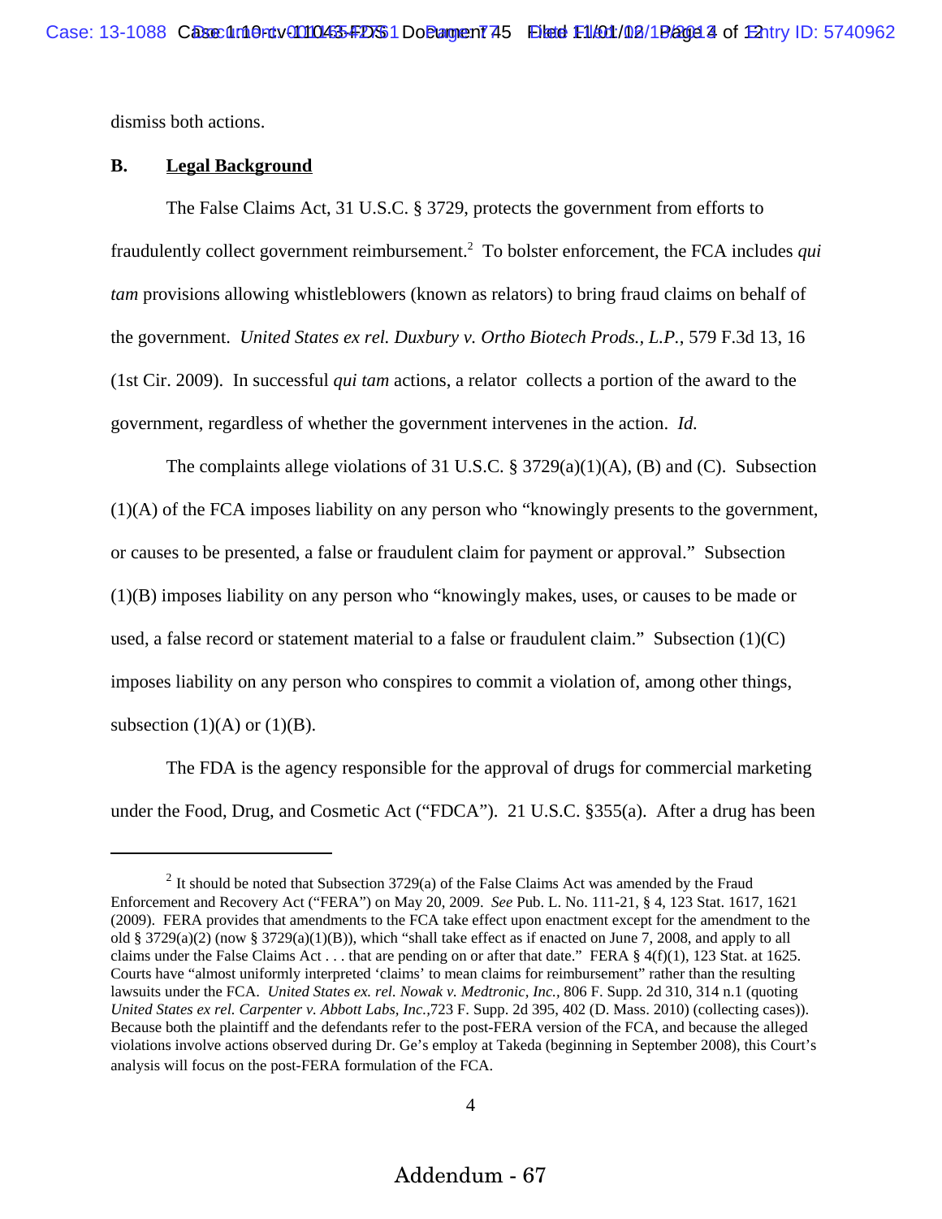dismiss both actions.

**B. Legal Background**

The False Claims Act, 31 U.S.C. § 3729, protects the government from efforts to fraudulently collect government reimbursement.[2] To bolster enforcement, the FCA includes *qui tam* provisions allowing whistleblowers (known as relators) to bring fraud claims on behalf of the government. *United States ex rel. Duxbury v. Ortho Biotech Prods., L.P.*, 579 F.3d 13, 16 (1st Cir. 2009). In successful *qui tam* actions, a relator collects a portion of the award to the government, regardless of whether the government intervenes in the action. *Id.*

The complaints allege violations of 31 U.S.C. § 3729(a)(1)(A), (B) and (C). Subsection (1)(A) of the FCA imposes liability on any person who "knowingly presents to the government, or causes to be presented, a false or fraudulent claim for payment or approval." Subsection (1)(B) imposes liability on any person who "knowingly makes, uses, or causes to be made or used, a false record or statement material to a false or fraudulent claim." Subsection (1)(C) imposes liability on any person who conspires to commit a violation of, among other things, subsection (1)(A) or (1)(B).

The FDA is the agency responsible for the approval of drugs for commercial marketing under the Food, Drug, and Cosmetic Act ("FDCA"). 21 U.S.C. §355(a). After a drug has been

[2] It should be noted that Subsection 3729(a) of the False Claims Act was amended by the Fraud Enforcement and Recovery Act ("FERA") on May 20, 2009. *See* Pub. L. No. 111-21, § 4, 123 Stat. 1617, 1621 (2009). FERA provides that amendments to the FCA take effect upon enactment except for the amendment to the old § 3729(a)(2) (now § 3729(a)(1)(B)), which "shall take effect as if enacted on June 7, 2008, and apply to all claims under the False Claims Act . . . that are pending on or after that date." FERA § 4(f)(1), 123 Stat. at 1625. Courts have "almost uniformly interpreted 'claims' to mean claims for reimbursement" rather than the resulting lawsuits under the FCA. *United States ex. rel. Nowak v. Medtronic, Inc.*, 806 F. Supp. 2d 310, 314 n.1 (quoting *United States ex rel. Carpenter v. Abbott Labs, Inc.*,723 F. Supp. 2d 395, 402 (D. Mass. 2010) (collecting cases)). Because both the plaintiff and the defendants refer to the post-FERA version of the FCA, and because the alleged violations involve actions observed during Dr. Ge's employ at Takeda (beginning in September 2008), this Court's analysis will focus on the post-FERA formulation of the FCA.

Addendum - 67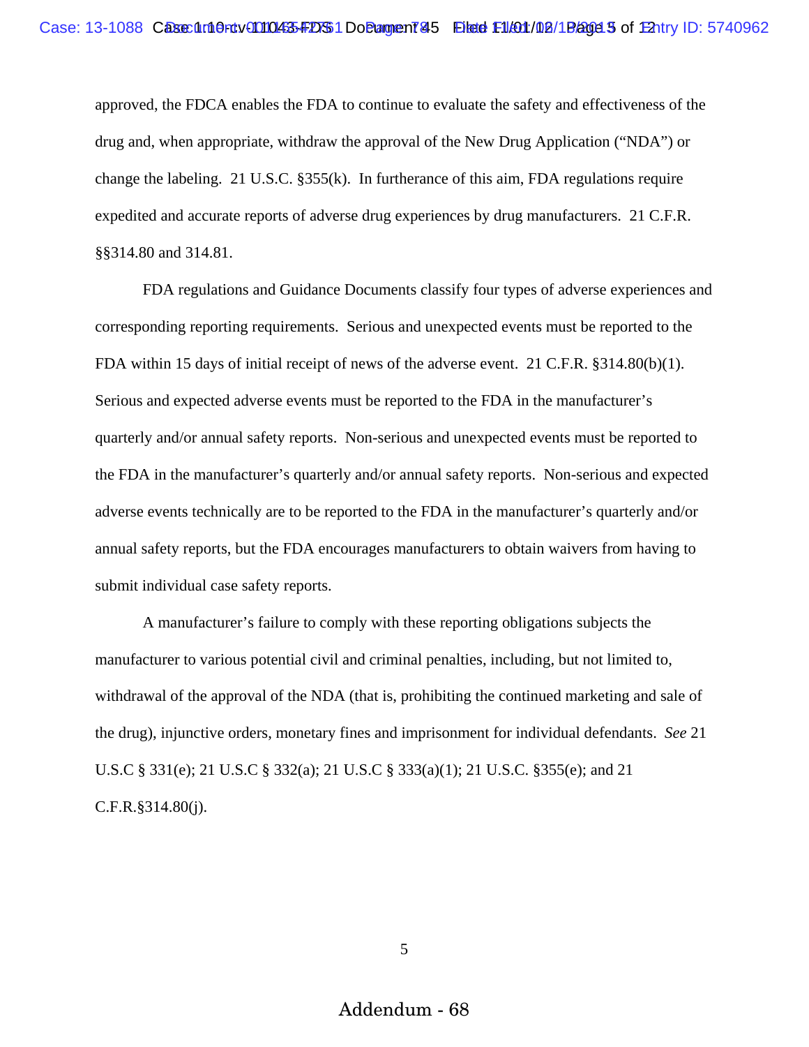approved, the FDCA enables the FDA to continue to evaluate the safety and effectiveness of the drug and, when appropriate, withdraw the approval of the New Drug Application ("NDA") or change the labeling. 21 U.S.C. §355(k). In furtherance of this aim, FDA regulations require expedited and accurate reports of adverse drug experiences by drug manufacturers. 21 C.F.R. §§314.80 and 314.81.

FDA regulations and Guidance Documents classify four types of adverse experiences and corresponding reporting requirements. Serious and unexpected events must be reported to the FDA within 15 days of initial receipt of news of the adverse event. 21 C.F.R. §314.80(b)(1). Serious and expected adverse events must be reported to the FDA in the manufacturer's quarterly and/or annual safety reports. Non-serious and unexpected events must be reported to the FDA in the manufacturer's quarterly and/or annual safety reports. Non-serious and expected adverse events technically are to be reported to the FDA in the manufacturer's quarterly and/or annual safety reports, but the FDA encourages manufacturers to obtain waivers from having to submit individual case safety reports.

A manufacturer's failure to comply with these reporting obligations subjects the manufacturer to various potential civil and criminal penalties, including, but not limited to, withdrawal of the approval of the NDA (that is, prohibiting the continued marketing and sale of the drug), injunctive orders, monetary fines and imprisonment for individual defendants. *See* 21 U.S.C § 331(e); 21 U.S.C § 332(a); 21 U.S.C § 333(a)(1); 21 U.S.C. §355(e); and 21 C.F.R.§314.80(j).

Addendum - 68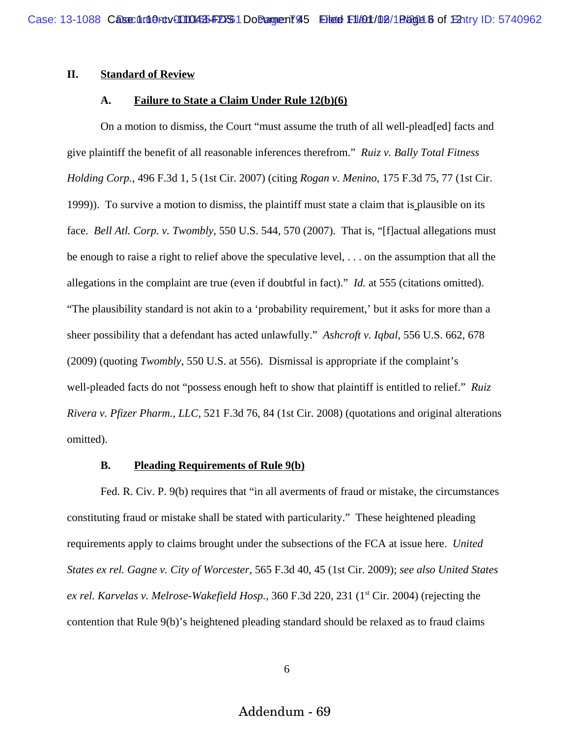## II. Standard of Review

### A. Failure to State a Claim Under Rule 12(b)(6)

On a motion to dismiss, the Court "must assume the truth of all well-plead[ed] facts and give plaintiff the benefit of all reasonable inferences therefrom." *Ruiz v. Bally Total Fitness Holding Corp.*, 496 F.3d 1, 5 (1st Cir. 2007) (citing *Rogan v. Menino*, 175 F.3d 75, 77 (1st Cir. 1999)). To survive a motion to dismiss, the plaintiff must state a claim that is plausible on its face. *Bell Atl. Corp. v. Twombly*, 550 U.S. 544, 570 (2007). That is, "[f]actual allegations must be enough to raise a right to relief above the speculative level, . . . on the assumption that all the allegations in the complaint are true (even if doubtful in fact)." *Id.* at 555 (citations omitted). "The plausibility standard is not akin to a 'probability requirement,' but it asks for more than a sheer possibility that a defendant has acted unlawfully." *Ashcroft v. Iqbal*, 556 U.S. 662, 678 (2009) (quoting *Twombly*, 550 U.S. at 556). Dismissal is appropriate if the complaint's well-pleaded facts do not "possess enough heft to show that plaintiff is entitled to relief." *Ruiz Rivera v. Pfizer Pharm., LLC*, 521 F.3d 76, 84 (1st Cir. 2008) (quotations and original alterations omitted).

### B. Pleading Requirements of Rule 9(b)

Fed. R. Civ. P. 9(b) requires that "in all averments of fraud or mistake, the circumstances constituting fraud or mistake shall be stated with particularity." These heightened pleading requirements apply to claims brought under the subsections of the FCA at issue here. *United States ex rel. Gagne v. City of Worcester*, 565 F.3d 40, 45 (1st Cir. 2009); *see also United States ex rel. Karvelas v. Melrose-Wakefield Hosp.*, 360 F.3d 220, 231 (1st Cir. 2004) (rejecting the contention that Rule 9(b)'s heightened pleading standard should be relaxed as to fraud claims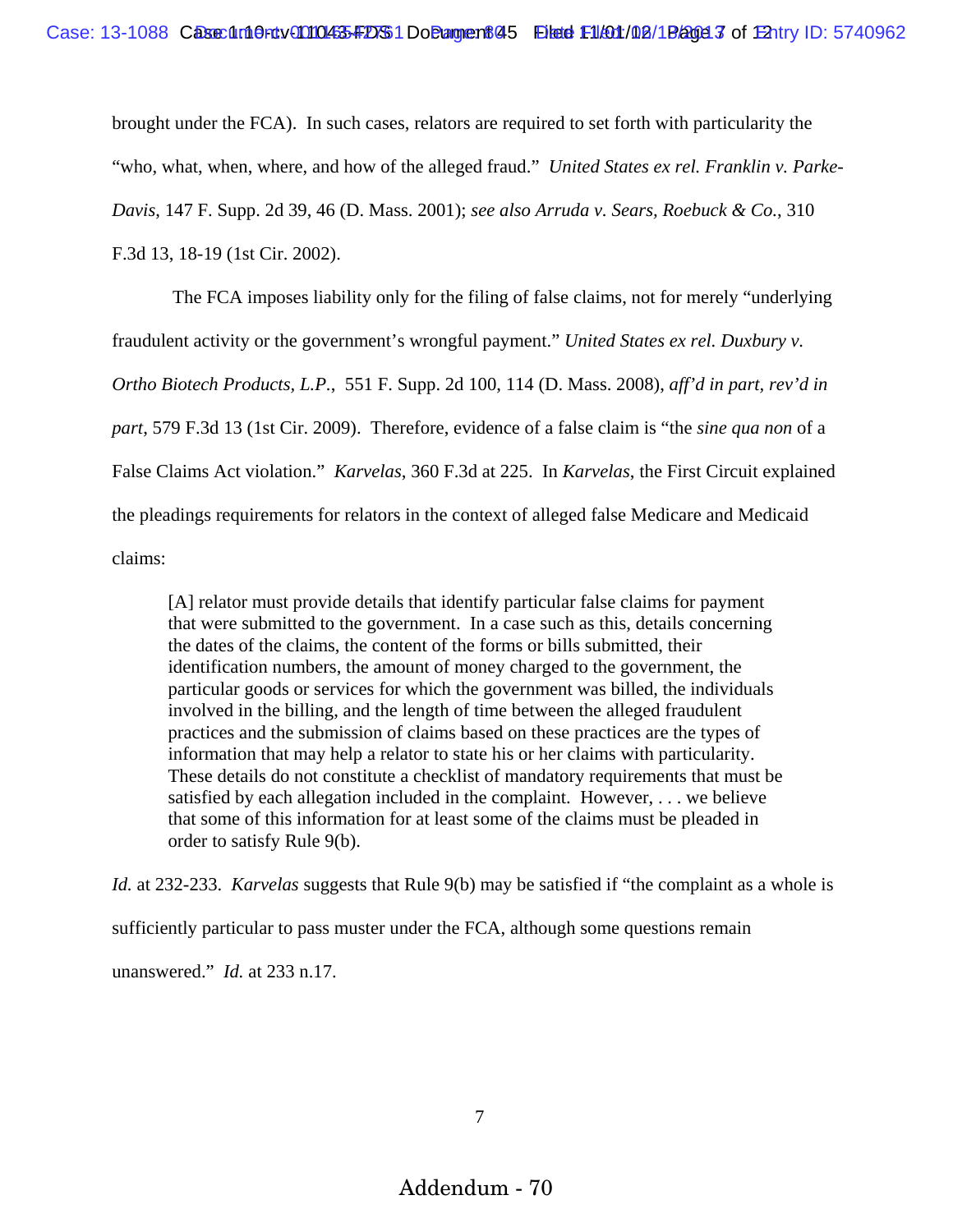brought under the FCA). In such cases, relators are required to set forth with particularity the "who, what, when, where, and how of the alleged fraud." *United States ex rel. Franklin v. Parke-Davis*, 147 F. Supp. 2d 39, 46 (D. Mass. 2001); *see also Arruda v. Sears, Roebuck & Co.*, 310 F.3d 13, 18-19 (1st Cir. 2002).

The FCA imposes liability only for the filing of false claims, not for merely "underlying fraudulent activity or the government's wrongful payment." *United States ex rel. Duxbury v. Ortho Biotech Products, L.P.*, 551 F. Supp. 2d 100, 114 (D. Mass. 2008), *aff'd in part, rev'd in part*, 579 F.3d 13 (1st Cir. 2009). Therefore, evidence of a false claim is "the *sine qua non* of a False Claims Act violation." *Karvelas*, 360 F.3d at 225. In *Karvelas*, the First Circuit explained the pleadings requirements for relators in the context of alleged false Medicare and Medicaid claims:

> [A] relator must provide details that identify particular false claims for payment that were submitted to the government. In a case such as this, details concerning the dates of the claims, the content of the forms or bills submitted, their identification numbers, the amount of money charged to the government, the particular goods or services for which the government was billed, the individuals involved in the billing, and the length of time between the alleged fraudulent practices and the submission of claims based on these practices are the types of information that may help a relator to state his or her claims with particularity. These details do not constitute a checklist of mandatory requirements that must be satisfied by each allegation included in the complaint. However, . . . we believe that some of this information for at least some of the claims must be pleaded in order to satisfy Rule 9(b).

*Id.* at 232-233. *Karvelas* suggests that Rule 9(b) may be satisfied if "the complaint as a whole is sufficiently particular to pass muster under the FCA, although some questions remain unanswered." *Id.* at 233 n.17.

Addendum - 70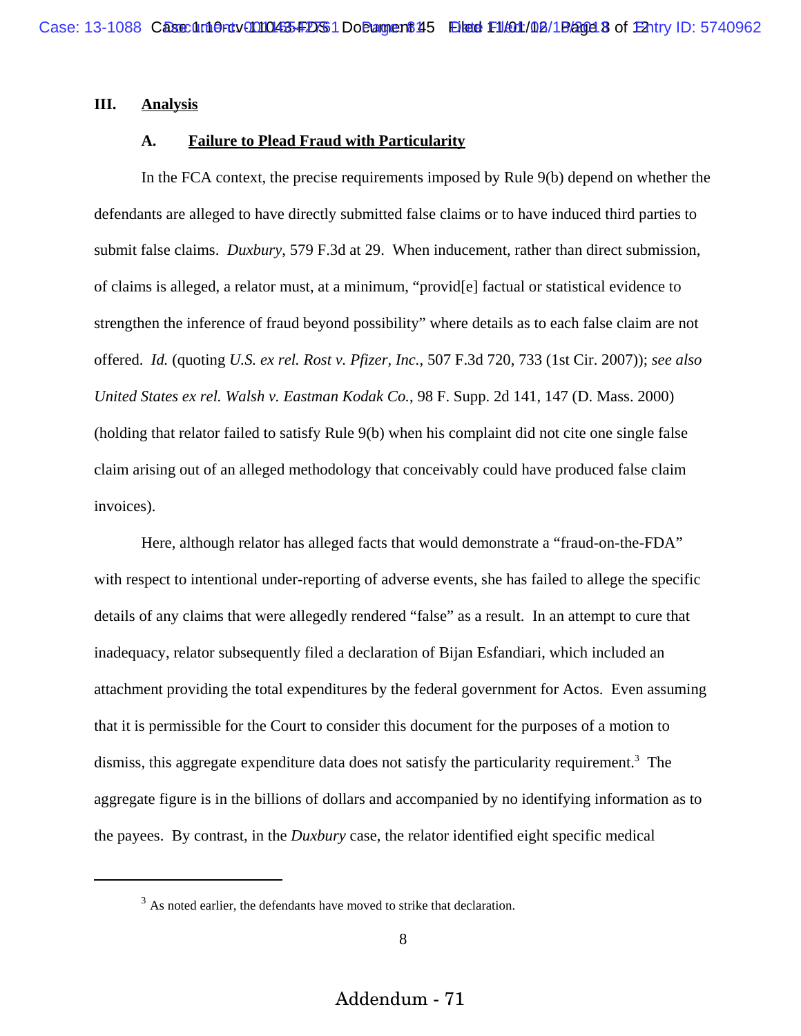## III. Analysis

### A. Failure to Plead Fraud with Particularity

In the FCA context, the precise requirements imposed by Rule 9(b) depend on whether the defendants are alleged to have directly submitted false claims or to have induced third parties to submit false claims. *Duxbury*, 579 F.3d at 29. When inducement, rather than direct submission, of claims is alleged, a relator must, at a minimum, "provid[e] factual or statistical evidence to strengthen the inference of fraud beyond possibility" where details as to each false claim are not offered. *Id.* (quoting *U.S. ex rel. Rost v. Pfizer, Inc.*, 507 F.3d 720, 733 (1st Cir. 2007)); *see also United States ex rel. Walsh v. Eastman Kodak Co.*, 98 F. Supp. 2d 141, 147 (D. Mass. 2000) (holding that relator failed to satisfy Rule 9(b) when his complaint did not cite one single false claim arising out of an alleged methodology that conceivably could have produced false claim invoices).

Here, although relator has alleged facts that would demonstrate a "fraud-on-the-FDA" with respect to intentional under-reporting of adverse events, she has failed to allege the specific details of any claims that were allegedly rendered "false" as a result. In an attempt to cure that inadequacy, relator subsequently filed a declaration of Bijan Esfandiari, which included an attachment providing the total expenditures by the federal government for Actos. Even assuming that it is permissible for the Court to consider this document for the purposes of a motion to dismiss, this aggregate expenditure data does not satisfy the particularity requirement.[3] The aggregate figure is in the billions of dollars and accompanied by no identifying information as to the payees. By contrast, in the *Duxbury* case, the relator identified eight specific medical

---

[3] As noted earlier, the defendants have moved to strike that declaration.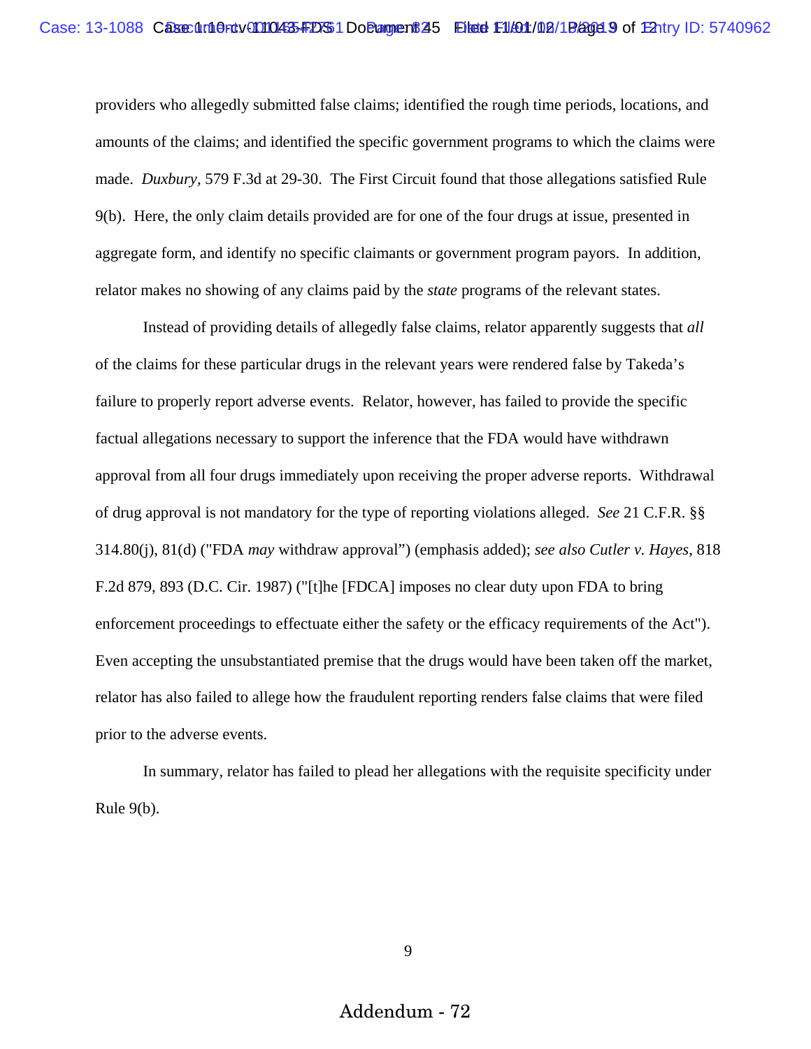providers who allegedly submitted false claims; identified the rough time periods, locations, and amounts of the claims; and identified the specific government programs to which the claims were made. *Duxbury*, 579 F.3d at 29-30. The First Circuit found that those allegations satisfied Rule 9(b). Here, the only claim details provided are for one of the four drugs at issue, presented in aggregate form, and identify no specific claimants or government program payors. In addition, relator makes no showing of any claims paid by the *state* programs of the relevant states.

Instead of providing details of allegedly false claims, relator apparently suggests that *all* of the claims for these particular drugs in the relevant years were rendered false by Takeda's failure to properly report adverse events. Relator, however, has failed to provide the specific factual allegations necessary to support the inference that the FDA would have withdrawn approval from all four drugs immediately upon receiving the proper adverse reports. Withdrawal of drug approval is not mandatory for the type of reporting violations alleged. *See* 21 C.F.R. §§ 314.80(j), 81(d) ("FDA *may* withdraw approval") (emphasis added); *see also Cutler v. Hayes*, 818 F.2d 879, 893 (D.C. Cir. 1987) ("[t]he [FDCA] imposes no clear duty upon FDA to bring enforcement proceedings to effectuate either the safety or the efficacy requirements of the Act"). Even accepting the unsubstantiated premise that the drugs would have been taken off the market, relator has also failed to allege how the fraudulent reporting renders false claims that were filed prior to the adverse events.

In summary, relator has failed to plead her allegations with the requisite specificity under Rule 9(b).

Addendum - 72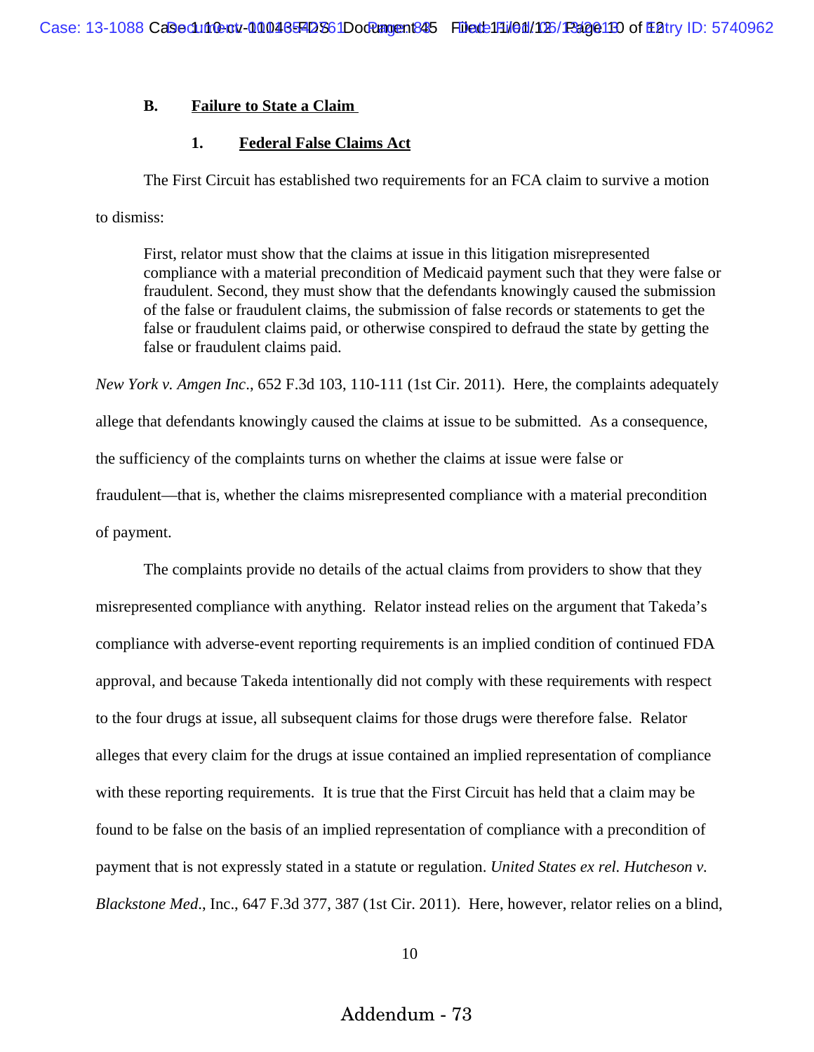### B. Failure to State a Claim

#### 1. Federal False Claims Act

The First Circuit has established two requirements for an FCA claim to survive a motion to dismiss:

> First, relator must show that the claims at issue in this litigation misrepresented compliance with a material precondition of Medicaid payment such that they were false or fraudulent. Second, they must show that the defendants knowingly caused the submission of the false or fraudulent claims, the submission of false records or statements to get the false or fraudulent claims paid, or otherwise conspired to defraud the state by getting the false or fraudulent claims paid.

*New York v. Amgen Inc*., 652 F.3d 103, 110-111 (1st Cir. 2011). Here, the complaints adequately allege that defendants knowingly caused the claims at issue to be submitted. As a consequence, the sufficiency of the complaints turns on whether the claims at issue were false or fraudulent—that is, whether the claims misrepresented compliance with a material precondition of payment.

The complaints provide no details of the actual claims from providers to show that they misrepresented compliance with anything. Relator instead relies on the argument that Takeda's compliance with adverse-event reporting requirements is an implied condition of continued FDA approval, and because Takeda intentionally did not comply with these requirements with respect to the four drugs at issue, all subsequent claims for those drugs were therefore false. Relator alleges that every claim for the drugs at issue contained an implied representation of compliance with these reporting requirements. It is true that the First Circuit has held that a claim may be found to be false on the basis of an implied representation of compliance with a precondition of payment that is not expressly stated in a statute or regulation. *United States ex rel. Hutcheson v. Blackstone Med*., Inc., 647 F.3d 377, 387 (1st Cir. 2011). Here, however, relator relies on a blind,

Addendum - 73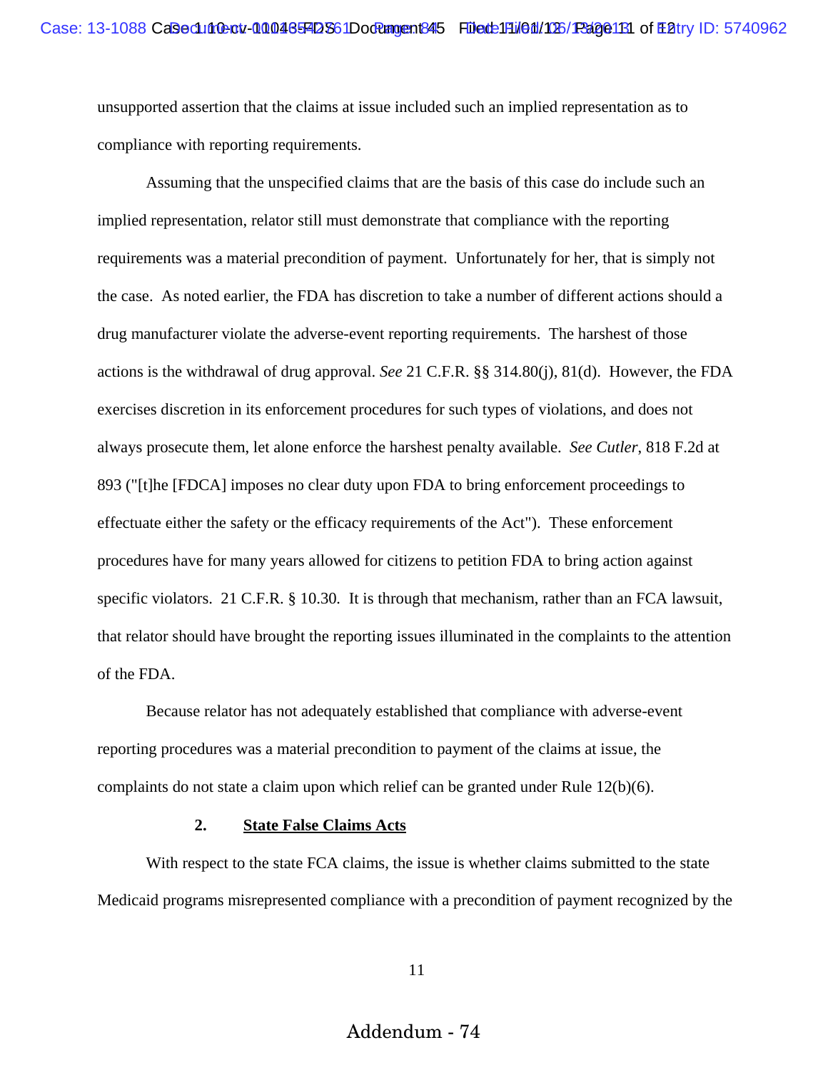unsupported assertion that the claims at issue included such an implied representation as to compliance with reporting requirements.

Assuming that the unspecified claims that are the basis of this case do include such an implied representation, relator still must demonstrate that compliance with the reporting requirements was a material precondition of payment. Unfortunately for her, that is simply not the case. As noted earlier, the FDA has discretion to take a number of different actions should a drug manufacturer violate the adverse-event reporting requirements. The harshest of those actions is the withdrawal of drug approval. *See* 21 C.F.R. §§ 314.80(j), 81(d). However, the FDA exercises discretion in its enforcement procedures for such types of violations, and does not always prosecute them, let alone enforce the harshest penalty available. *See Cutler*, 818 F.2d at 893 ("[t]he [FDCA] imposes no clear duty upon FDA to bring enforcement proceedings to effectuate either the safety or the efficacy requirements of the Act"). These enforcement procedures have for many years allowed for citizens to petition FDA to bring action against specific violators. 21 C.F.R. § 10.30. It is through that mechanism, rather than an FCA lawsuit, that relator should have brought the reporting issues illuminated in the complaints to the attention of the FDA.

Because relator has not adequately established that compliance with adverse-event reporting procedures was a material precondition to payment of the claims at issue, the complaints do not state a claim upon which relief can be granted under Rule 12(b)(6).

### 2. State False Claims Acts

With respect to the state FCA claims, the issue is whether claims submitted to the state Medicaid programs misrepresented compliance with a precondition of payment recognized by the

Addendum - 74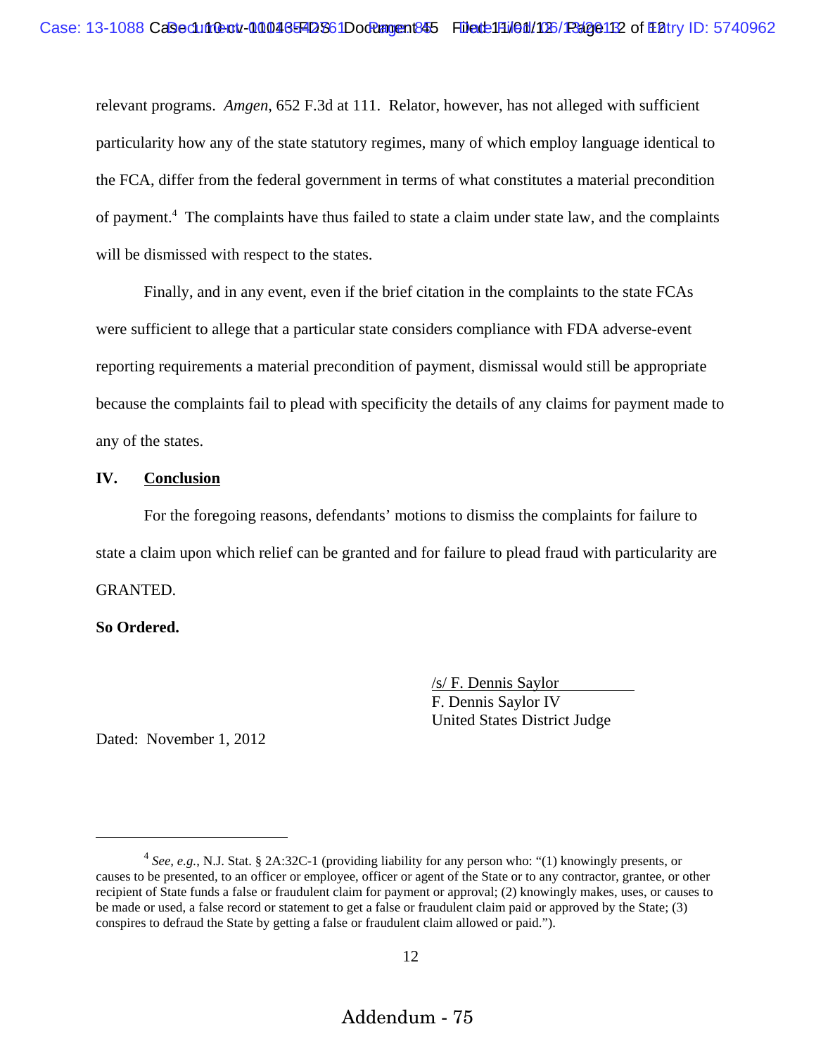relevant programs. *Amgen*, 652 F.3d at 111. Relator, however, has not alleged with sufficient particularity how any of the state statutory regimes, many of which employ language identical to the FCA, differ from the federal government in terms of what constitutes a material precondition of payment.[4] The complaints have thus failed to state a claim under state law, and the complaints will be dismissed with respect to the states.

Finally, and in any event, even if the brief citation in the complaints to the state FCAs were sufficient to allege that a particular state considers compliance with FDA adverse-event reporting requirements a material precondition of payment, dismissal would still be appropriate because the complaints fail to plead with specificity the details of any claims for payment made to any of the states.

## IV. Conclusion

For the foregoing reasons, defendants' motions to dismiss the complaints for failure to state a claim upon which relief can be granted and for failure to plead fraud with particularity are GRANTED.

**So Ordered.**

/s/ F. Dennis Saylor
F. Dennis Saylor IV
United States District Judge

Dated: November 1, 2012

---

[4] *See, e.g.*, N.J. Stat. § 2A:32C-1 (providing liability for any person who: "(1) knowingly presents, or causes to be presented, to an officer or employee, officer or agent of the State or to any contractor, grantee, or other recipient of State funds a false or fraudulent claim for payment or approval; (2) knowingly makes, uses, or causes to be made or used, a false record or statement to get a false or fraudulent claim paid or approved by the State; (3) conspires to defraud the State by getting a false or fraudulent claim allowed or paid.").

Addendum - 75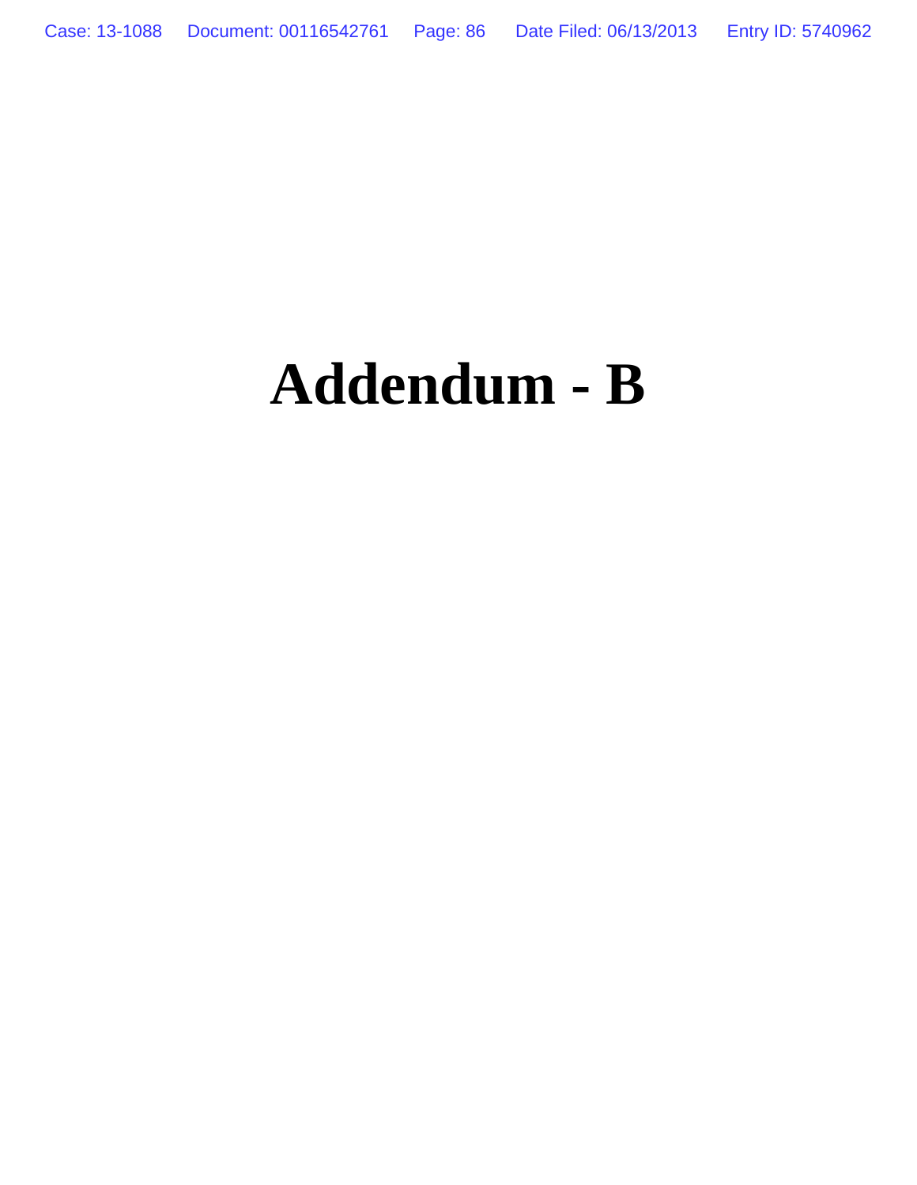# Addendum - B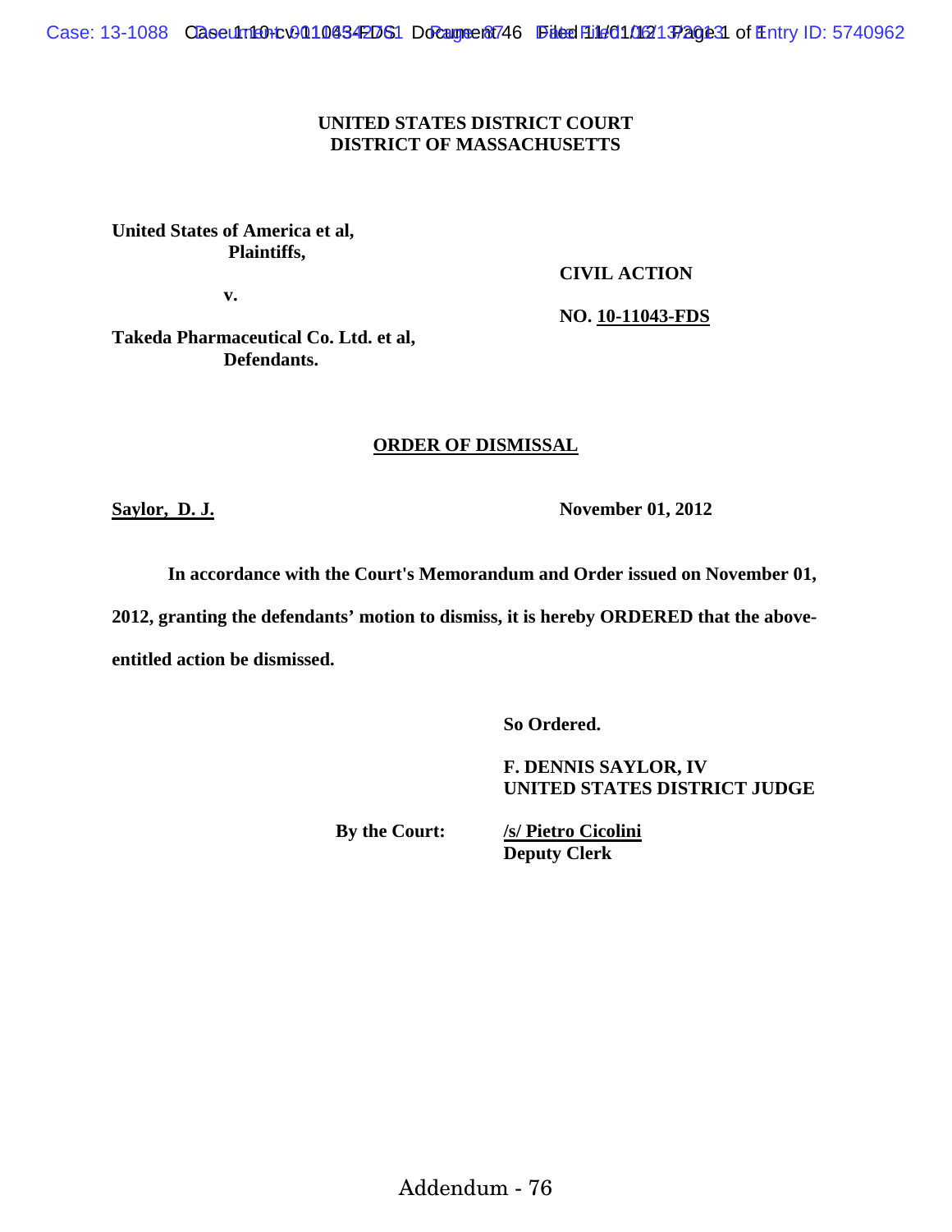**UNITED STATES DISTRICT COURT**
**DISTRICT OF MASSACHUSETTS**

**United States of America et al,**
**Plaintiffs,**

**v.**

**Takeda Pharmaceutical Co. Ltd. et al,**
**Defendants.**

**CIVIL ACTION**

**NO. 10-11043-FDS**

**ORDER OF DISMISSAL**

**Saylor, D. J.** **November 01, 2012**

**In accordance with the Court's Memorandum and Order issued on November 01, 2012, granting the defendants' motion to dismiss, it is hereby ORDERED that the above-entitled action be dismissed.**

**So Ordered.**

**F. DENNIS SAYLOR, IV**
**UNITED STATES DISTRICT JUDGE**

**By the Court:** **/s/ Pietro Cicolini**
**Deputy Clerk**

Addendum - 76